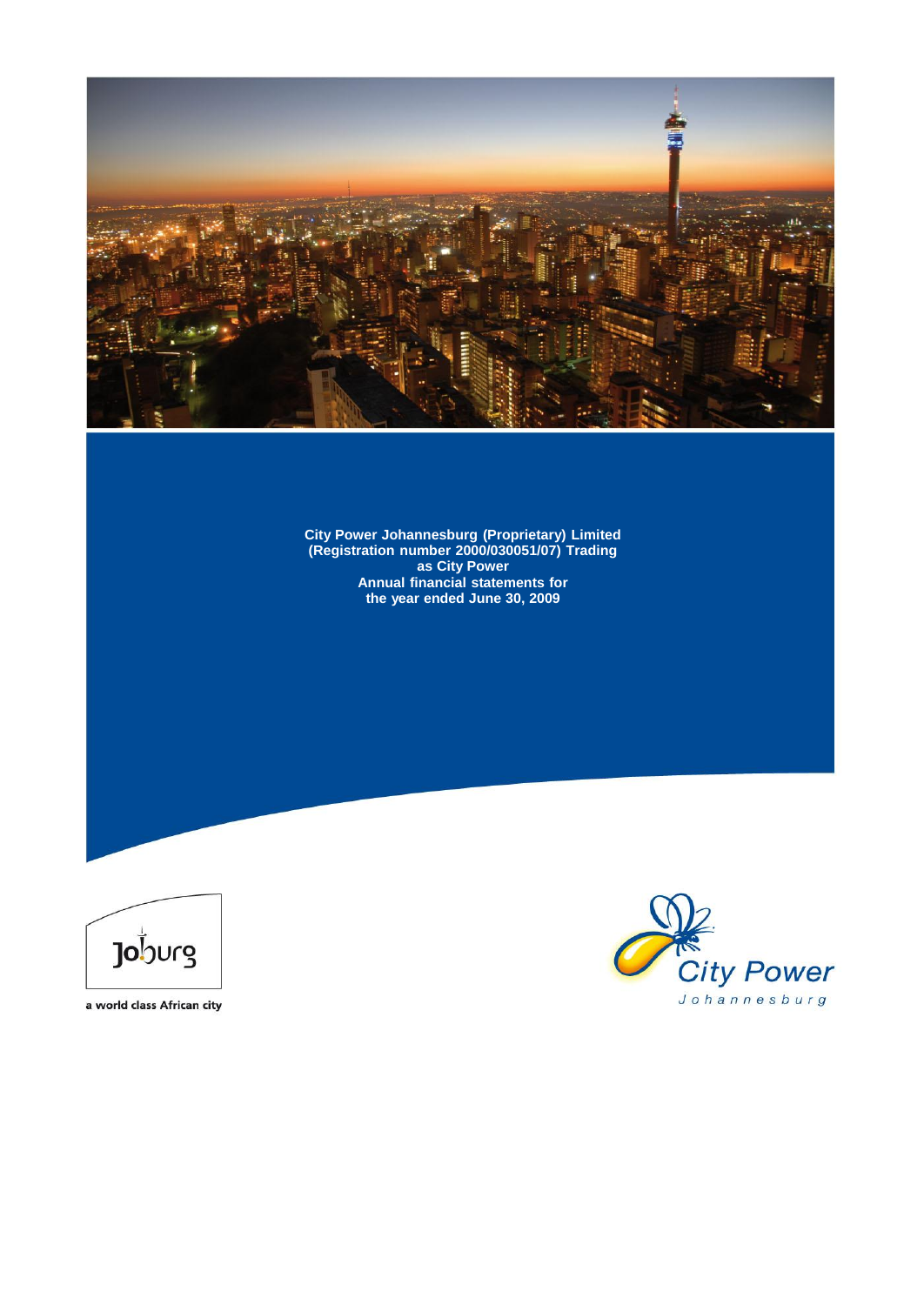**City Power Johannesburg (Proprietary) Limited**
**(Registration number 2000/030051/07) Trading as City Power**
**Annual financial statements for the year ended June 30, 2009**

Joburg

a world class African city

City Power

Johannesburg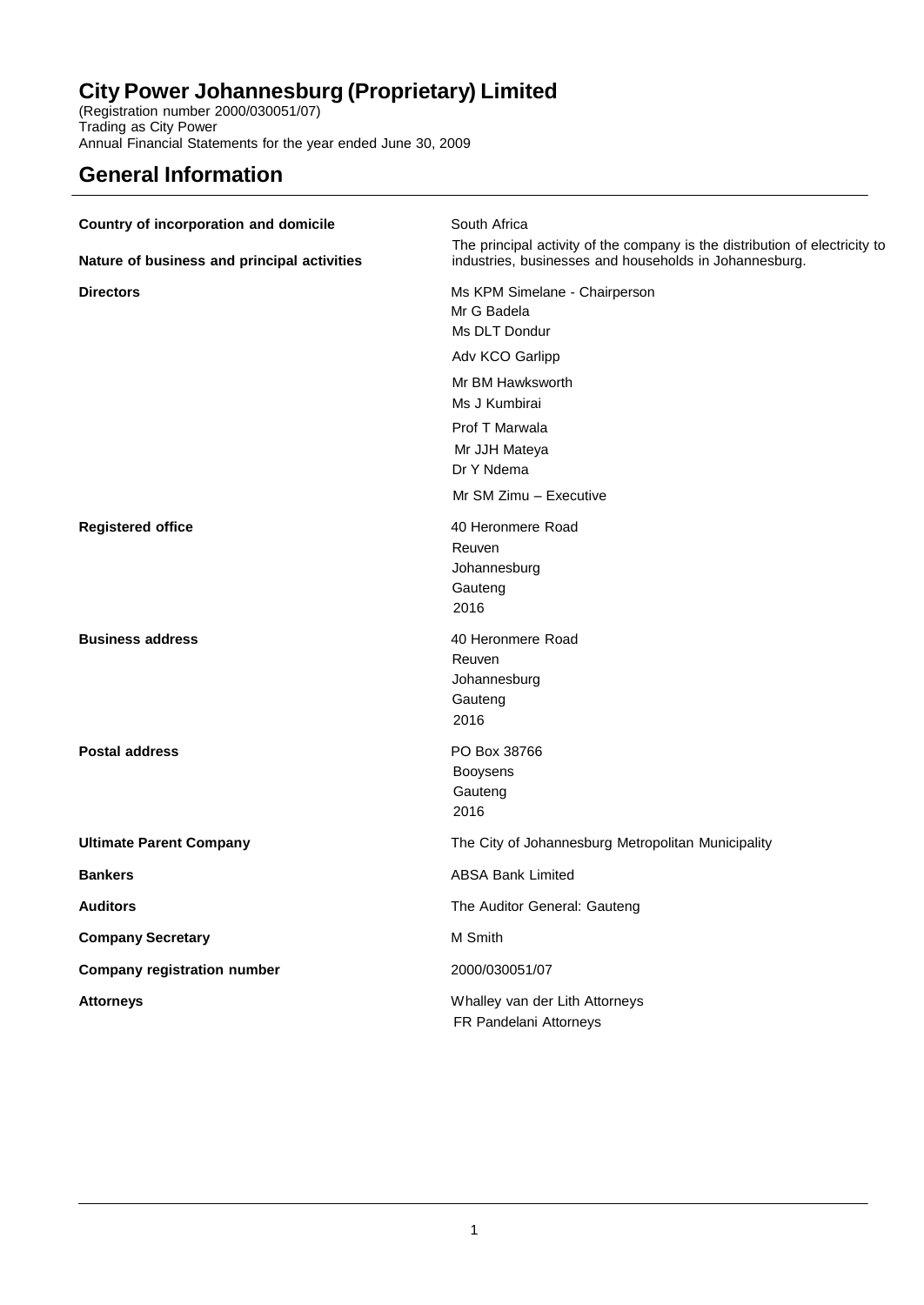# City Power Johannesburg (Proprietary) Limited

(Registration number 2000/030051/07)
Trading as City Power
Annual Financial Statements for the year ended June 30, 2009

## General Information

| | |
|---|---|
| **Country of incorporation and domicile** | South Africa |
| **Nature of business and principal activities** | The principal activity of the company is the distribution of electricity to industries, businesses and households in Johannesburg. |
| **Directors** | Ms KPM Simelane - Chairperson<br>Mr G Badela<br>Ms DLT Dondur<br>Adv KCO Garlipp<br>Mr BM Hawksworth<br>Ms J Kumbirai<br>Prof T Marwala<br>Mr JJH Mateya<br>Dr Y Ndema<br>Mr SM Zimu – Executive |
| **Registered office** | 40 Heronmere Road<br>Reuven<br>Johannesburg<br>Gauteng<br>2016 |
| **Business address** | 40 Heronmere Road<br>Reuven<br>Johannesburg<br>Gauteng<br>2016 |
| **Postal address** | PO Box 38766<br>Booysens<br>Gauteng<br>2016 |
| **Ultimate Parent Company** | The City of Johannesburg Metropolitan Municipality |
| **Bankers** | ABSA Bank Limited |
| **Auditors** | The Auditor General: Gauteng |
| **Company Secretary** | M Smith |
| **Company registration number** | 2000/030051/07 |
| **Attorneys** | Whalley van der Lith Attorneys<br>FR Pandelani Attorneys |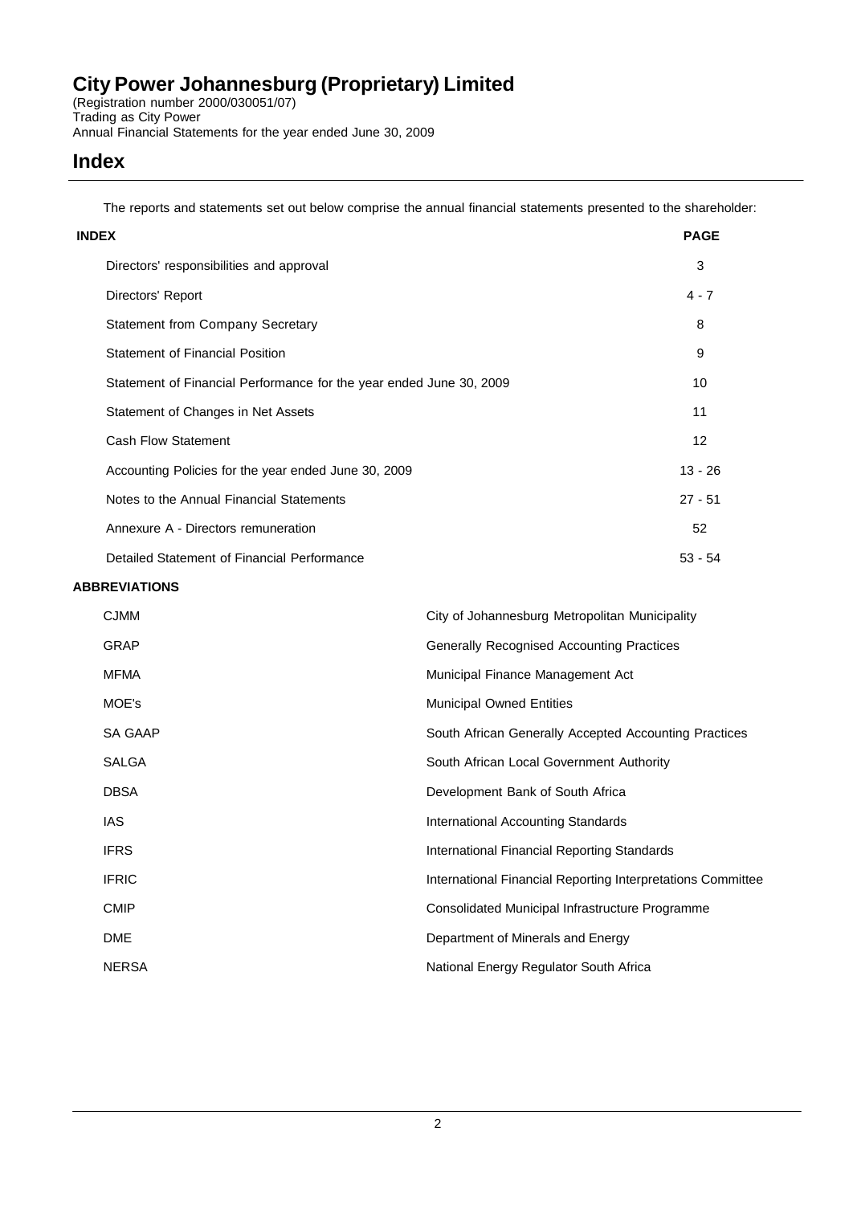# City Power Johannesburg (Proprietary) Limited

(Registration number 2000/030051/07)
Trading as City Power
Annual Financial Statements for the year ended June 30, 2009

## Index

The reports and statements set out below comprise the annual financial statements presented to the shareholder:

| INDEX | PAGE |
|---|---|
| Directors' responsibilities and approval | 3 |
| Directors' Report | 4 - 7 |
| Statement from Company Secretary | 8 |
| Statement of Financial Position | 9 |
| Statement of Financial Performance for the year ended June 30, 2009 | 10 |
| Statement of Changes in Net Assets | 11 |
| Cash Flow Statement | 12 |
| Accounting Policies for the year ended June 30, 2009 | 13 - 26 |
| Notes to the Annual Financial Statements | 27 - 51 |
| Annexure A - Directors remuneration | 52 |
| Detailed Statement of Financial Performance | 53 - 54 |

**ABBREVIATIONS**

| | |
|---|---|
| CJMM | City of Johannesburg Metropolitan Municipality |
| GRAP | Generally Recognised Accounting Practices |
| MFMA | Municipal Finance Management Act |
| MOE's | Municipal Owned Entities |
| SA GAAP | South African Generally Accepted Accounting Practices |
| SALGA | South African Local Government Authority |
| DBSA | Development Bank of South Africa |
| IAS | International Accounting Standards |
| IFRS | International Financial Reporting Standards |
| IFRIC | International Financial Reporting Interpretations Committee |
| CMIP | Consolidated Municipal Infrastructure Programme |
| DME | Department of Minerals and Energy |
| NERSA | National Energy Regulator South Africa |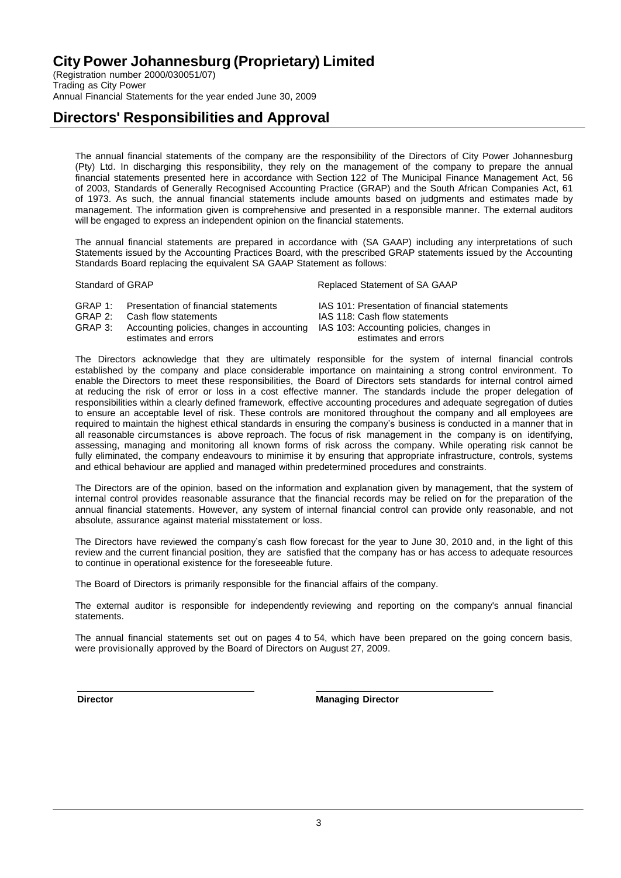# City Power Johannesburg (Proprietary) Limited

(Registration number 2000/030051/07)
Trading as City Power
Annual Financial Statements for the year ended June 30, 2009

## Directors' Responsibilities and Approval

The annual financial statements of the company are the responsibility of the Directors of City Power Johannesburg (Pty) Ltd. In discharging this responsibility, they rely on the management of the company to prepare the annual financial statements presented here in accordance with Section 122 of The Municipal Finance Management Act, 56 of 2003, Standards of Generally Recognised Accounting Practice (GRAP) and the South African Companies Act, 61 of 1973. As such, the annual financial statements include amounts based on judgments and estimates made by management. The information given is comprehensive and presented in a responsible manner. The external auditors will be engaged to express an independent opinion on the financial statements.

The annual financial statements are prepared in accordance with (SA GAAP) including any interpretations of such Statements issued by the Accounting Practices Board, with the prescribed GRAP statements issued by the Accounting Standards Board replacing the equivalent SA GAAP Statement as follows:

| Standard of GRAP | | Replaced Statement of SA GAAP |
|---|---|---|
| GRAP 1: | Presentation of financial statements | IAS 101: Presentation of financial statements |
| GRAP 2: | Cash flow statements | IAS 118: Cash flow statements |
| GRAP 3: | Accounting policies, changes in accounting estimates and errors | IAS 103: Accounting policies, changes in estimates and errors |

The Directors acknowledge that they are ultimately responsible for the system of internal financial controls established by the company and place considerable importance on maintaining a strong control environment. To enable the Directors to meet these responsibilities, the Board of Directors sets standards for internal control aimed at reducing the risk of error or loss in a cost effective manner. The standards include the proper delegation of responsibilities within a clearly defined framework, effective accounting procedures and adequate segregation of duties to ensure an acceptable level of risk. These controls are monitored throughout the company and all employees are required to maintain the highest ethical standards in ensuring the company's business is conducted in a manner that in all reasonable circumstances is above reproach. The focus of risk management in the company is on identifying, assessing, managing and monitoring all known forms of risk across the company. While operating risk cannot be fully eliminated, the company endeavours to minimise it by ensuring that appropriate infrastructure, controls, systems and ethical behaviour are applied and managed within predetermined procedures and constraints.

The Directors are of the opinion, based on the information and explanation given by management, that the system of internal control provides reasonable assurance that the financial records may be relied on for the preparation of the annual financial statements. However, any system of internal financial control can provide only reasonable, and not absolute, assurance against material misstatement or loss.

The Directors have reviewed the company's cash flow forecast for the year to June 30, 2010 and, in the light of this review and the current financial position, they are satisfied that the company has or has access to adequate resources to continue in operational existence for the foreseeable future.

The Board of Directors is primarily responsible for the financial affairs of the company.

The external auditor is responsible for independently reviewing and reporting on the company's annual financial statements.

The annual financial statements set out on pages 4 to 54, which have been prepared on the going concern basis, were provisionally approved by the Board of Directors on August 27, 2009.

**Director** **Managing Director**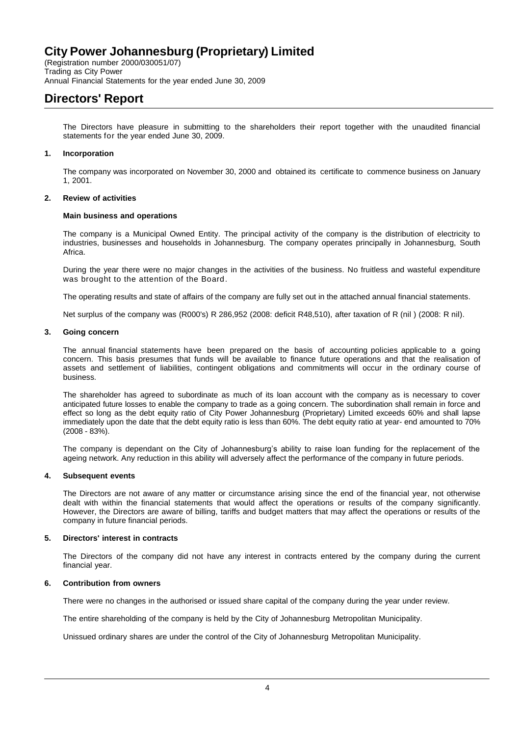# City Power Johannesburg (Proprietary) Limited

(Registration number 2000/030051/07)
Trading as City Power
Annual Financial Statements for the year ended June 30, 2009

## Directors' Report

The Directors have pleasure in submitting to the shareholders their report together with the unaudited financial statements for the year ended June 30, 2009.

### 1. Incorporation

The company was incorporated on November 30, 2000 and obtained its certificate to commence business on January 1, 2001.

### 2. Review of activities

**Main business and operations**

The company is a Municipal Owned Entity. The principal activity of the company is the distribution of electricity to industries, businesses and households in Johannesburg. The company operates principally in Johannesburg, South Africa.

During the year there were no major changes in the activities of the business. No fruitless and wasteful expenditure was brought to the attention of the Board.

The operating results and state of affairs of the company are fully set out in the attached annual financial statements.

Net surplus of the company was (R000's) R 286,952 (2008: deficit R48,510), after taxation of R (nil ) (2008: R nil).

### 3. Going concern

The annual financial statements have been prepared on the basis of accounting policies applicable to a going concern. This basis presumes that funds will be available to finance future operations and that the realisation of assets and settlement of liabilities, contingent obligations and commitments will occur in the ordinary course of business.

The shareholder has agreed to subordinate as much of its loan account with the company as is necessary to cover anticipated future losses to enable the company to trade as a going concern. The subordination shall remain in force and effect so long as the debt equity ratio of City Power Johannesburg (Proprietary) Limited exceeds 60% and shall lapse immediately upon the date that the debt equity ratio is less than 60%. The debt equity ratio at year- end amounted to 70% (2008 - 83%).

The company is dependant on the City of Johannesburg's ability to raise loan funding for the replacement of the ageing network. Any reduction in this ability will adversely affect the performance of the company in future periods.

### 4. Subsequent events

The Directors are not aware of any matter or circumstance arising since the end of the financial year, not otherwise dealt with within the financial statements that would affect the operations or results of the company significantly. However, the Directors are aware of billing, tariffs and budget matters that may affect the operations or results of the company in future financial periods.

### 5. Directors' interest in contracts

The Directors of the company did not have any interest in contracts entered by the company during the current financial year.

### 6. Contribution from owners

There were no changes in the authorised or issued share capital of the company during the year under review.

The entire shareholding of the company is held by the City of Johannesburg Metropolitan Municipality.

Unissued ordinary shares are under the control of the City of Johannesburg Metropolitan Municipality.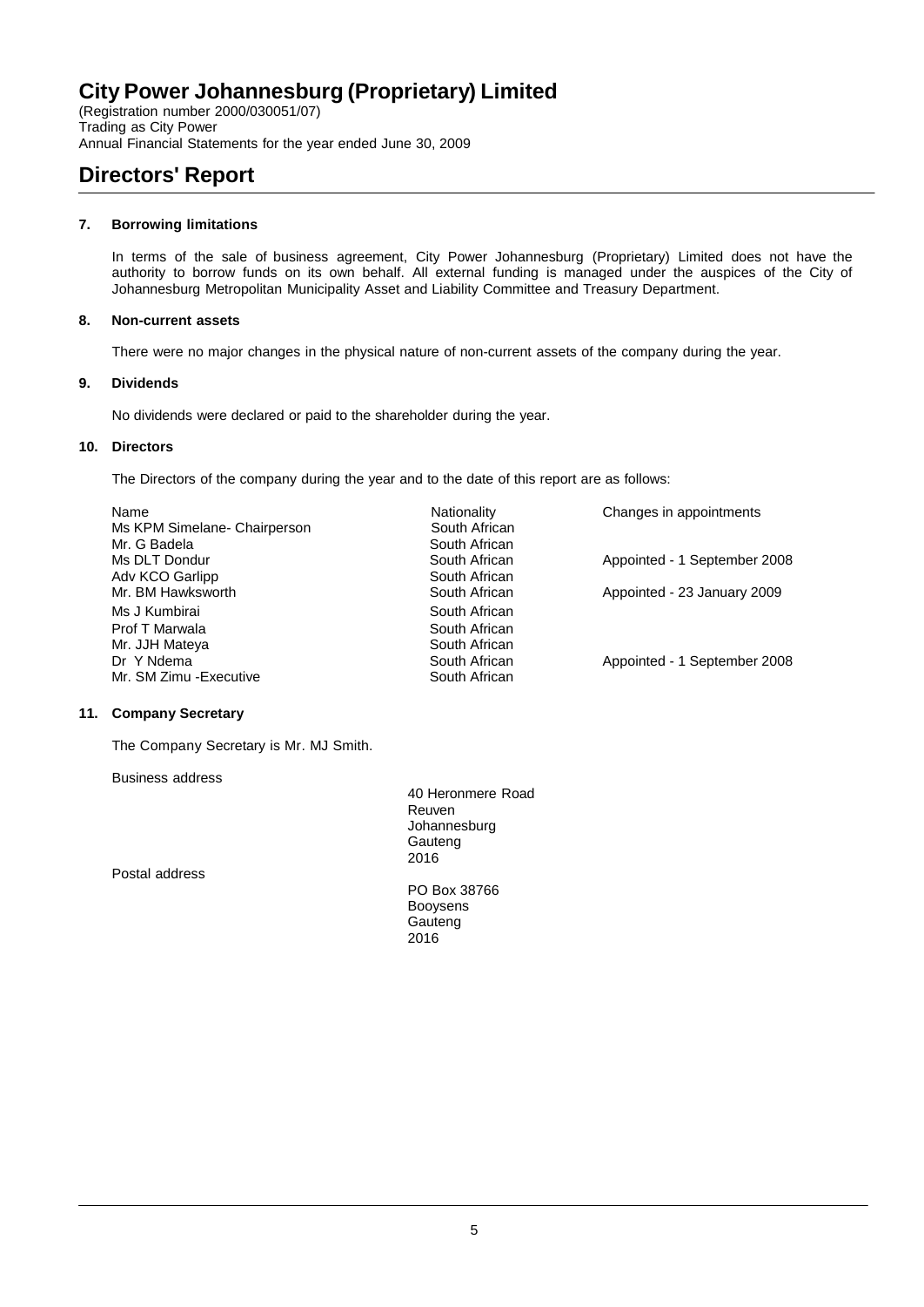# City Power Johannesburg (Proprietary) Limited

(Registration number 2000/030051/07)
Trading as City Power
Annual Financial Statements for the year ended June 30, 2009

# Directors' Report

### 7. Borrowing limitations

In terms of the sale of business agreement, City Power Johannesburg (Proprietary) Limited does not have the authority to borrow funds on its own behalf. All external funding is managed under the auspices of the City of Johannesburg Metropolitan Municipality Asset and Liability Committee and Treasury Department.

### 8. Non-current assets

There were no major changes in the physical nature of non-current assets of the company during the year.

### 9. Dividends

No dividends were declared or paid to the shareholder during the year.

### 10. Directors

The Directors of the company during the year and to the date of this report are as follows:

| Name | Nationality | Changes in appointments |
|---|---|---|
| Ms KPM Simelane- Chairperson | South African | |
| Mr. G Badela | South African | |
| Ms DLT Dondur | South African | Appointed - 1 September 2008 |
| Adv KCO Garlipp | South African | |
| Mr. BM Hawksworth | South African | Appointed - 23 January 2009 |
| Ms J Kumbirai | South African | |
| Prof T Marwala | South African | |
| Mr. JJH Mateya | South African | |
| Dr Y Ndema | South African | Appointed - 1 September 2008 |
| Mr. SM Zimu -Executive | South African | |

### 11. Company Secretary

The Company Secretary is Mr. MJ Smith.

Business address

40 Heronmere Road
Reuven
Johannesburg
Gauteng
2016

Postal address

PO Box 38766
Booysens
Gauteng
2016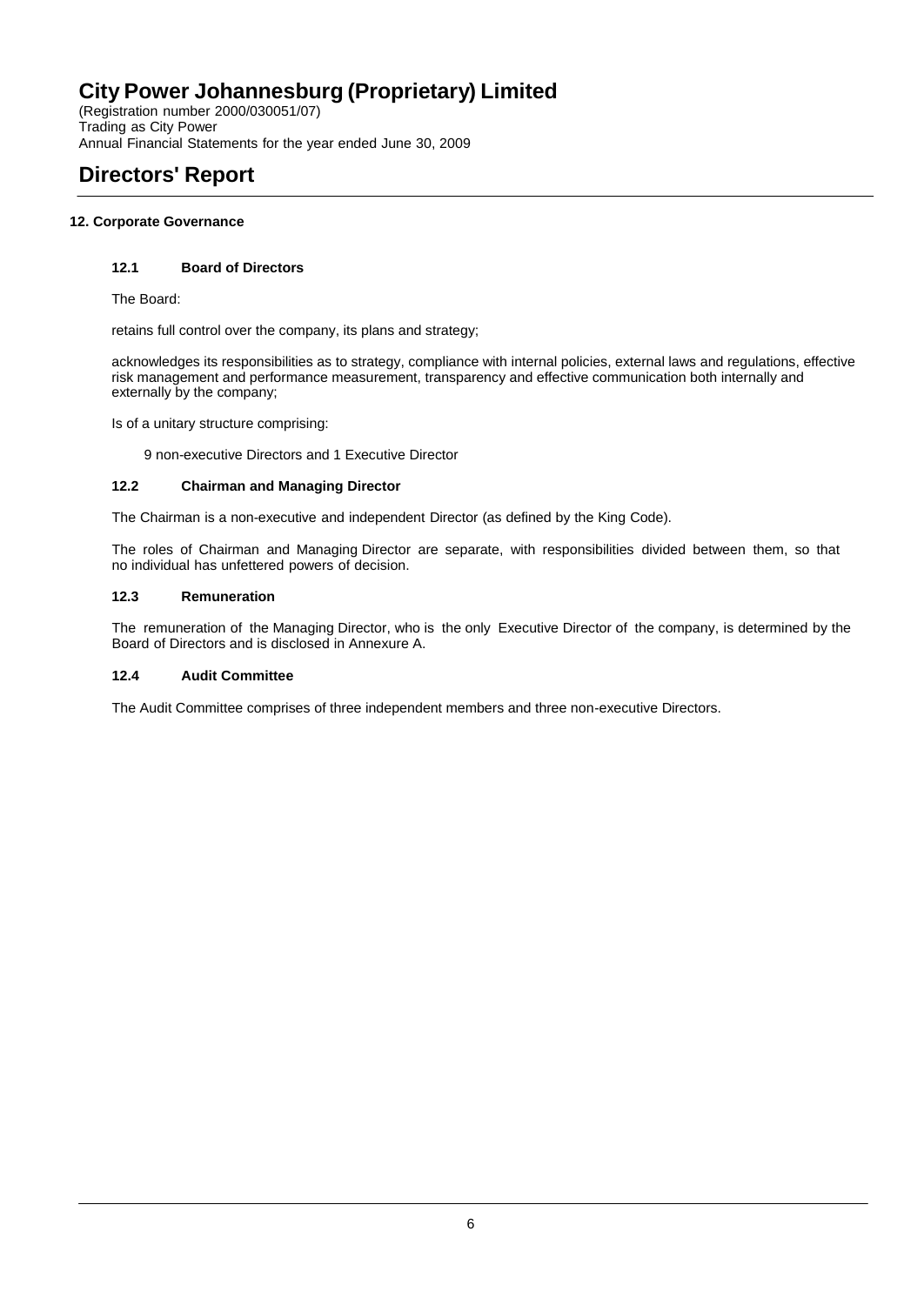# City Power Johannesburg (Proprietary) Limited

(Registration number 2000/030051/07)
Trading as City Power
Annual Financial Statements for the year ended June 30, 2009

# Directors' Report

**12. Corporate Governance**

**12.1 Board of Directors**

The Board:

retains full control over the company, its plans and strategy;

acknowledges its responsibilities as to strategy, compliance with internal policies, external laws and regulations, effective risk management and performance measurement, transparency and effective communication both internally and externally by the company;

Is of a unitary structure comprising:

9 non-executive Directors and 1 Executive Director

**12.2 Chairman and Managing Director**

The Chairman is a non-executive and independent Director (as defined by the King Code).

The roles of Chairman and Managing Director are separate, with responsibilities divided between them, so that no individual has unfettered powers of decision.

**12.3 Remuneration**

The remuneration of the Managing Director, who is the only Executive Director of the company, is determined by the Board of Directors and is disclosed in Annexure A.

**12.4 Audit Committee**

The Audit Committee comprises of three independent members and three non-executive Directors.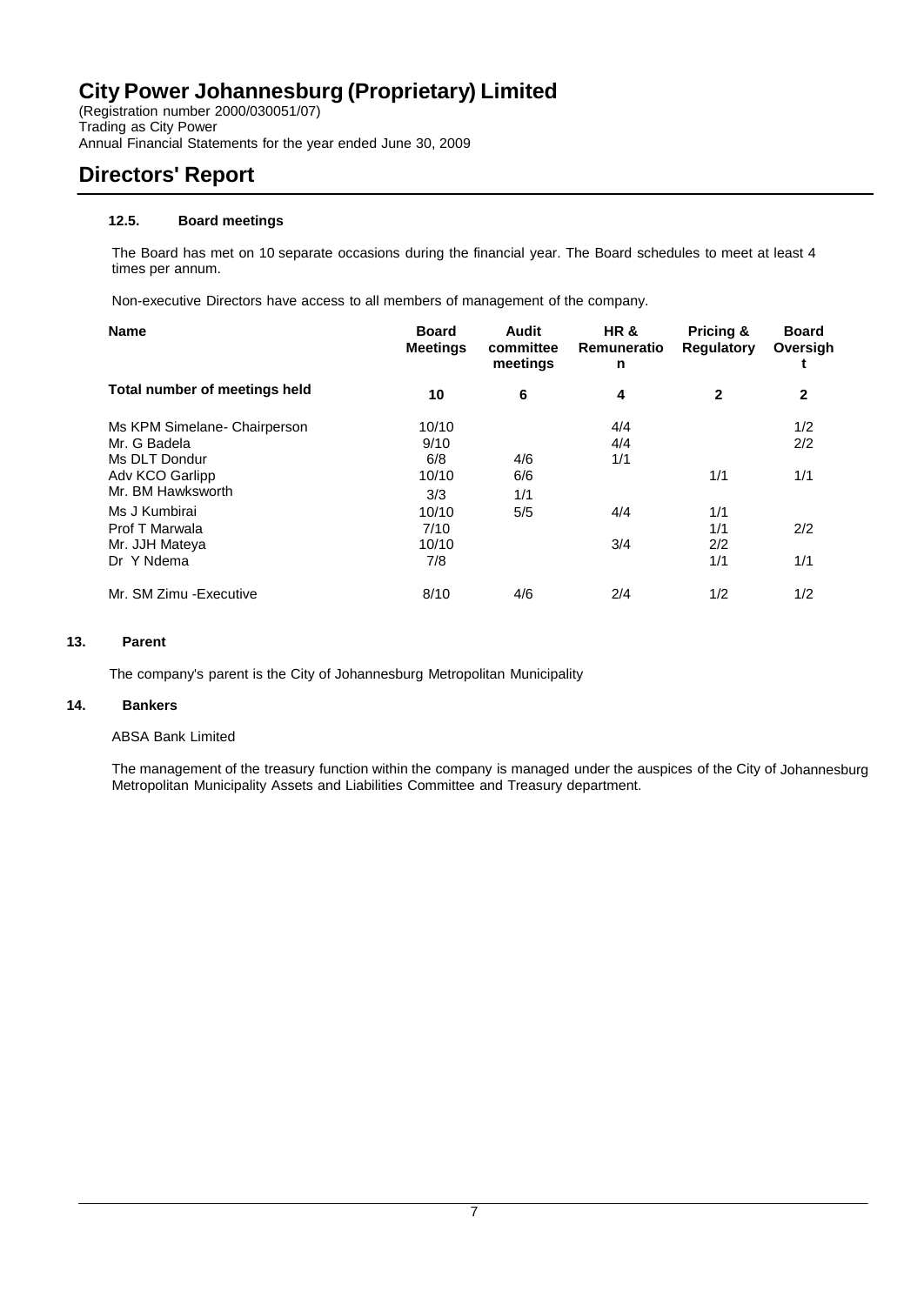# City Power Johannesburg (Proprietary) Limited

(Registration number 2000/030051/07)
Trading as City Power
Annual Financial Statements for the year ended June 30, 2009

## Directors' Report

### 12.5. Board meetings

The Board has met on 10 separate occasions during the financial year. The Board schedules to meet at least 4 times per annum.

Non-executive Directors have access to all members of management of the company.

| Name | Board Meetings | Audit committee meetings | HR & Remuneration | Pricing & Regulatory | Board Oversight |
|---|---|---|---|---|---|
| **Total number of meetings held** | **10** | **6** | **4** | **2** | **2** |
| Ms KPM Simelane- Chairperson | 10/10 | | 4/4 | | 1/2 |
| Mr. G Badela | 9/10 | | 4/4 | | 2/2 |
| Ms DLT Dondur | 6/8 | 4/6 | 1/1 | | |
| Adv KCO Garlipp | 10/10 | 6/6 | | 1/1 | 1/1 |
| Mr. BM Hawksworth | 3/3 | 1/1 | | | |
| Ms J Kumbirai | 10/10 | 5/5 | 4/4 | 1/1 | |
| Prof T Marwala | 7/10 | | | 1/1 | 2/2 |
| Mr. JJH Mateya | 10/10 | | 3/4 | 2/2 | |
| Dr Y Ndema | 7/8 | | | 1/1 | 1/1 |
| Mr. SM Zimu -Executive | 8/10 | 4/6 | 2/4 | 1/2 | 1/2 |

### 13. Parent

The company's parent is the City of Johannesburg Metropolitan Municipality

### 14. Bankers

ABSA Bank Limited

The management of the treasury function within the company is managed under the auspices of the City of Johannesburg Metropolitan Municipality Assets and Liabilities Committee and Treasury department.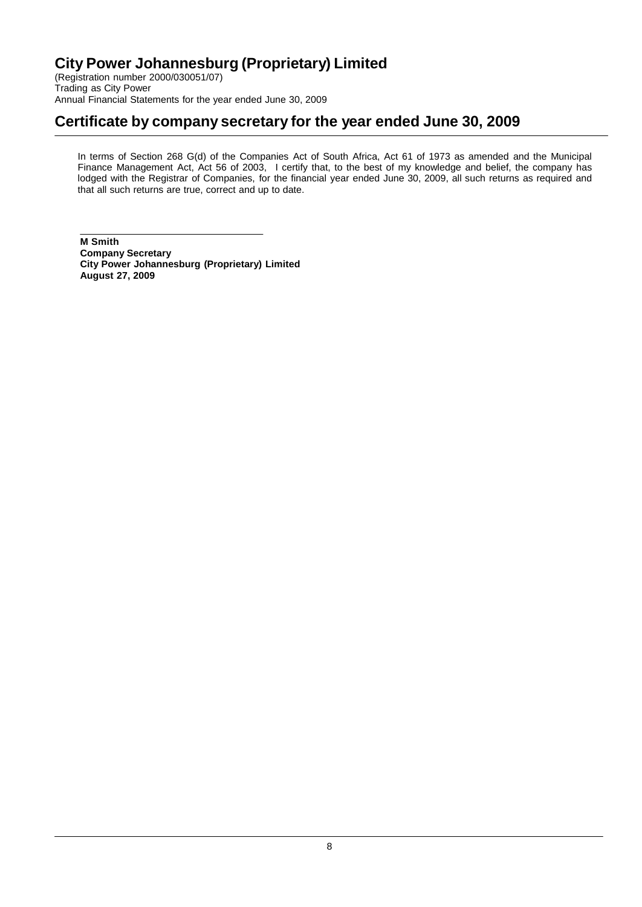# City Power Johannesburg (Proprietary) Limited

(Registration number 2000/030051/07)
Trading as City Power
Annual Financial Statements for the year ended June 30, 2009

## Certificate by company secretary for the year ended June 30, 2009

In terms of Section 268 G(d) of the Companies Act of South Africa, Act 61 of 1973 as amended and the Municipal Finance Management Act, Act 56 of 2003, I certify that, to the best of my knowledge and belief, the company has lodged with the Registrar of Companies, for the financial year ended June 30, 2009, all such returns as required and that all such returns are true, correct and up to date.

**M Smith**
**Company Secretary**
**City Power Johannesburg (Proprietary) Limited**
**August 27, 2009**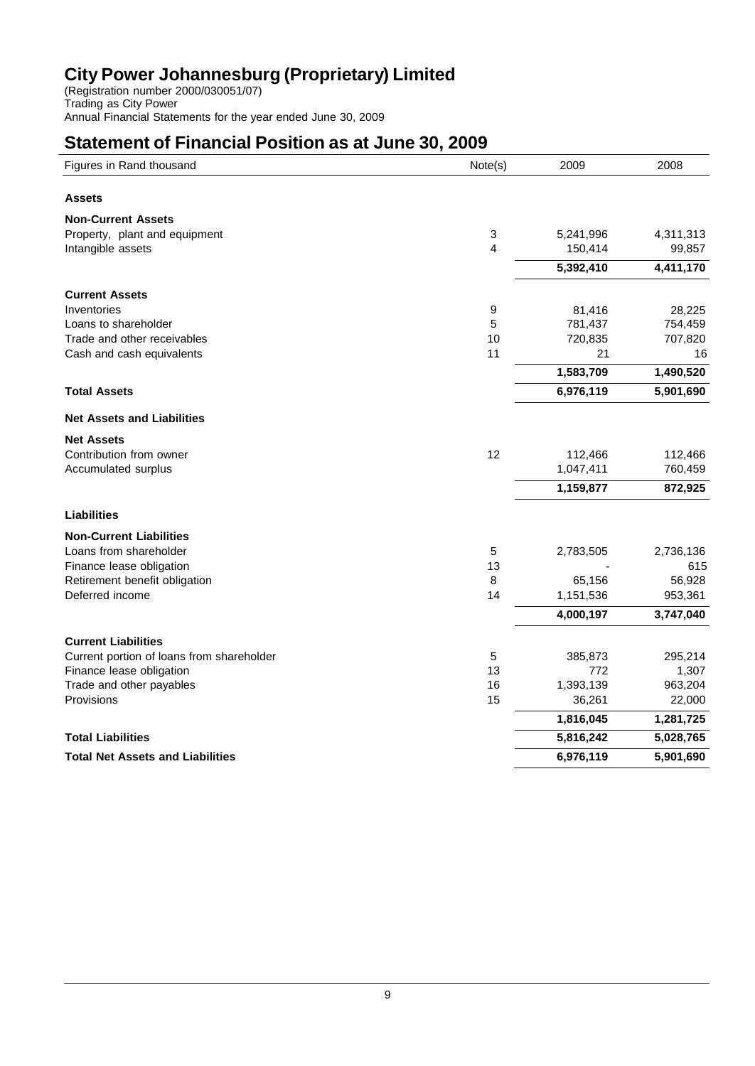# City Power Johannesburg (Proprietary) Limited

(Registration number 2000/030051/07)
Trading as City Power
Annual Financial Statements for the year ended June 30, 2009

## Statement of Financial Position as at June 30, 2009

| Figures in Rand thousand | Note(s) | 2009 | 2008 |
|---|---|---|---|
| **Assets** | | | |
| **Non-Current Assets** | | | |
| Property, plant and equipment | 3 | 5,241,996 | 4,311,313 |
| Intangible assets | 4 | 150,414 | 99,857 |
| | | **5,392,410** | **4,411,170** |
| **Current Assets** | | | |
| Inventories | 9 | 81,416 | 28,225 |
| Loans to shareholder | 5 | 781,437 | 754,459 |
| Trade and other receivables | 10 | 720,835 | 707,820 |
| Cash and cash equivalents | 11 | 21 | 16 |
| | | **1,583,709** | **1,490,520** |
| **Total Assets** | | **6,976,119** | **5,901,690** |
| **Net Assets and Liabilities** | | | |
| **Net Assets** | | | |
| Contribution from owner | 12 | 112,466 | 112,466 |
| Accumulated surplus | | 1,047,411 | 760,459 |
| | | **1,159,877** | **872,925** |
| **Liabilities** | | | |
| **Non-Current Liabilities** | | | |
| Loans from shareholder | 5 | 2,783,505 | 2,736,136 |
| Finance lease obligation | 13 | - | 615 |
| Retirement benefit obligation | 8 | 65,156 | 56,928 |
| Deferred income | 14 | 1,151,536 | 953,361 |
| | | **4,000,197** | **3,747,040** |
| **Current Liabilities** | | | |
| Current portion of loans from shareholder | 5 | 385,873 | 295,214 |
| Finance lease obligation | 13 | 772 | 1,307 |
| Trade and other payables | 16 | 1,393,139 | 963,204 |
| Provisions | 15 | 36,261 | 22,000 |
| | | **1,816,045** | **1,281,725** |
| **Total Liabilities** | | **5,816,242** | **5,028,765** |
| **Total Net Assets and Liabilities** | | **6,976,119** | **5,901,690** |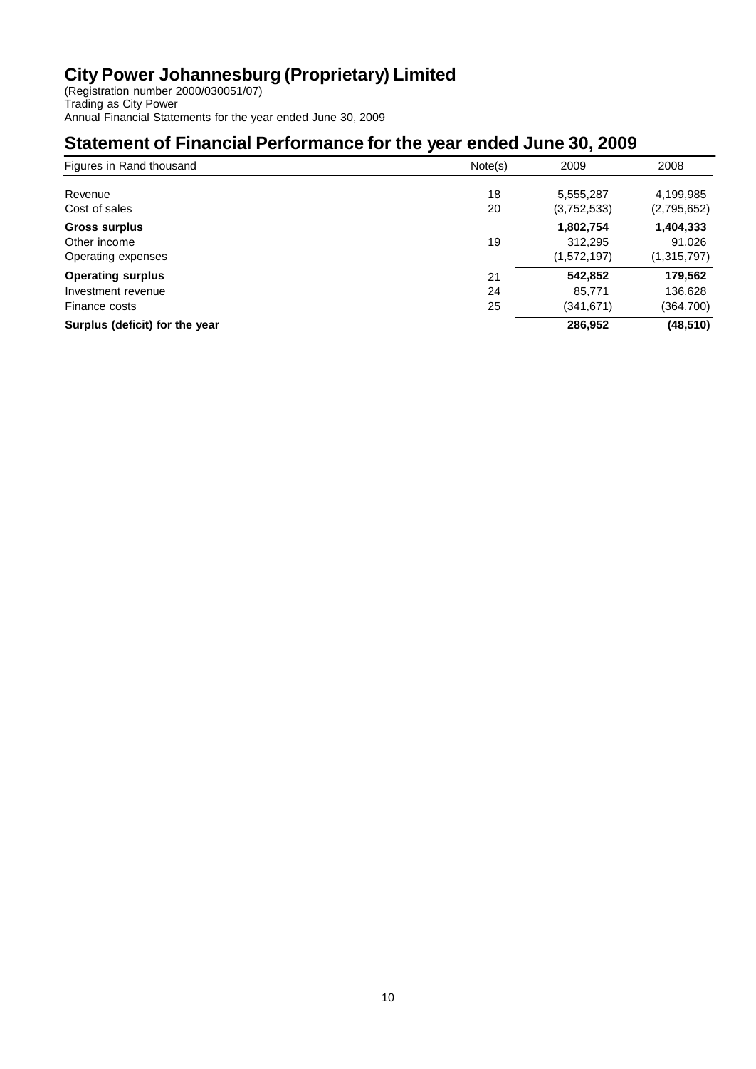# City Power Johannesburg (Proprietary) Limited

(Registration number 2000/030051/07)
Trading as City Power
Annual Financial Statements for the year ended June 30, 2009

## Statement of Financial Performance for the year ended June 30, 2009

| Figures in Rand thousand | Note(s) | 2009 | 2008 |
|---|---|---|---|
| Revenue | 18 | 5,555,287 | 4,199,985 |
| Cost of sales | 20 | (3,752,533) | (2,795,652) |
| **Gross surplus** | | **1,802,754** | **1,404,333** |
| Other income | 19 | 312,295 | 91,026 |
| Operating expenses | | (1,572,197) | (1,315,797) |
| **Operating surplus** | 21 | **542,852** | **179,562** |
| Investment revenue | 24 | 85,771 | 136,628 |
| Finance costs | 25 | (341,671) | (364,700) |
| **Surplus (deficit) for the year** | | **286,952** | **(48,510)** |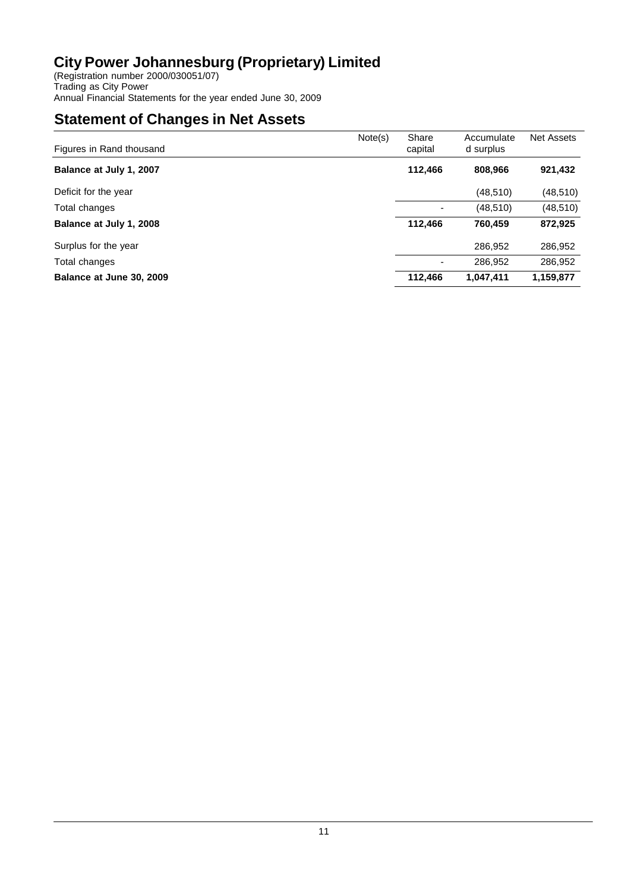# City Power Johannesburg (Proprietary) Limited

(Registration number 2000/030051/07)
Trading as City Power
Annual Financial Statements for the year ended June 30, 2009

## Statement of Changes in Net Assets

| Figures in Rand thousand | Note(s) | Share capital | Accumulated surplus | Net Assets |
|---|---|---|---|---|
| **Balance at July 1, 2007** | | **112,466** | **808,966** | **921,432** |
| Deficit for the year | | | (48,510) | (48,510) |
| Total changes | | - | (48,510) | (48,510) |
| **Balance at July 1, 2008** | | **112,466** | **760,459** | **872,925** |
| Surplus for the year | | | 286,952 | 286,952 |
| Total changes | | - | 286,952 | 286,952 |
| **Balance at June 30, 2009** | | **112,466** | **1,047,411** | **1,159,877** |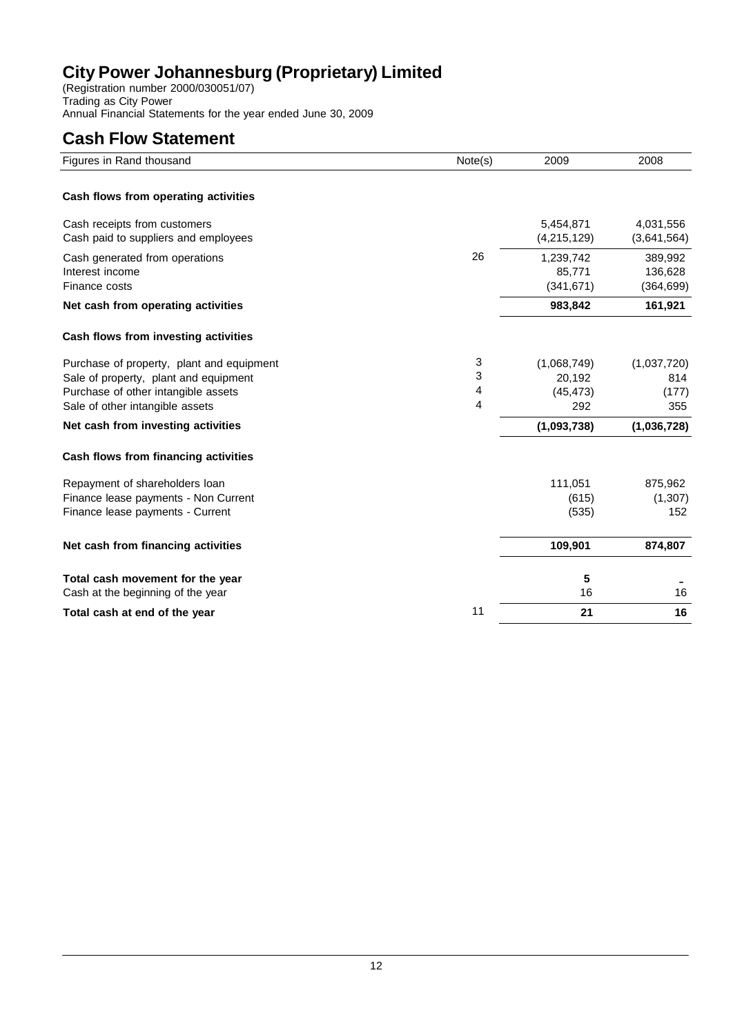# City Power Johannesburg (Proprietary) Limited

(Registration number 2000/030051/07)
Trading as City Power
Annual Financial Statements for the year ended June 30, 2009

## Cash Flow Statement

| Figures in Rand thousand | Note(s) | 2009 | 2008 |
|---|---|---|---|
| **Cash flows from operating activities** | | | |
| Cash receipts from customers | | 5,454,871 | 4,031,556 |
| Cash paid to suppliers and employees | | (4,215,129) | (3,641,564) |
| Cash generated from operations | 26 | 1,239,742 | 389,992 |
| Interest income | | 85,771 | 136,628 |
| Finance costs | | (341,671) | (364,699) |
| **Net cash from operating activities** | | **983,842** | **161,921** |
| **Cash flows from investing activities** | | | |
| Purchase of property, plant and equipment | 3 | (1,068,749) | (1,037,720) |
| Sale of property, plant and equipment | 3 | 20,192 | 814 |
| Purchase of other intangible assets | 4 | (45,473) | (177) |
| Sale of other intangible assets | 4 | 292 | 355 |
| **Net cash from investing activities** | | **(1,093,738)** | **(1,036,728)** |
| **Cash flows from financing activities** | | | |
| Repayment of shareholders loan | | 111,051 | 875,962 |
| Finance lease payments - Non Current | | (615) | (1,307) |
| Finance lease payments - Current | | (535) | 152 |
| **Net cash from financing activities** | | **109,901** | **874,807** |
| **Total cash movement for the year** | | **5** | **-** |
| Cash at the beginning of the year | | 16 | 16 |
| **Total cash at end of the year** | 11 | **21** | **16** |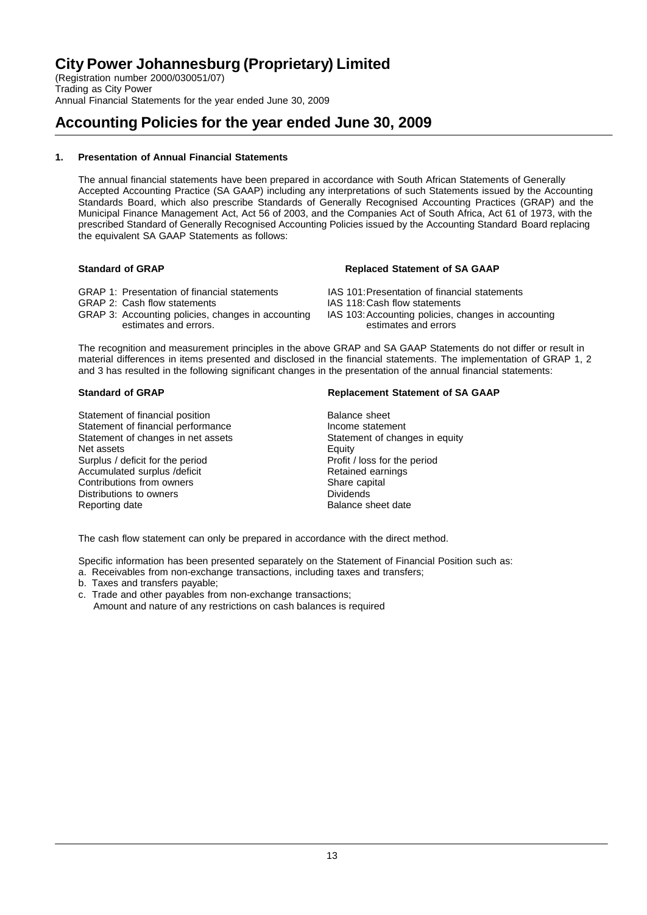# City Power Johannesburg (Proprietary) Limited

(Registration number 2000/030051/07)
Trading as City Power
Annual Financial Statements for the year ended June 30, 2009

# Accounting Policies for the year ended June 30, 2009

### 1. Presentation of Annual Financial Statements

The annual financial statements have been prepared in accordance with South African Statements of Generally Accepted Accounting Practice (SA GAAP) including any interpretations of such Statements issued by the Accounting Standards Board, which also prescribe Standards of Generally Recognised Accounting Practices (GRAP) and the Municipal Finance Management Act, Act 56 of 2003, and the Companies Act of South Africa, Act 61 of 1973, with the prescribed Standard of Generally Recognised Accounting Policies issued by the Accounting Standard Board replacing the equivalent SA GAAP Statements as follows:

| Standard of GRAP | Replaced Statement of SA GAAP |
|---|---|
| GRAP 1: Presentation of financial statements | IAS 101: Presentation of financial statements |
| GRAP 2: Cash flow statements | IAS 118: Cash flow statements |
| GRAP 3: Accounting policies, changes in accounting estimates and errors. | IAS 103: Accounting policies, changes in accounting estimates and errors |

The recognition and measurement principles in the above GRAP and SA GAAP Statements do not differ or result in material differences in items presented and disclosed in the financial statements. The implementation of GRAP 1, 2 and 3 has resulted in the following significant changes in the presentation of the annual financial statements:

| Standard of GRAP | Replacement Statement of SA GAAP |
|---|---|
| Statement of financial position | Balance sheet |
| Statement of financial performance | Income statement |
| Statement of changes in net assets | Statement of changes in equity |
| Net assets | Equity |
| Surplus / deficit for the period | Profit / loss for the period |
| Accumulated surplus /deficit | Retained earnings |
| Contributions from owners | Share capital |
| Distributions to owners | Dividends |
| Reporting date | Balance sheet date |

The cash flow statement can only be prepared in accordance with the direct method.

Specific information has been presented separately on the Statement of Financial Position such as:

a. Receivables from non-exchange transactions, including taxes and transfers;
b. Taxes and transfers payable;
c. Trade and other payables from non-exchange transactions;
   Amount and nature of any restrictions on cash balances is required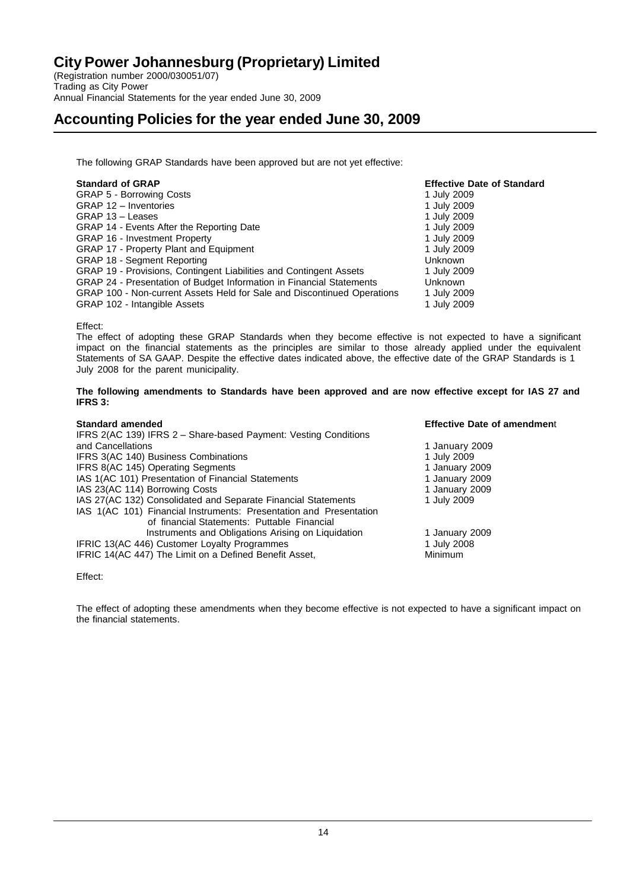# City Power Johannesburg (Proprietary) Limited

(Registration number 2000/030051/07)
Trading as City Power
Annual Financial Statements for the year ended June 30, 2009

## Accounting Policies for the year ended June 30, 2009

The following GRAP Standards have been approved but are not yet effective:

| Standard of GRAP | Effective Date of Standard |
| --- | --- |
| GRAP 5 - Borrowing Costs | 1 July 2009 |
| GRAP 12 – Inventories | 1 July 2009 |
| GRAP 13 – Leases | 1 July 2009 |
| GRAP 14 - Events After the Reporting Date | 1 July 2009 |
| GRAP 16 - Investment Property | 1 July 2009 |
| GRAP 17 - Property Plant and Equipment | 1 July 2009 |
| GRAP 18 - Segment Reporting | Unknown |
| GRAP 19 - Provisions, Contingent Liabilities and Contingent Assets | 1 July 2009 |
| GRAP 24 - Presentation of Budget Information in Financial Statements | Unknown |
| GRAP 100 - Non-current Assets Held for Sale and Discontinued Operations | 1 July 2009 |
| GRAP 102 - Intangible Assets | 1 July 2009 |

Effect:
The effect of adopting these GRAP Standards when they become effective is not expected to have a significant impact on the financial statements as the principles are similar to those already applied under the equivalent Statements of SA GAAP. Despite the effective dates indicated above, the effective date of the GRAP Standards is 1 July 2008 for the parent municipality.

**The following amendments to Standards have been approved and are now effective except for IAS 27 and IFRS 3:**

| Standard amended | Effective Date of amendment |
| --- | --- |
| IFRS 2(AC 139) IFRS 2 – Share-based Payment: Vesting Conditions and Cancellations | 1 January 2009 |
| IFRS 3(AC 140) Business Combinations | 1 July 2009 |
| IFRS 8(AC 145) Operating Segments | 1 January 2009 |
| IAS 1(AC 101) Presentation of Financial Statements | 1 January 2009 |
| IAS 23(AC 114) Borrowing Costs | 1 January 2009 |
| IAS 27(AC 132) Consolidated and Separate Financial Statements | 1 July 2009 |
| IAS 1(AC 101) Financial Instruments: Presentation and Presentation of financial Statements: Puttable Financial Instruments and Obligations Arising on Liquidation | 1 January 2009 |
| IFRIC 13(AC 446) Customer Loyalty Programmes | 1 July 2008 |
| IFRIC 14(AC 447) The Limit on a Defined Benefit Asset, | Minimum |

Effect:

The effect of adopting these amendments when they become effective is not expected to have a significant impact on the financial statements.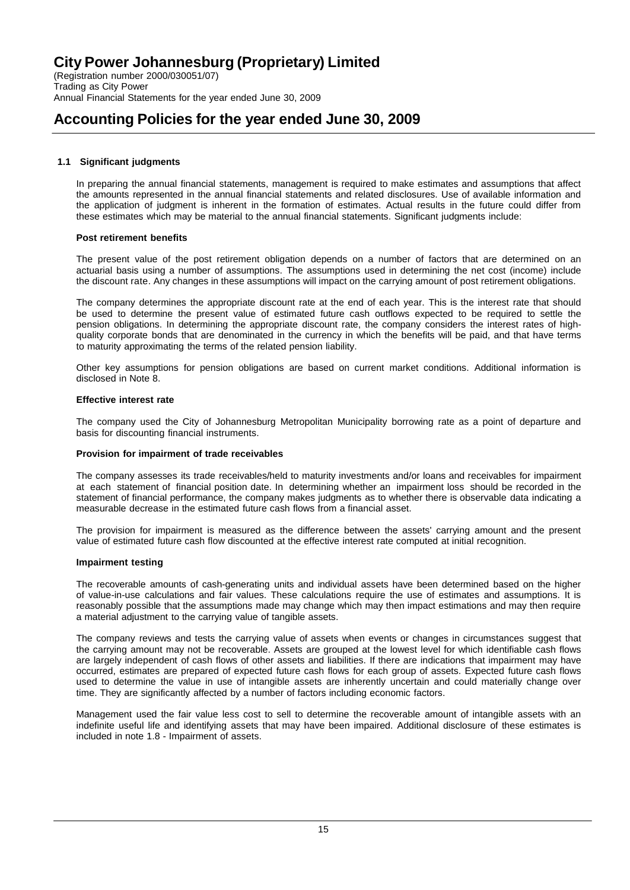# City Power Johannesburg (Proprietary) Limited

(Registration number 2000/030051/07)
Trading as City Power
Annual Financial Statements for the year ended June 30, 2009

## Accounting Policies for the year ended June 30, 2009

### 1.1 Significant judgments

In preparing the annual financial statements, management is required to make estimates and assumptions that affect the amounts represented in the annual financial statements and related disclosures. Use of available information and the application of judgment is inherent in the formation of estimates. Actual results in the future could differ from these estimates which may be material to the annual financial statements. Significant judgments include:

**Post retirement benefits**

The present value of the post retirement obligation depends on a number of factors that are determined on an actuarial basis using a number of assumptions. The assumptions used in determining the net cost (income) include the discount rate. Any changes in these assumptions will impact on the carrying amount of post retirement obligations.

The company determines the appropriate discount rate at the end of each year. This is the interest rate that should be used to determine the present value of estimated future cash outflows expected to be required to settle the pension obligations. In determining the appropriate discount rate, the company considers the interest rates of high-quality corporate bonds that are denominated in the currency in which the benefits will be paid, and that have terms to maturity approximating the terms of the related pension liability.

Other key assumptions for pension obligations are based on current market conditions. Additional information is disclosed in Note 8.

**Effective interest rate**

The company used the City of Johannesburg Metropolitan Municipality borrowing rate as a point of departure and basis for discounting financial instruments.

**Provision for impairment of trade receivables**

The company assesses its trade receivables/held to maturity investments and/or loans and receivables for impairment at each statement of financial position date. In determining whether an impairment loss should be recorded in the statement of financial performance, the company makes judgments as to whether there is observable data indicating a measurable decrease in the estimated future cash flows from a financial asset.

The provision for impairment is measured as the difference between the assets' carrying amount and the present value of estimated future cash flow discounted at the effective interest rate computed at initial recognition.

**Impairment testing**

The recoverable amounts of cash-generating units and individual assets have been determined based on the higher of value-in-use calculations and fair values. These calculations require the use of estimates and assumptions. It is reasonably possible that the assumptions made may change which may then impact estimations and may then require a material adjustment to the carrying value of tangible assets.

The company reviews and tests the carrying value of assets when events or changes in circumstances suggest that the carrying amount may not be recoverable. Assets are grouped at the lowest level for which identifiable cash flows are largely independent of cash flows of other assets and liabilities. If there are indications that impairment may have occurred, estimates are prepared of expected future cash flows for each group of assets. Expected future cash flows used to determine the value in use of intangible assets are inherently uncertain and could materially change over time. They are significantly affected by a number of factors including economic factors.

Management used the fair value less cost to sell to determine the recoverable amount of intangible assets with an indefinite useful life and identifying assets that may have been impaired. Additional disclosure of these estimates is included in note 1.8 - Impairment of assets.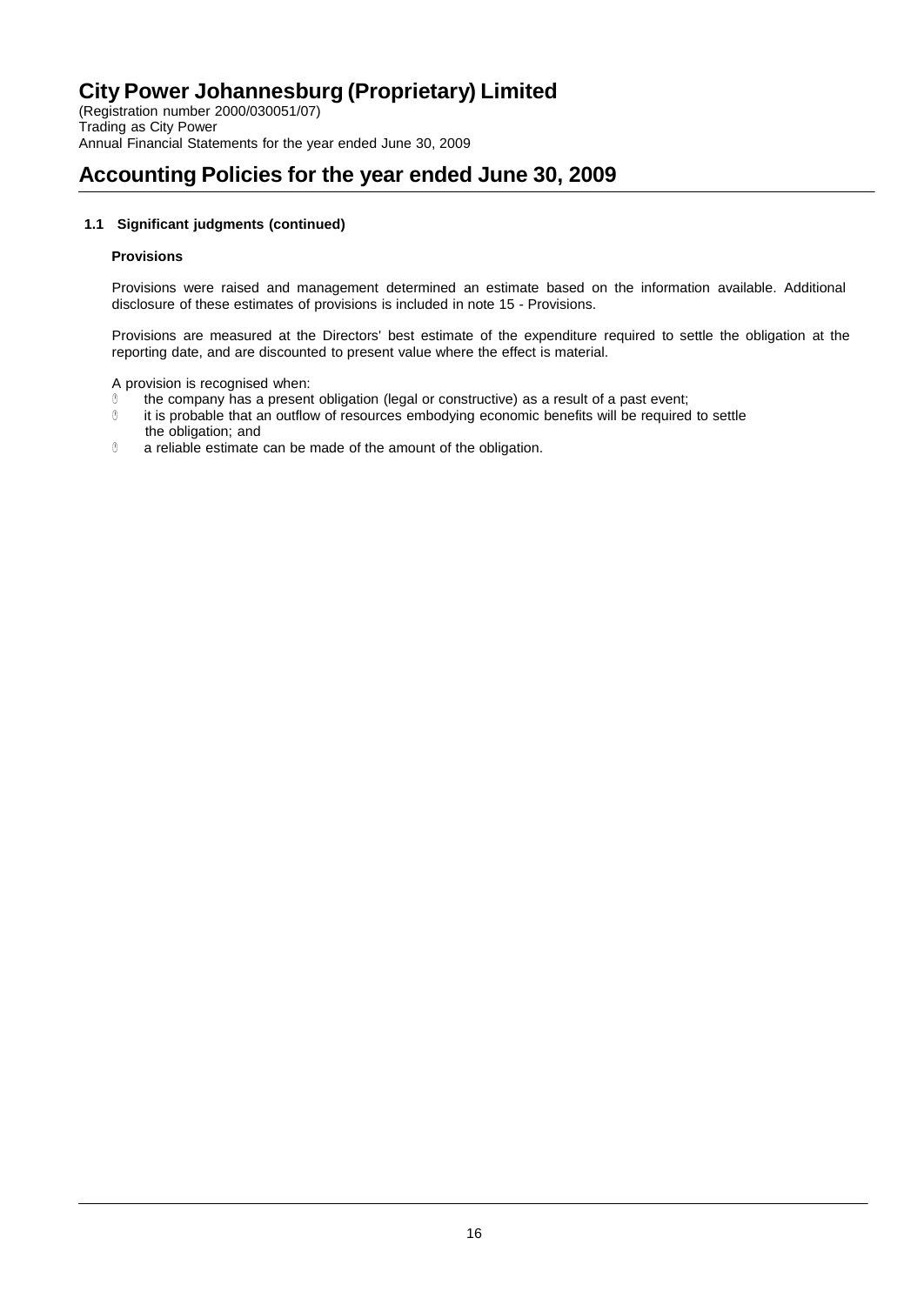## 1.1 Significant judgments (continued)

### Provisions

Provisions were raised and management determined an estimate based on the information available. Additional disclosure of these estimates of provisions is included in note 15 - Provisions.

Provisions are measured at the Directors' best estimate of the expenditure required to settle the obligation at the reporting date, and are discounted to present value where the effect is material.

A provision is recognised when:

- the company has a present obligation (legal or constructive) as a result of a past event;
- it is probable that an outflow of resources embodying economic benefits will be required to settle the obligation; and
- a reliable estimate can be made of the amount of the obligation.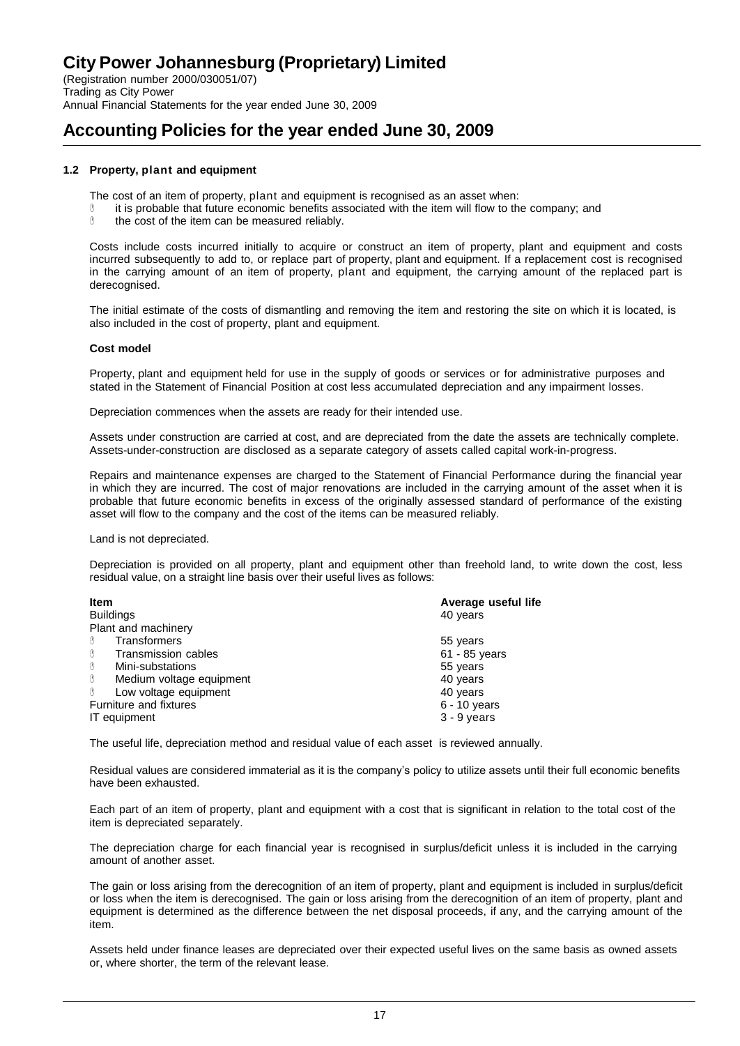# City Power Johannesburg (Proprietary) Limited

(Registration number 2000/030051/07)
Trading as City Power
Annual Financial Statements for the year ended June 30, 2009

## Accounting Policies for the year ended June 30, 2009

### 1.2 Property, plant and equipment

The cost of an item of property, plant and equipment is recognised as an asset when:

- it is probable that future economic benefits associated with the item will flow to the company; and
- the cost of the item can be measured reliably.

Costs include costs incurred initially to acquire or construct an item of property, plant and equipment and costs incurred subsequently to add to, or replace part of property, plant and equipment. If a replacement cost is recognised in the carrying amount of an item of property, plant and equipment, the carrying amount of the replaced part is derecognised.

The initial estimate of the costs of dismantling and removing the item and restoring the site on which it is located, is also included in the cost of property, plant and equipment.

**Cost model**

Property, plant and equipment held for use in the supply of goods or services or for administrative purposes and stated in the Statement of Financial Position at cost less accumulated depreciation and any impairment losses.

Depreciation commences when the assets are ready for their intended use.

Assets under construction are carried at cost, and are depreciated from the date the assets are technically complete. Assets-under-construction are disclosed as a separate category of assets called capital work-in-progress.

Repairs and maintenance expenses are charged to the Statement of Financial Performance during the financial year in which they are incurred. The cost of major renovations are included in the carrying amount of the asset when it is probable that future economic benefits in excess of the originally assessed standard of performance of the existing asset will flow to the company and the cost of the items can be measured reliably.

Land is not depreciated.

Depreciation is provided on all property, plant and equipment other than freehold land, to write down the cost, less residual value, on a straight line basis over their useful lives as follows:

| Item | Average useful life |
|---|---|
| Buildings | 40 years |
| Plant and machinery | |
| - Transformers | 55 years |
| - Transmission cables | 61 - 85 years |
| - Mini-substations | 55 years |
| - Medium voltage equipment | 40 years |
| - Low voltage equipment | 40 years |
| Furniture and fixtures | 6 - 10 years |
| IT equipment | 3 - 9 years |

The useful life, depreciation method and residual value of each asset is reviewed annually.

Residual values are considered immaterial as it is the company's policy to utilize assets until their full economic benefits have been exhausted.

Each part of an item of property, plant and equipment with a cost that is significant in relation to the total cost of the item is depreciated separately.

The depreciation charge for each financial year is recognised in surplus/deficit unless it is included in the carrying amount of another asset.

The gain or loss arising from the derecognition of an item of property, plant and equipment is included in surplus/deficit or loss when the item is derecognised. The gain or loss arising from the derecognition of an item of property, plant and equipment is determined as the difference between the net disposal proceeds, if any, and the carrying amount of the item.

Assets held under finance leases are depreciated over their expected useful lives on the same basis as owned assets or, where shorter, the term of the relevant lease.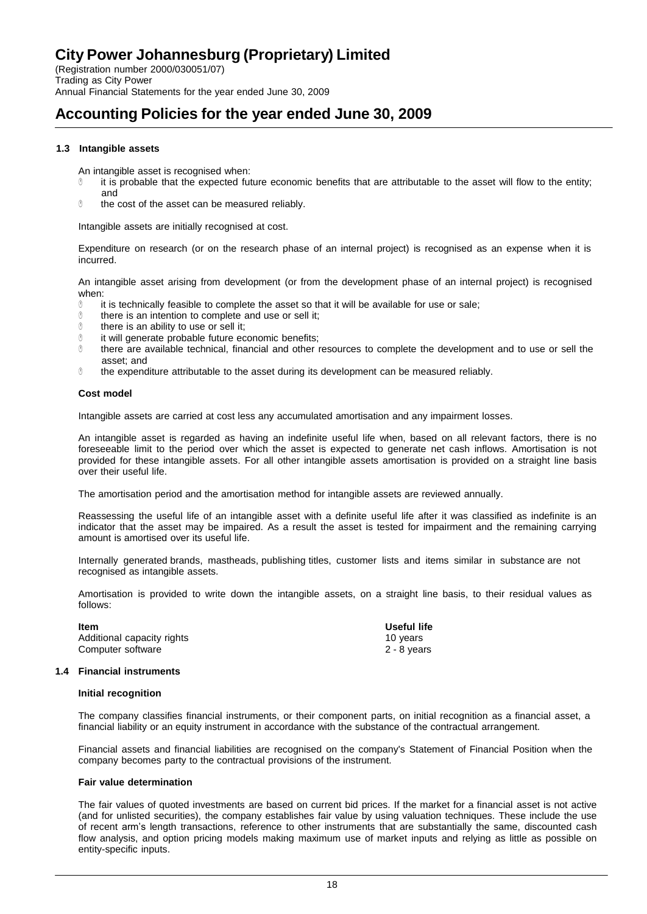# City Power Johannesburg (Proprietary) Limited

(Registration number 2000/030051/07)
Trading as City Power
Annual Financial Statements for the year ended June 30, 2009

# Accounting Policies for the year ended June 30, 2009

### 1.3 Intangible assets

An intangible asset is recognised when:

- it is probable that the expected future economic benefits that are attributable to the asset will flow to the entity; and
- the cost of the asset can be measured reliably.

Intangible assets are initially recognised at cost.

Expenditure on research (or on the research phase of an internal project) is recognised as an expense when it is incurred.

An intangible asset arising from development (or from the development phase of an internal project) is recognised when:

- it is technically feasible to complete the asset so that it will be available for use or sale;
- there is an intention to complete and use or sell it;
- there is an ability to use or sell it;
- it will generate probable future economic benefits;
- there are available technical, financial and other resources to complete the development and to use or sell the asset; and
- the expenditure attributable to the asset during its development can be measured reliably.

**Cost model**

Intangible assets are carried at cost less any accumulated amortisation and any impairment losses.

An intangible asset is regarded as having an indefinite useful life when, based on all relevant factors, there is no foreseeable limit to the period over which the asset is expected to generate net cash inflows. Amortisation is not provided for these intangible assets. For all other intangible assets amortisation is provided on a straight line basis over their useful life.

The amortisation period and the amortisation method for intangible assets are reviewed annually.

Reassessing the useful life of an intangible asset with a definite useful life after it was classified as indefinite is an indicator that the asset may be impaired. As a result the asset is tested for impairment and the remaining carrying amount is amortised over its useful life.

Internally generated brands, mastheads, publishing titles, customer lists and items similar in substance are not recognised as intangible assets.

Amortisation is provided to write down the intangible assets, on a straight line basis, to their residual values as follows:

| Item | Useful life |
|---|---|
| Additional capacity rights | 10 years |
| Computer software | 2 - 8 years |

### 1.4 Financial instruments

**Initial recognition**

The company classifies financial instruments, or their component parts, on initial recognition as a financial asset, a financial liability or an equity instrument in accordance with the substance of the contractual arrangement.

Financial assets and financial liabilities are recognised on the company's Statement of Financial Position when the company becomes party to the contractual provisions of the instrument.

**Fair value determination**

The fair values of quoted investments are based on current bid prices. If the market for a financial asset is not active (and for unlisted securities), the company establishes fair value by using valuation techniques. These include the use of recent arm's length transactions, reference to other instruments that are substantially the same, discounted cash flow analysis, and option pricing models making maximum use of market inputs and relying as little as possible on entity-specific inputs.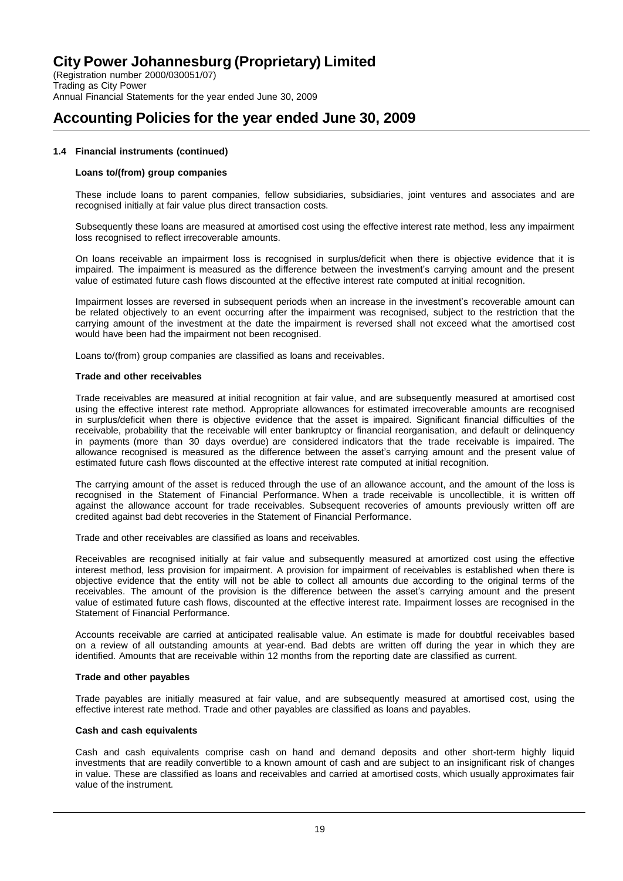## 1.4 Financial instruments (continued)

### Loans to/(from) group companies

These include loans to parent companies, fellow subsidiaries, subsidiaries, joint ventures and associates and are recognised initially at fair value plus direct transaction costs.

Subsequently these loans are measured at amortised cost using the effective interest rate method, less any impairment loss recognised to reflect irrecoverable amounts.

On loans receivable an impairment loss is recognised in surplus/deficit when there is objective evidence that it is impaired. The impairment is measured as the difference between the investment's carrying amount and the present value of estimated future cash flows discounted at the effective interest rate computed at initial recognition.

Impairment losses are reversed in subsequent periods when an increase in the investment's recoverable amount can be related objectively to an event occurring after the impairment was recognised, subject to the restriction that the carrying amount of the investment at the date the impairment is reversed shall not exceed what the amortised cost would have been had the impairment not been recognised.

Loans to/(from) group companies are classified as loans and receivables.

### Trade and other receivables

Trade receivables are measured at initial recognition at fair value, and are subsequently measured at amortised cost using the effective interest rate method. Appropriate allowances for estimated irrecoverable amounts are recognised in surplus/deficit when there is objective evidence that the asset is impaired. Significant financial difficulties of the receivable, probability that the receivable will enter bankruptcy or financial reorganisation, and default or delinquency in payments (more than 30 days overdue) are considered indicators that the trade receivable is impaired. The allowance recognised is measured as the difference between the asset's carrying amount and the present value of estimated future cash flows discounted at the effective interest rate computed at initial recognition.

The carrying amount of the asset is reduced through the use of an allowance account, and the amount of the loss is recognised in the Statement of Financial Performance. When a trade receivable is uncollectible, it is written off against the allowance account for trade receivables. Subsequent recoveries of amounts previously written off are credited against bad debt recoveries in the Statement of Financial Performance.

Trade and other receivables are classified as loans and receivables.

Receivables are recognised initially at fair value and subsequently measured at amortized cost using the effective interest method, less provision for impairment. A provision for impairment of receivables is established when there is objective evidence that the entity will not be able to collect all amounts due according to the original terms of the receivables. The amount of the provision is the difference between the asset's carrying amount and the present value of estimated future cash flows, discounted at the effective interest rate. Impairment losses are recognised in the Statement of Financial Performance.

Accounts receivable are carried at anticipated realisable value. An estimate is made for doubtful receivables based on a review of all outstanding amounts at year-end. Bad debts are written off during the year in which they are identified. Amounts that are receivable within 12 months from the reporting date are classified as current.

### Trade and other payables

Trade payables are initially measured at fair value, and are subsequently measured at amortised cost, using the effective interest rate method. Trade and other payables are classified as loans and payables.

### Cash and cash equivalents

Cash and cash equivalents comprise cash on hand and demand deposits and other short-term highly liquid investments that are readily convertible to a known amount of cash and are subject to an insignificant risk of changes in value. These are classified as loans and receivables and carried at amortised costs, which usually approximates fair value of the instrument.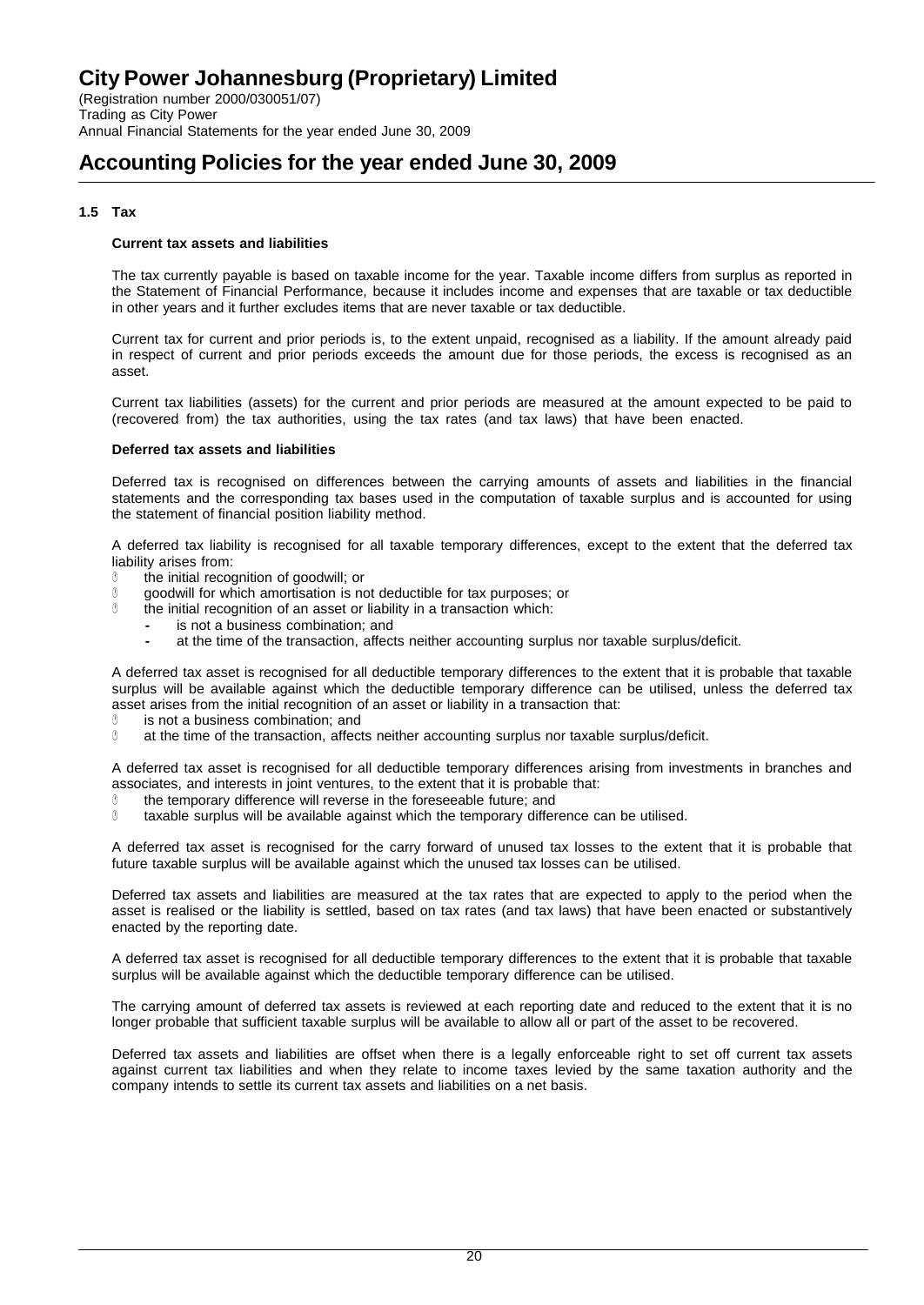## 1.5 Tax

**Current tax assets and liabilities**

The tax currently payable is based on taxable income for the year. Taxable income differs from surplus as reported in the Statement of Financial Performance, because it includes income and expenses that are taxable or tax deductible in other years and it further excludes items that are never taxable or tax deductible.

Current tax for current and prior periods is, to the extent unpaid, recognised as a liability. If the amount already paid in respect of current and prior periods exceeds the amount due for those periods, the excess is recognised as an asset.

Current tax liabilities (assets) for the current and prior periods are measured at the amount expected to be paid to (recovered from) the tax authorities, using the tax rates (and tax laws) that have been enacted.

**Deferred tax assets and liabilities**

Deferred tax is recognised on differences between the carrying amounts of assets and liabilities in the financial statements and the corresponding tax bases used in the computation of taxable surplus and is accounted for using the statement of financial position liability method.

A deferred tax liability is recognised for all taxable temporary differences, except to the extent that the deferred tax liability arises from:

- the initial recognition of goodwill; or
- goodwill for which amortisation is not deductible for tax purposes; or
- the initial recognition of an asset or liability in a transaction which:
  - is not a business combination; and
  - at the time of the transaction, affects neither accounting surplus nor taxable surplus/deficit.

A deferred tax asset is recognised for all deductible temporary differences to the extent that it is probable that taxable surplus will be available against which the deductible temporary difference can be utilised, unless the deferred tax asset arises from the initial recognition of an asset or liability in a transaction that:

- is not a business combination; and
- at the time of the transaction, affects neither accounting surplus nor taxable surplus/deficit.

A deferred tax asset is recognised for all deductible temporary differences arising from investments in branches and associates, and interests in joint ventures, to the extent that it is probable that:

- the temporary difference will reverse in the foreseeable future; and
- taxable surplus will be available against which the temporary difference can be utilised.

A deferred tax asset is recognised for the carry forward of unused tax losses to the extent that it is probable that future taxable surplus will be available against which the unused tax losses can be utilised.

Deferred tax assets and liabilities are measured at the tax rates that are expected to apply to the period when the asset is realised or the liability is settled, based on tax rates (and tax laws) that have been enacted or substantively enacted by the reporting date.

A deferred tax asset is recognised for all deductible temporary differences to the extent that it is probable that taxable surplus will be available against which the deductible temporary difference can be utilised.

The carrying amount of deferred tax assets is reviewed at each reporting date and reduced to the extent that it is no longer probable that sufficient taxable surplus will be available to allow all or part of the asset to be recovered.

Deferred tax assets and liabilities are offset when there is a legally enforceable right to set off current tax assets against current tax liabilities and when they relate to income taxes levied by the same taxation authority and the company intends to settle its current tax assets and liabilities on a net basis.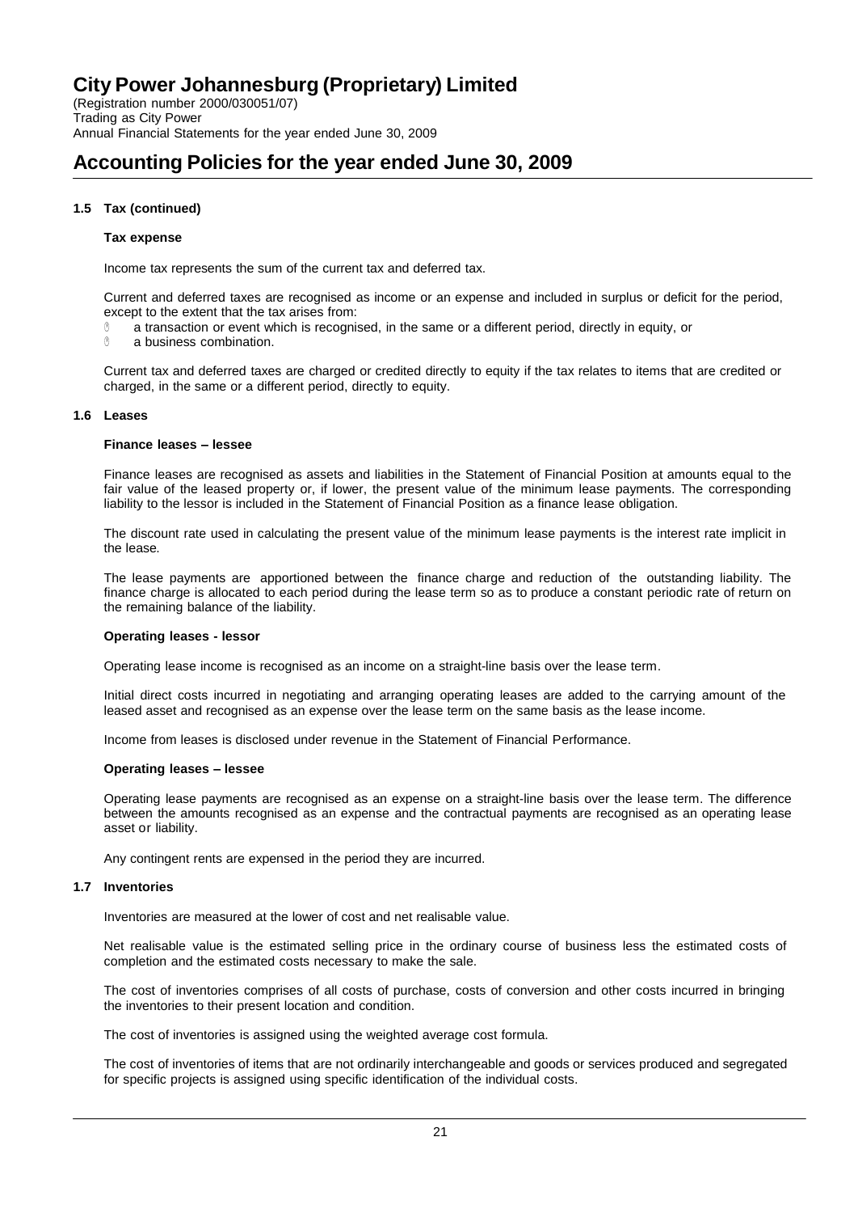## 1.5 Tax (continued)

**Tax expense**

Income tax represents the sum of the current tax and deferred tax.

Current and deferred taxes are recognised as income or an expense and included in surplus or deficit for the period, except to the extent that the tax arises from:

- a transaction or event which is recognised, in the same or a different period, directly in equity, or
- a business combination.

Current tax and deferred taxes are charged or credited directly to equity if the tax relates to items that are credited or charged, in the same or a different period, directly to equity.

## 1.6 Leases

**Finance leases – lessee**

Finance leases are recognised as assets and liabilities in the Statement of Financial Position at amounts equal to the fair value of the leased property or, if lower, the present value of the minimum lease payments. The corresponding liability to the lessor is included in the Statement of Financial Position as a finance lease obligation.

The discount rate used in calculating the present value of the minimum lease payments is the interest rate implicit in the lease.

The lease payments are apportioned between the finance charge and reduction of the outstanding liability. The finance charge is allocated to each period during the lease term so as to produce a constant periodic rate of return on the remaining balance of the liability.

**Operating leases - lessor**

Operating lease income is recognised as an income on a straight-line basis over the lease term.

Initial direct costs incurred in negotiating and arranging operating leases are added to the carrying amount of the leased asset and recognised as an expense over the lease term on the same basis as the lease income.

Income from leases is disclosed under revenue in the Statement of Financial Performance.

**Operating leases – lessee**

Operating lease payments are recognised as an expense on a straight-line basis over the lease term. The difference between the amounts recognised as an expense and the contractual payments are recognised as an operating lease asset or liability.

Any contingent rents are expensed in the period they are incurred.

## 1.7 Inventories

Inventories are measured at the lower of cost and net realisable value.

Net realisable value is the estimated selling price in the ordinary course of business less the estimated costs of completion and the estimated costs necessary to make the sale.

The cost of inventories comprises of all costs of purchase, costs of conversion and other costs incurred in bringing the inventories to their present location and condition.

The cost of inventories is assigned using the weighted average cost formula.

The cost of inventories of items that are not ordinarily interchangeable and goods or services produced and segregated for specific projects is assigned using specific identification of the individual costs.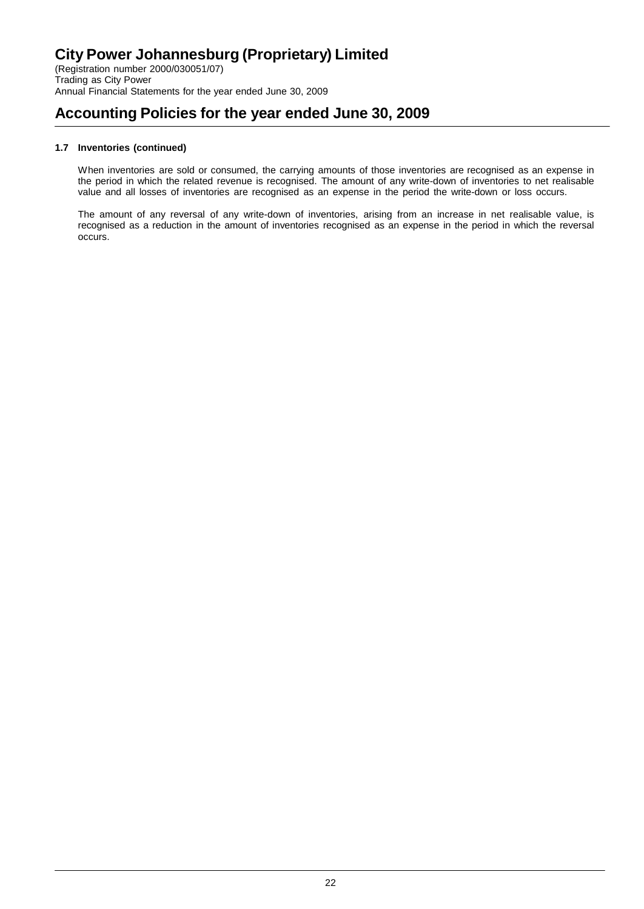# City Power Johannesburg (Proprietary) Limited

(Registration number 2000/030051/07)
Trading as City Power
Annual Financial Statements for the year ended June 30, 2009

## Accounting Policies for the year ended June 30, 2009

### 1.7 Inventories (continued)

When inventories are sold or consumed, the carrying amounts of those inventories are recognised as an expense in the period in which the related revenue is recognised. The amount of any write-down of inventories to net realisable value and all losses of inventories are recognised as an expense in the period the write-down or loss occurs.

The amount of any reversal of any write-down of inventories, arising from an increase in net realisable value, is recognised as a reduction in the amount of inventories recognised as an expense in the period in which the reversal occurs.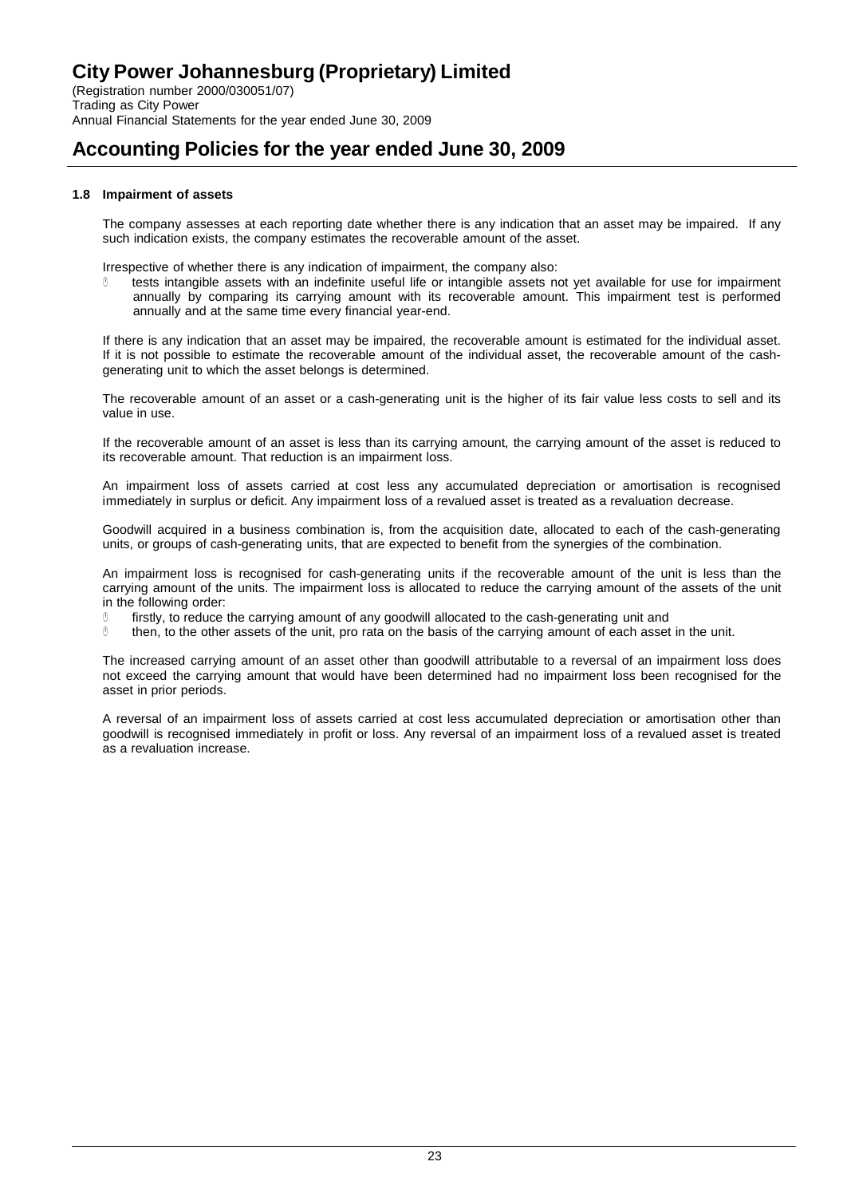# City Power Johannesburg (Proprietary) Limited

(Registration number 2000/030051/07)
Trading as City Power
Annual Financial Statements for the year ended June 30, 2009

## Accounting Policies for the year ended June 30, 2009

### 1.8 Impairment of assets

The company assesses at each reporting date whether there is any indication that an asset may be impaired. If any such indication exists, the company estimates the recoverable amount of the asset.

Irrespective of whether there is any indication of impairment, the company also:

- tests intangible assets with an indefinite useful life or intangible assets not yet available for use for impairment annually by comparing its carrying amount with its recoverable amount. This impairment test is performed annually and at the same time every financial year-end.

If there is any indication that an asset may be impaired, the recoverable amount is estimated for the individual asset. If it is not possible to estimate the recoverable amount of the individual asset, the recoverable amount of the cash-generating unit to which the asset belongs is determined.

The recoverable amount of an asset or a cash-generating unit is the higher of its fair value less costs to sell and its value in use.

If the recoverable amount of an asset is less than its carrying amount, the carrying amount of the asset is reduced to its recoverable amount. That reduction is an impairment loss.

An impairment loss of assets carried at cost less any accumulated depreciation or amortisation is recognised immediately in surplus or deficit. Any impairment loss of a revalued asset is treated as a revaluation decrease.

Goodwill acquired in a business combination is, from the acquisition date, allocated to each of the cash-generating units, or groups of cash-generating units, that are expected to benefit from the synergies of the combination.

An impairment loss is recognised for cash-generating units if the recoverable amount of the unit is less than the carrying amount of the units. The impairment loss is allocated to reduce the carrying amount of the assets of the unit in the following order:

- firstly, to reduce the carrying amount of any goodwill allocated to the cash-generating unit and
- then, to the other assets of the unit, pro rata on the basis of the carrying amount of each asset in the unit.

The increased carrying amount of an asset other than goodwill attributable to a reversal of an impairment loss does not exceed the carrying amount that would have been determined had no impairment loss been recognised for the asset in prior periods.

A reversal of an impairment loss of assets carried at cost less accumulated depreciation or amortisation other than goodwill is recognised immediately in profit or loss. Any reversal of an impairment loss of a revalued asset is treated as a revaluation increase.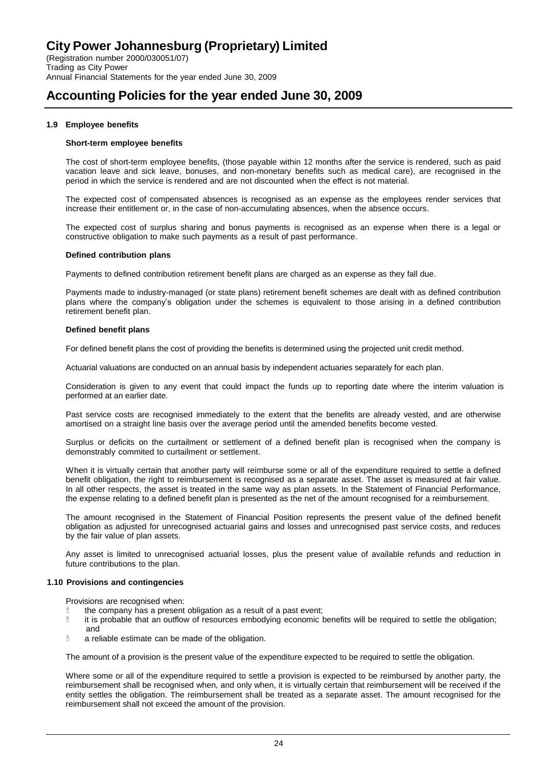# City Power Johannesburg (Proprietary) Limited

(Registration number 2000/030051/07)
Trading as City Power
Annual Financial Statements for the year ended June 30, 2009

# Accounting Policies for the year ended June 30, 2009

### 1.9 Employee benefits

**Short-term employee benefits**

The cost of short-term employee benefits, (those payable within 12 months after the service is rendered, such as paid vacation leave and sick leave, bonuses, and non-monetary benefits such as medical care), are recognised in the period in which the service is rendered and are not discounted when the effect is not material.

The expected cost of compensated absences is recognised as an expense as the employees render services that increase their entitlement or, in the case of non-accumulating absences, when the absence occurs.

The expected cost of surplus sharing and bonus payments is recognised as an expense when there is a legal or constructive obligation to make such payments as a result of past performance.

**Defined contribution plans**

Payments to defined contribution retirement benefit plans are charged as an expense as they fall due.

Payments made to industry-managed (or state plans) retirement benefit schemes are dealt with as defined contribution plans where the company's obligation under the schemes is equivalent to those arising in a defined contribution retirement benefit plan.

**Defined benefit plans**

For defined benefit plans the cost of providing the benefits is determined using the projected unit credit method.

Actuarial valuations are conducted on an annual basis by independent actuaries separately for each plan.

Consideration is given to any event that could impact the funds up to reporting date where the interim valuation is performed at an earlier date.

Past service costs are recognised immediately to the extent that the benefits are already vested, and are otherwise amortised on a straight line basis over the average period until the amended benefits become vested.

Surplus or deficits on the curtailment or settlement of a defined benefit plan is recognised when the company is demonstrably commited to curtailment or settlement.

When it is virtually certain that another party will reimburse some or all of the expenditure required to settle a defined benefit obligation, the right to reimbursement is recognised as a separate asset. The asset is measured at fair value. In all other respects, the asset is treated in the same way as plan assets. In the Statement of Financial Performance, the expense relating to a defined benefit plan is presented as the net of the amount recognised for a reimbursement.

The amount recognised in the Statement of Financial Position represents the present value of the defined benefit obligation as adjusted for unrecognised actuarial gains and losses and unrecognised past service costs, and reduces by the fair value of plan assets.

Any asset is limited to unrecognised actuarial losses, plus the present value of available refunds and reduction in future contributions to the plan.

### 1.10 Provisions and contingencies

Provisions are recognised when:

- the company has a present obligation as a result of a past event;
- it is probable that an outflow of resources embodying economic benefits will be required to settle the obligation; and
- a reliable estimate can be made of the obligation.

The amount of a provision is the present value of the expenditure expected to be required to settle the obligation.

Where some or all of the expenditure required to settle a provision is expected to be reimbursed by another party, the reimbursement shall be recognised when, and only when, it is virtually certain that reimbursement will be received if the entity settles the obligation. The reimbursement shall be treated as a separate asset. The amount recognised for the reimbursement shall not exceed the amount of the provision.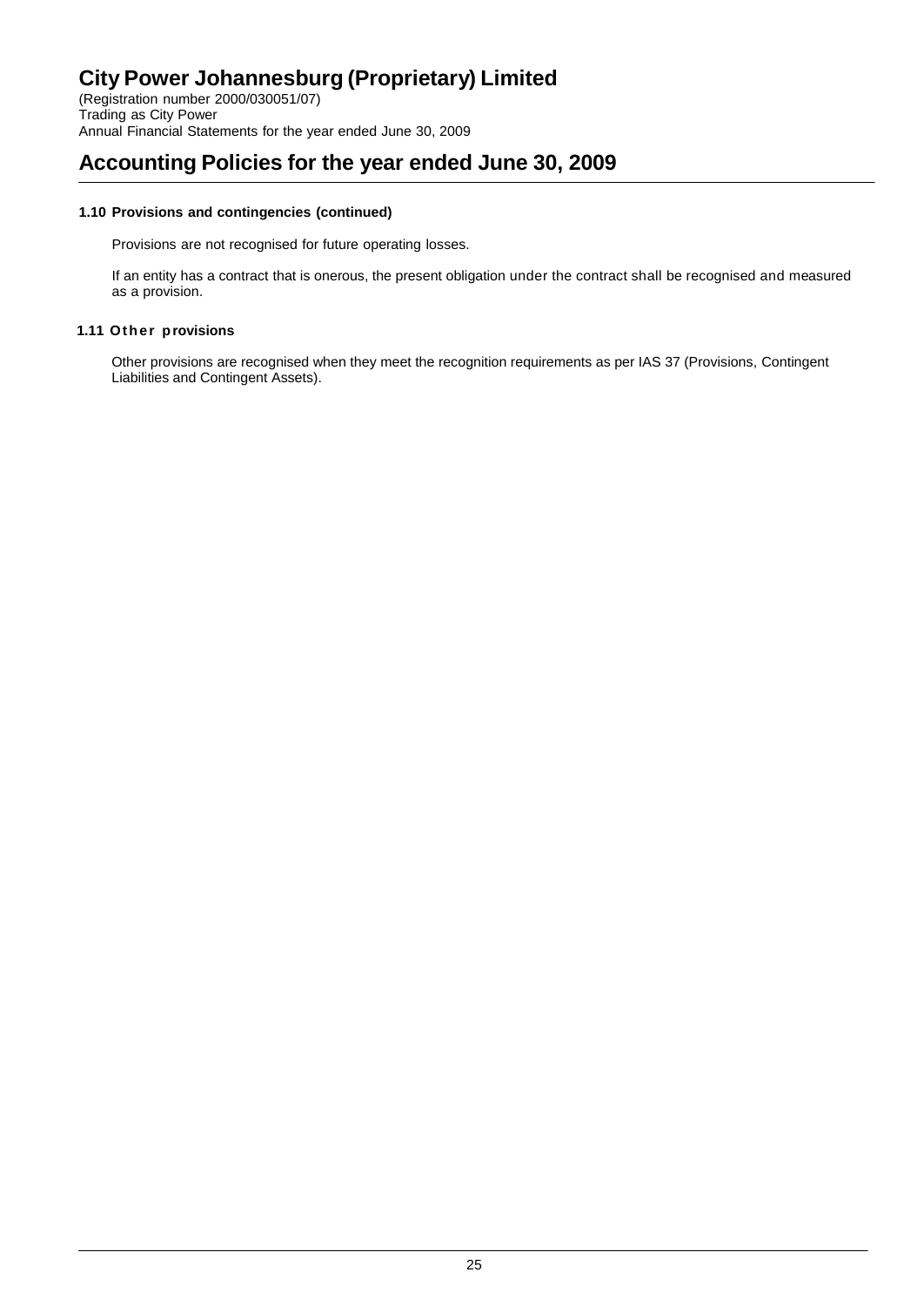# Accounting Policies for the year ended June 30, 2009

### 1.10 Provisions and contingencies (continued)

Provisions are not recognised for future operating losses.

If an entity has a contract that is onerous, the present obligation under the contract shall be recognised and measured as a provision.

### 1.11 Other provisions

Other provisions are recognised when they meet the recognition requirements as per IAS 37 (Provisions, Contingent Liabilities and Contingent Assets).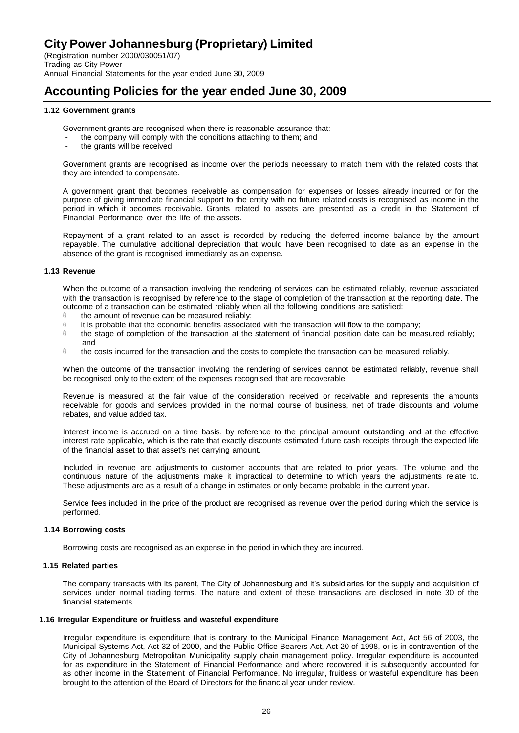# City Power Johannesburg (Proprietary) Limited

(Registration number 2000/030051/07)
Trading as City Power
Annual Financial Statements for the year ended June 30, 2009

# Accounting Policies for the year ended June 30, 2009

### 1.12 Government grants

Government grants are recognised when there is reasonable assurance that:

- the company will comply with the conditions attaching to them; and
- the grants will be received.

Government grants are recognised as income over the periods necessary to match them with the related costs that they are intended to compensate.

A government grant that becomes receivable as compensation for expenses or losses already incurred or for the purpose of giving immediate financial support to the entity with no future related costs is recognised as income in the period in which it becomes receivable. Grants related to assets are presented as a credit in the Statement of Financial Performance over the life of the assets.

Repayment of a grant related to an asset is recorded by reducing the deferred income balance by the amount repayable. The cumulative additional depreciation that would have been recognised to date as an expense in the absence of the grant is recognised immediately as an expense.

### 1.13 Revenue

When the outcome of a transaction involving the rendering of services can be estimated reliably, revenue associated with the transaction is recognised by reference to the stage of completion of the transaction at the reporting date. The outcome of a transaction can be estimated reliably when all the following conditions are satisfied:

- the amount of revenue can be measured reliably;
- it is probable that the economic benefits associated with the transaction will flow to the company;
- the stage of completion of the transaction at the statement of financial position date can be measured reliably; and
- the costs incurred for the transaction and the costs to complete the transaction can be measured reliably.

When the outcome of the transaction involving the rendering of services cannot be estimated reliably, revenue shall be recognised only to the extent of the expenses recognised that are recoverable.

Revenue is measured at the fair value of the consideration received or receivable and represents the amounts receivable for goods and services provided in the normal course of business, net of trade discounts and volume rebates, and value added tax.

Interest income is accrued on a time basis, by reference to the principal amount outstanding and at the effective interest rate applicable, which is the rate that exactly discounts estimated future cash receipts through the expected life of the financial asset to that asset's net carrying amount.

Included in revenue are adjustments to customer accounts that are related to prior years. The volume and the continuous nature of the adjustments make it impractical to determine to which years the adjustments relate to. These adjustments are as a result of a change in estimates or only became probable in the current year.

Service fees included in the price of the product are recognised as revenue over the period during which the service is performed.

### 1.14 Borrowing costs

Borrowing costs are recognised as an expense in the period in which they are incurred.

### 1.15 Related parties

The company transacts with its parent, The City of Johannesburg and it's subsidiaries for the supply and acquisition of services under normal trading terms. The nature and extent of these transactions are disclosed in note 30 of the financial statements.

### 1.16 Irregular Expenditure or fruitless and wasteful expenditure

Irregular expenditure is expenditure that is contrary to the Municipal Finance Management Act, Act 56 of 2003, the Municipal Systems Act, Act 32 of 2000, and the Public Office Bearers Act, Act 20 of 1998, or is in contravention of the City of Johannesburg Metropolitan Municipality supply chain management policy. Irregular expenditure is accounted for as expenditure in the Statement of Financial Performance and where recovered it is subsequently accounted for as other income in the Statement of Financial Performance. No irregular, fruitless or wasteful expenditure has been brought to the attention of the Board of Directors for the financial year under review.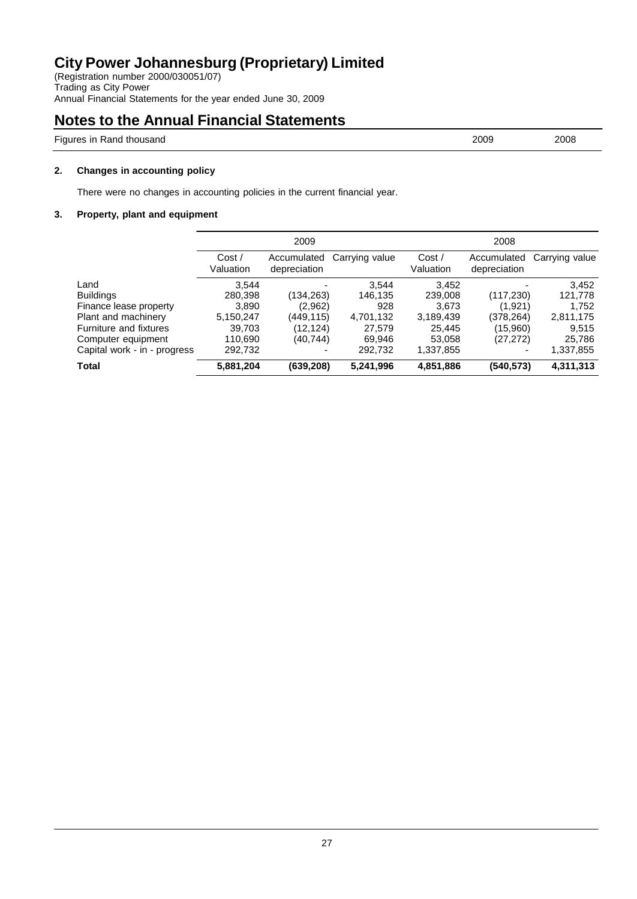# City Power Johannesburg (Proprietary) Limited

(Registration number 2000/030051/07)
Trading as City Power
Annual Financial Statements for the year ended June 30, 2009

## Notes to the Annual Financial Statements

Figures in Rand thousand | 2009 | 2008

### 2. Changes in accounting policy

There were no changes in accounting policies in the current financial year.

### 3. Property, plant and equipment

| | 2009 | | | 2008 | | |
|---|---|---|---|---|---|---|
| | Cost / Valuation | Accumulated depreciation | Carrying value | Cost / Valuation | Accumulated depreciation | Carrying value |
| Land | 3,544 | - | 3,544 | 3,452 | - | 3,452 |
| Buildings | 280,398 | (134,263) | 146,135 | 239,008 | (117,230) | 121,778 |
| Finance lease property | 3,890 | (2,962) | 928 | 3,673 | (1,921) | 1,752 |
| Plant and machinery | 5,150,247 | (449,115) | 4,701,132 | 3,189,439 | (378,264) | 2,811,175 |
| Furniture and fixtures | 39,703 | (12,124) | 27,579 | 25,445 | (15,960) | 9,515 |
| Computer equipment | 110,690 | (40,744) | 69,946 | 53,058 | (27,272) | 25,786 |
| Capital work - in - progress | 292,732 | - | 292,732 | 1,337,855 | - | 1,337,855 |
| **Total** | **5,881,204** | **(639,208)** | **5,241,996** | **4,851,886** | **(540,573)** | **4,311,313** |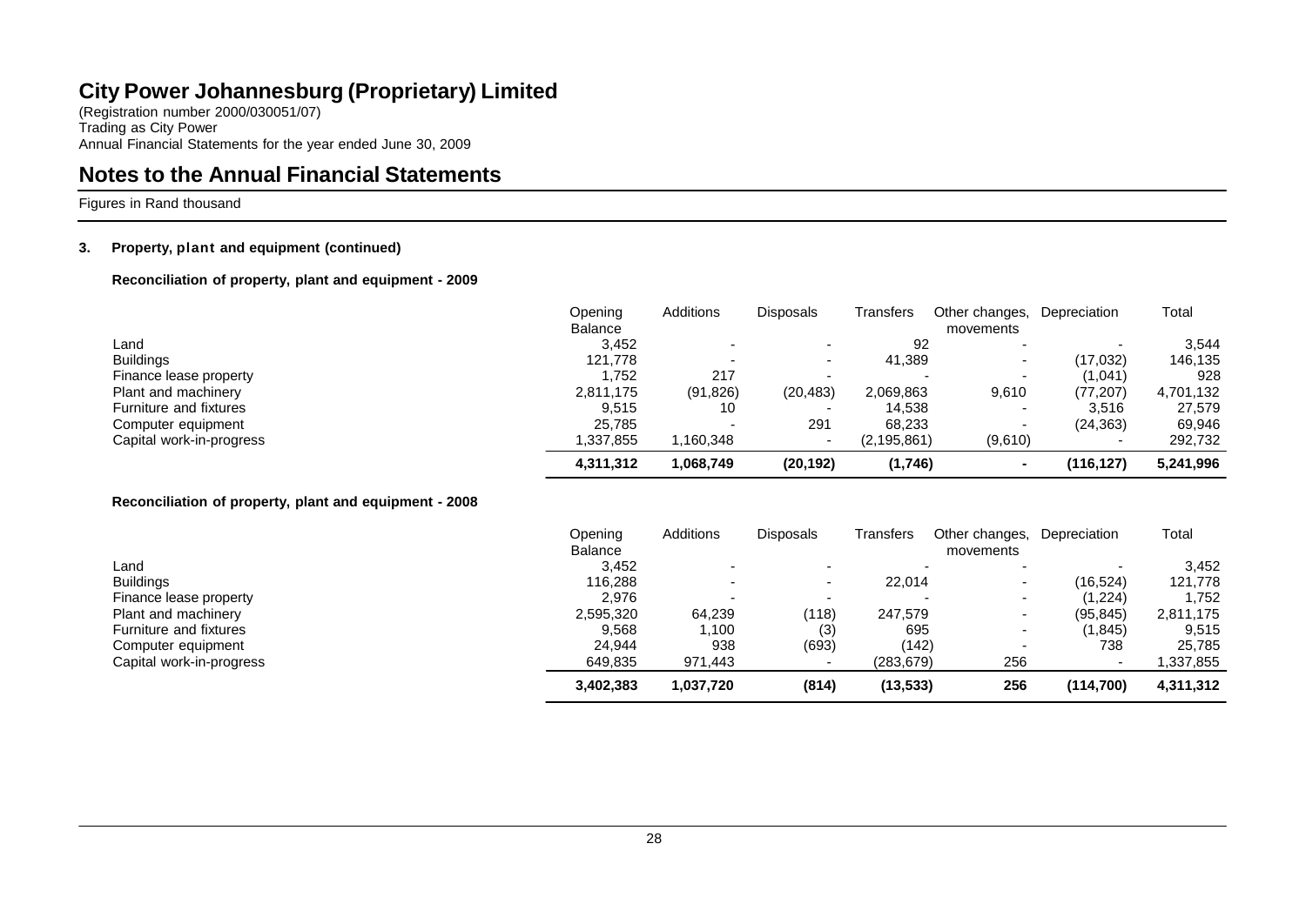# City Power Johannesburg (Proprietary) Limited

(Registration number 2000/030051/07)
Trading as City Power
Annual Financial Statements for the year ended June 30, 2009

## Notes to the Annual Financial Statements

Figures in Rand thousand

### 3. Property, plant and equipment (continued)

**Reconciliation of property, plant and equipment - 2009**

| | Opening Balance | Additions | Disposals | Transfers | Other changes, movements | Depreciation | Total |
|---|---|---|---|---|---|---|---|
| Land | 3,452 | - | - | 92 | - | - | 3,544 |
| Buildings | 121,778 | - | - | 41,389 | - | (17,032) | 146,135 |
| Finance lease property | 1,752 | 217 | - | - | - | (1,041) | 928 |
| Plant and machinery | 2,811,175 | (91,826) | (20,483) | 2,069,863 | 9,610 | (77,207) | 4,701,132 |
| Furniture and fixtures | 9,515 | 10 | - | 14,538 | - | 3,516 | 27,579 |
| Computer equipment | 25,785 | - | 291 | 68,233 | - | (24,363) | 69,946 |
| Capital work-in-progress | 1,337,855 | 1,160,348 | - | (2,195,861) | (9,610) | - | 292,732 |
| | **4,311,312** | **1,068,749** | **(20,192)** | **(1,746)** | **-** | **(116,127)** | **5,241,996** |

**Reconciliation of property, plant and equipment - 2008**

| | Opening Balance | Additions | Disposals | Transfers | Other changes, movements | Depreciation | Total |
|---|---|---|---|---|---|---|---|
| Land | 3,452 | - | - | - | - | - | 3,452 |
| Buildings | 116,288 | - | - | 22,014 | - | (16,524) | 121,778 |
| Finance lease property | 2,976 | - | - | - | - | (1,224) | 1,752 |
| Plant and machinery | 2,595,320 | 64,239 | (118) | 247,579 | - | (95,845) | 2,811,175 |
| Furniture and fixtures | 9,568 | 1,100 | (3) | 695 | - | (1,845) | 9,515 |
| Computer equipment | 24,944 | 938 | (693) | (142) | - | 738 | 25,785 |
| Capital work-in-progress | 649,835 | 971,443 | - | (283,679) | 256 | - | 1,337,855 |
| | **3,402,383** | **1,037,720** | **(814)** | **(13,533)** | **256** | **(114,700)** | **4,311,312** |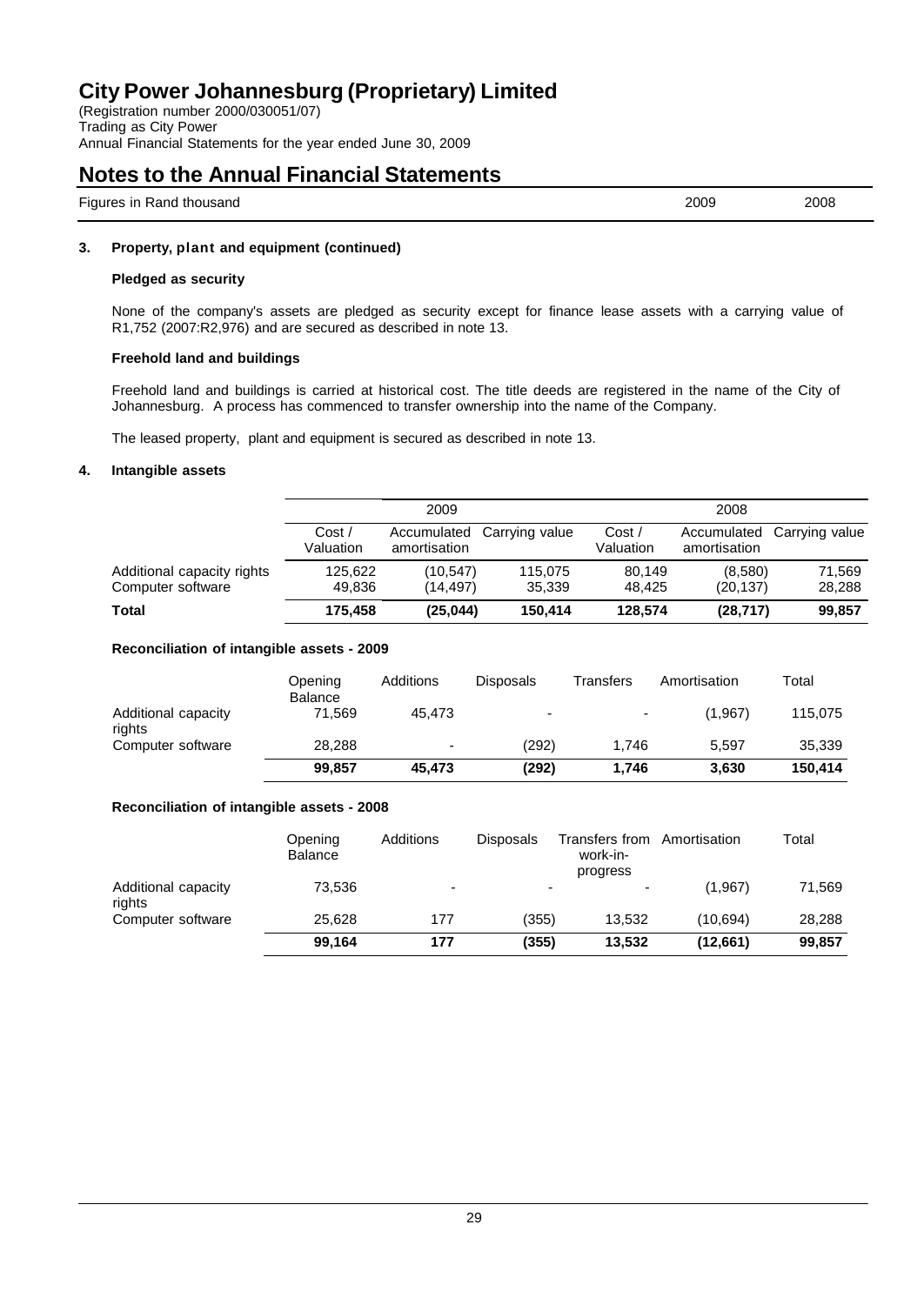# City Power Johannesburg (Proprietary) Limited

(Registration number 2000/030051/07)
Trading as City Power
Annual Financial Statements for the year ended June 30, 2009

## Notes to the Annual Financial Statements

Figures in Rand thousand | 2009 | 2008

### 3. Property, plant and equipment (continued)

**Pledged as security**

None of the company's assets are pledged as security except for finance lease assets with a carrying value of R1,752 (2007:R2,976) and are secured as described in note 13.

**Freehold land and buildings**

Freehold land and buildings is carried at historical cost. The title deeds are registered in the name of the City of Johannesburg. A process has commenced to transfer ownership into the name of the Company.

The leased property, plant and equipment is secured as described in note 13.

### 4. Intangible assets

| | 2009 | | | 2008 | | |
|---|---|---|---|---|---|---|
| | Cost / Valuation | Accumulated amortisation | Carrying value | Cost / Valuation | Accumulated amortisation | Carrying value |
| Additional capacity rights | 125,622 | (10,547) | 115,075 | 80,149 | (8,580) | 71,569 |
| Computer software | 49,836 | (14,497) | 35,339 | 48,425 | (20,137) | 28,288 |
| **Total** | **175,458** | **(25,044)** | **150,414** | **128,574** | **(28,717)** | **99,857** |

**Reconciliation of intangible assets - 2009**

| | Opening Balance | Additions | Disposals | Transfers | Amortisation | Total |
|---|---|---|---|---|---|---|
| Additional capacity rights | 71,569 | 45,473 | - | - | (1,967) | 115,075 |
| Computer software | 28,288 | - | (292) | 1,746 | 5,597 | 35,339 |
| | **99,857** | **45,473** | **(292)** | **1,746** | **3,630** | **150,414** |

**Reconciliation of intangible assets - 2008**

| | Opening Balance | Additions | Disposals | Transfers from work-in-progress | Amortisation | Total |
|---|---|---|---|---|---|---|
| Additional capacity rights | 73,536 | - | - | - | (1,967) | 71,569 |
| Computer software | 25,628 | 177 | (355) | 13,532 | (10,694) | 28,288 |
| | **99,164** | **177** | **(355)** | **13,532** | **(12,661)** | **99,857** |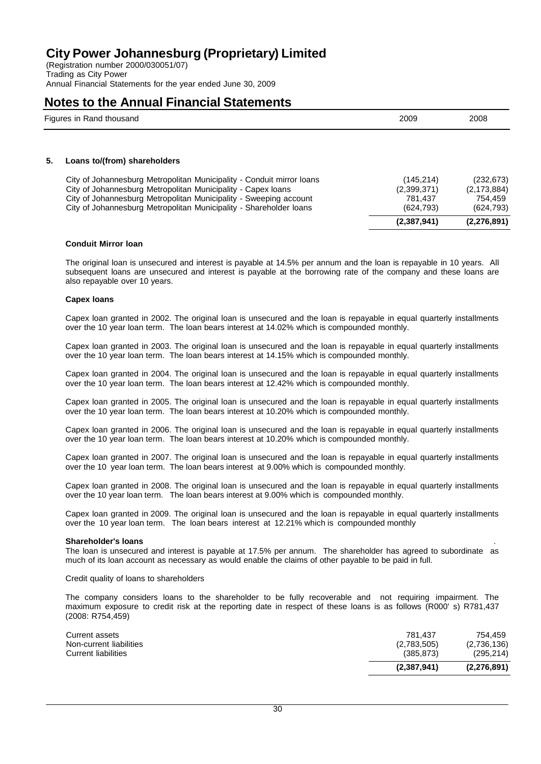# City Power Johannesburg (Proprietary) Limited

(Registration number 2000/030051/07)
Trading as City Power
Annual Financial Statements for the year ended June 30, 2009

## Notes to the Annual Financial Statements

| Figures in Rand thousand | 2009 | 2008 |
|---|---|---|

### 5. Loans to/(from) shareholders

| | 2009 | 2008 |
|---|---|---|
| City of Johannesburg Metropolitan Municipality - Conduit mirror loans | (145,214) | (232,673) |
| City of Johannesburg Metropolitan Municipality - Capex loans | (2,399,371) | (2,173,884) |
| City of Johannesburg Metropolitan Municipality - Sweeping account | 781,437 | 754,459 |
| City of Johannesburg Metropolitan Municipality - Shareholder loans | (624,793) | (624,793) |
| | **(2,387,941)** | **(2,276,891)** |

**Conduit Mirror loan**

The original loan is unsecured and interest is payable at 14.5% per annum and the loan is repayable in 10 years. All subsequent loans are unsecured and interest is payable at the borrowing rate of the company and these loans are also repayable over 10 years.

**Capex loans**

Capex loan granted in 2002. The original loan is unsecured and the loan is repayable in equal quarterly installments over the 10 year loan term. The loan bears interest at 14.02% which is compounded monthly.

Capex loan granted in 2003. The original loan is unsecured and the loan is repayable in equal quarterly installments over the 10 year loan term. The loan bears interest at 14.15% which is compounded monthly.

Capex loan granted in 2004. The original loan is unsecured and the loan is repayable in equal quarterly installments over the 10 year loan term. The loan bears interest at 12.42% which is compounded monthly.

Capex loan granted in 2005. The original loan is unsecured and the loan is repayable in equal quarterly installments over the 10 year loan term. The loan bears interest at 10.20% which is compounded monthly.

Capex loan granted in 2006. The original loan is unsecured and the loan is repayable in equal quarterly installments over the 10 year loan term. The loan bears interest at 10.20% which is compounded monthly.

Capex loan granted in 2007. The original loan is unsecured and the loan is repayable in equal quarterly installments over the 10 year loan term. The loan bears interest at 9.00% which is compounded monthly.

Capex loan granted in 2008. The original loan is unsecured and the loan is repayable in equal quarterly installments over the 10 year loan term. The loan bears interest at 9.00% which is compounded monthly.

Capex loan granted in 2009. The original loan is unsecured and the loan is repayable in equal quarterly installments over the 10 year loan term. The loan bears interest at 12.21% which is compounded monthly

**Shareholder's loans**

The loan is unsecured and interest is payable at 17.5% per annum. The shareholder has agreed to subordinate as much of its loan account as necessary as would enable the claims of other payable to be paid in full.

Credit quality of loans to shareholders

The company considers loans to the shareholder to be fully recoverable and not requiring impairment. The maximum exposure to credit risk at the reporting date in respect of these loans is as follows (R000' s) R781,437 (2008: R754,459)

| | 2009 | 2008 |
|---|---|---|
| Current assets | 781,437 | 754,459 |
| Non-current liabilities | (2,783,505) | (2,736,136) |
| Current liabilities | (385,873) | (295,214) |
| | **(2,387,941)** | **(2,276,891)** |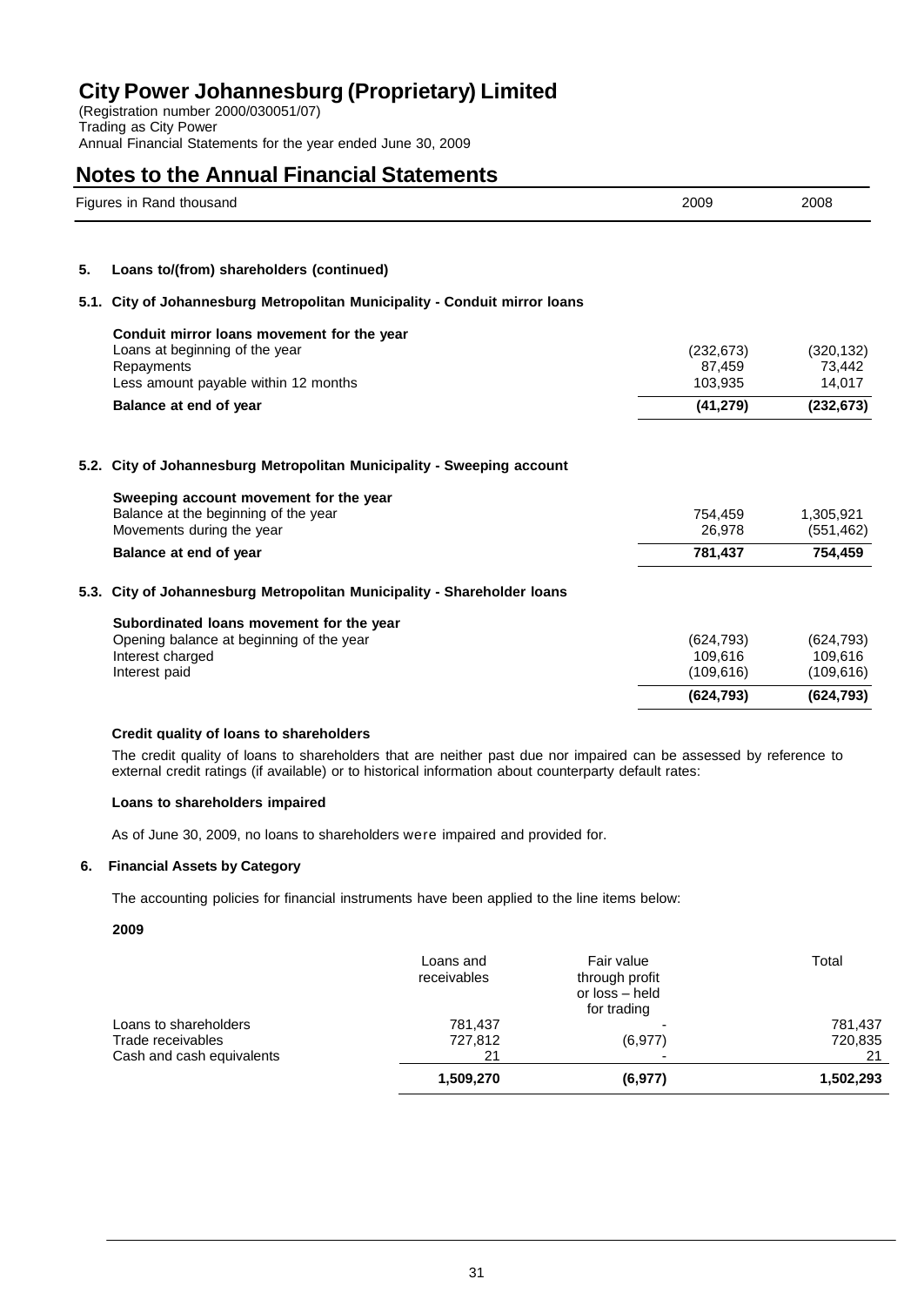# City Power Johannesburg (Proprietary) Limited

(Registration number 2000/030051/07)
Trading as City Power
Annual Financial Statements for the year ended June 30, 2009

## Notes to the Annual Financial Statements

| Figures in Rand thousand | 2009 | 2008 |
|---|---|---|

### 5. Loans to/(from) shareholders (continued)

#### 5.1. City of Johannesburg Metropolitan Municipality - Conduit mirror loans

| | 2009 | 2008 |
|---|---|---|
| **Conduit mirror loans movement for the year** | | |
| Loans at beginning of the year | (232,673) | (320,132) |
| Repayments | 87,459 | 73,442 |
| Less amount payable within 12 months | 103,935 | 14,017 |
| **Balance at end of year** | **(41,279)** | **(232,673)** |

#### 5.2. City of Johannesburg Metropolitan Municipality - Sweeping account

| | 2009 | 2008 |
|---|---|---|
| **Sweeping account movement for the year** | | |
| Balance at the beginning of the year | 754,459 | 1,305,921 |
| Movements during the year | 26,978 | (551,462) |
| **Balance at end of year** | **781,437** | **754,459** |

#### 5.3. City of Johannesburg Metropolitan Municipality - Shareholder loans

| | 2009 | 2008 |
|---|---|---|
| **Subordinated loans movement for the year** | | |
| Opening balance at beginning of the year | (624,793) | (624,793) |
| Interest charged | 109,616 | 109,616 |
| Interest paid | (109,616) | (109,616) |
| | **(624,793)** | **(624,793)** |

**Credit quality of loans to shareholders**

The credit quality of loans to shareholders that are neither past due nor impaired can be assessed by reference to external credit ratings (if available) or to historical information about counterparty default rates:

**Loans to shareholders impaired**

As of June 30, 2009, no loans to shareholders were impaired and provided for.

### 6. Financial Assets by Category

The accounting policies for financial instruments have been applied to the line items below:

**2009**

| | Loans and receivables | Fair value through profit or loss – held for trading | Total |
|---|---|---|---|
| Loans to shareholders | 781,437 | - | 781,437 |
| Trade receivables | 727,812 | (6,977) | 720,835 |
| Cash and cash equivalents | 21 | - | 21 |
| | **1,509,270** | **(6,977)** | **1,502,293** |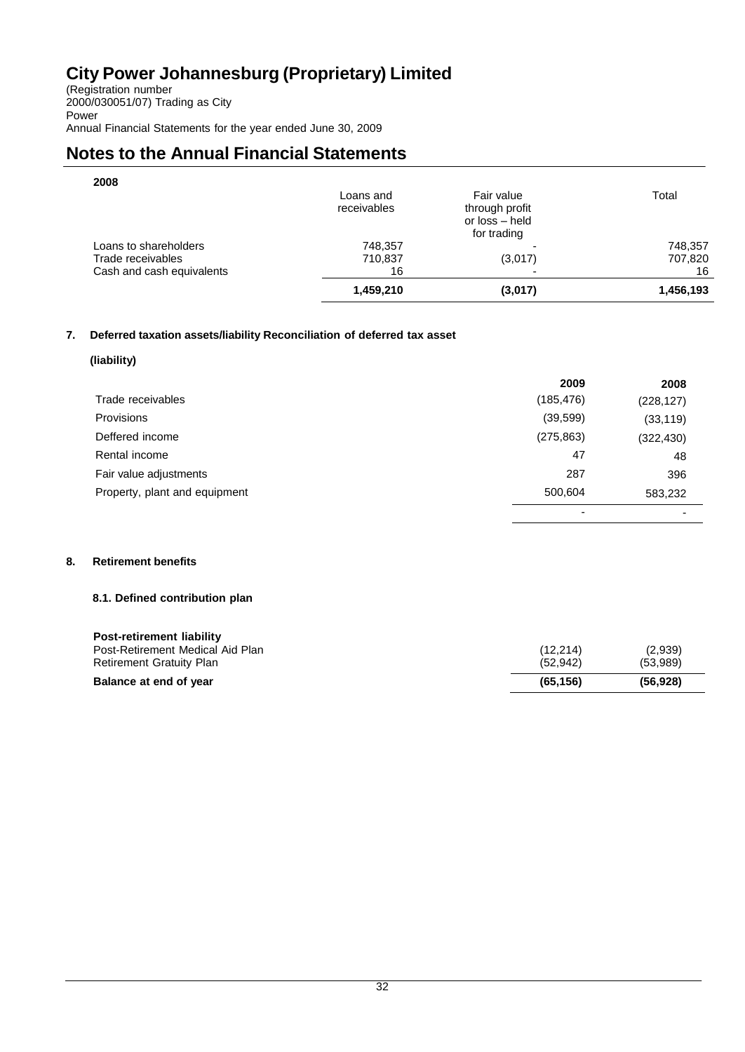**2008**

| | Loans and receivables | Fair value through profit or loss – held for trading | Total |
|---|---|---|---|
| Loans to shareholders | 748,357 | - | 748,357 |
| Trade receivables | 710,837 | (3,017) | 707,820 |
| Cash and cash equivalents | 16 | - | 16 |
| | **1,459,210** | **(3,017)** | **1,456,193** |

## 7. Deferred taxation assets/liability Reconciliation of deferred tax asset

**(liability)**

| | 2009 | 2008 |
|---|---|---|
| Trade receivables | (185,476) | (228,127) |
| Provisions | (39,599) | (33,119) |
| Deffered income | (275,863) | (322,430) |
| Rental income | 47 | 48 |
| Fair value adjustments | 287 | 396 |
| Property, plant and equipment | 500,604 | 583,232 |
| | - | - |

## 8. Retirement benefits

### 8.1. Defined contribution plan

| **Post-retirement liability** | | |
|---|---|---|
| Post-Retirement Medical Aid Plan | (12,214) | (2,939) |
| Retirement Gratuity Plan | (52,942) | (53,989) |
| **Balance at end of year** | **(65,156)** | **(56,928)** |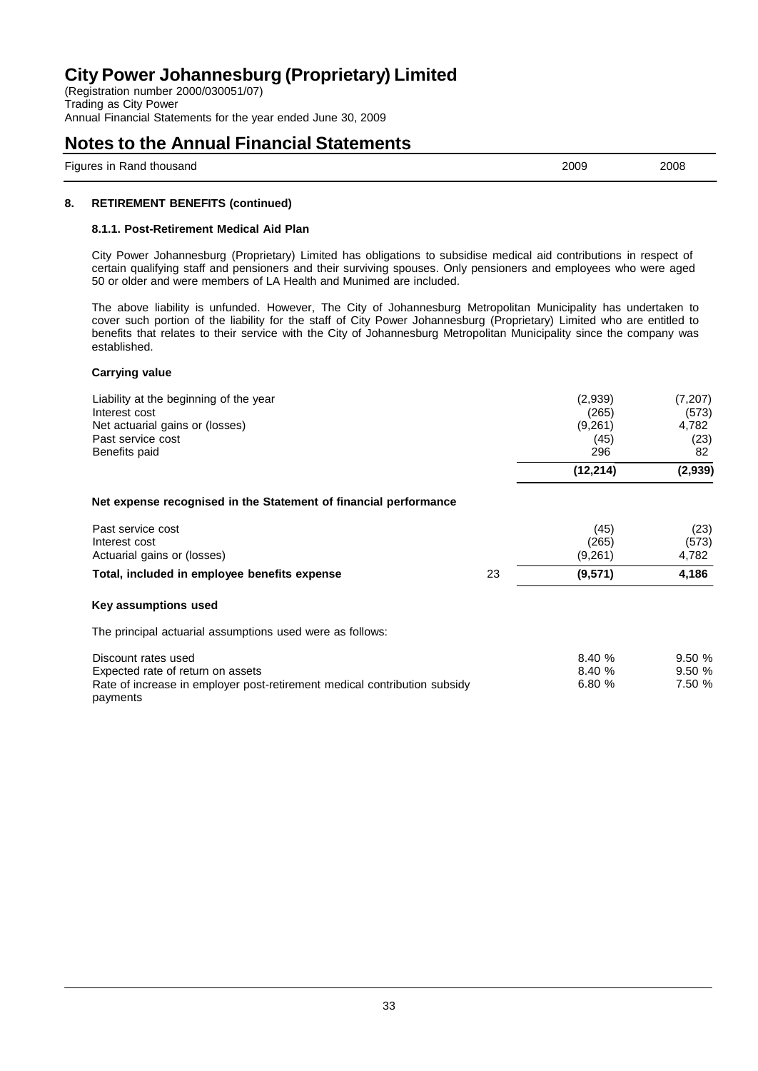# City Power Johannesburg (Proprietary) Limited

(Registration number 2000/030051/07)
Trading as City Power
Annual Financial Statements for the year ended June 30, 2009

# Notes to the Annual Financial Statements

| Figures in Rand thousand | | 2009 | 2008 |
|---|---|---|---|

## 8. RETIREMENT BENEFITS (continued)

### 8.1.1. Post-Retirement Medical Aid Plan

City Power Johannesburg (Proprietary) Limited has obligations to subsidise medical aid contributions in respect of certain qualifying staff and pensioners and their surviving spouses. Only pensioners and employees who were aged 50 or older and were members of LA Health and Munimed are included.

The above liability is unfunded. However, The City of Johannesburg Metropolitan Municipality has undertaken to cover such portion of the liability for the staff of City Power Johannesburg (Proprietary) Limited who are entitled to benefits that relates to their service with the City of Johannesburg Metropolitan Municipality since the company was established.

**Carrying value**

| | | 2009 | 2008 |
|---|---|---|---|
| Liability at the beginning of the year | | (2,939) | (7,207) |
| Interest cost | | (265) | (573) |
| Net actuarial gains or (losses) | | (9,261) | 4,782 |
| Past service cost | | (45) | (23) |
| Benefits paid | | 296 | 82 |
| | | **(12,214)** | **(2,939)** |

**Net expense recognised in the Statement of financial performance**

| | | 2009 | 2008 |
|---|---|---|---|
| Past service cost | | (45) | (23) |
| Interest cost | | (265) | (573) |
| Actuarial gains or (losses) | | (9,261) | 4,782 |
| **Total, included in employee benefits expense** | 23 | **(9,571)** | **4,186** |

**Key assumptions used**

The principal actuarial assumptions used were as follows:

| | 2009 | 2008 |
|---|---|---|
| Discount rates used | 8.40 % | 9.50 % |
| Expected rate of return on assets | 8.40 % | 9.50 % |
| Rate of increase in employer post-retirement medical contribution subsidy payments | 6.80 % | 7.50 % |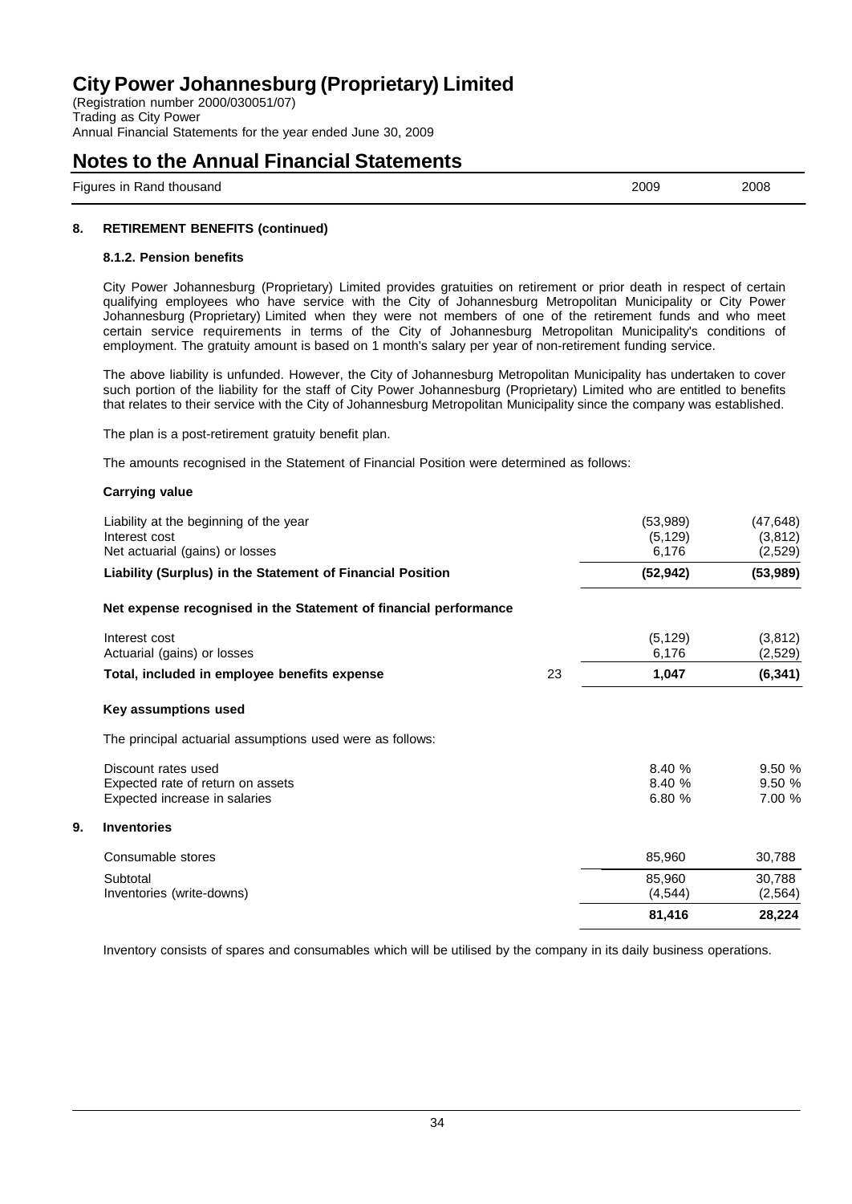# City Power Johannesburg (Proprietary) Limited

(Registration number 2000/030051/07)
Trading as City Power
Annual Financial Statements for the year ended June 30, 2009

## Notes to the Annual Financial Statements

| Figures in Rand thousand | | 2009 | 2008 |
|---|---|---|---|

### 8. RETIREMENT BENEFITS (continued)

#### 8.1.2. Pension benefits

City Power Johannesburg (Proprietary) Limited provides gratuities on retirement or prior death in respect of certain qualifying employees who have service with the City of Johannesburg Metropolitan Municipality or City Power Johannesburg (Proprietary) Limited when they were not members of one of the retirement funds and who meet certain service requirements in terms of the City of Johannesburg Metropolitan Municipality's conditions of employment. The gratuity amount is based on 1 month's salary per year of non-retirement funding service.

The above liability is unfunded. However, the City of Johannesburg Metropolitan Municipality has undertaken to cover such portion of the liability for the staff of City Power Johannesburg (Proprietary) Limited who are entitled to benefits that relates to their service with the City of Johannesburg Metropolitan Municipality since the company was established.

The plan is a post-retirement gratuity benefit plan.

The amounts recognised in the Statement of Financial Position were determined as follows:

**Carrying value**

| | | 2009 | 2008 |
|---|---|---|---|
| Liability at the beginning of the year | | (53,989) | (47,648) |
| Interest cost | | (5,129) | (3,812) |
| Net actuarial (gains) or losses | | 6,176 | (2,529) |
| **Liability (Surplus) in the Statement of Financial Position** | | **(52,942)** | **(53,989)** |

**Net expense recognised in the Statement of financial performance**

| | | 2009 | 2008 |
|---|---|---|---|
| Interest cost | | (5,129) | (3,812) |
| Actuarial (gains) or losses | | 6,176 | (2,529) |
| **Total, included in employee benefits expense** | 23 | **1,047** | **(6,341)** |

**Key assumptions used**

The principal actuarial assumptions used were as follows:

| | 2009 | 2008 |
|---|---|---|
| Discount rates used | 8.40 % | 9.50 % |
| Expected rate of return on assets | 8.40 % | 9.50 % |
| Expected increase in salaries | 6.80 % | 7.00 % |

### 9. Inventories

| | 2009 | 2008 |
|---|---|---|
| Consumable stores | 85,960 | 30,788 |
| Subtotal | 85,960 | 30,788 |
| Inventories (write-downs) | (4,544) | (2,564) |
| | **81,416** | **28,224** |

Inventory consists of spares and consumables which will be utilised by the company in its daily business operations.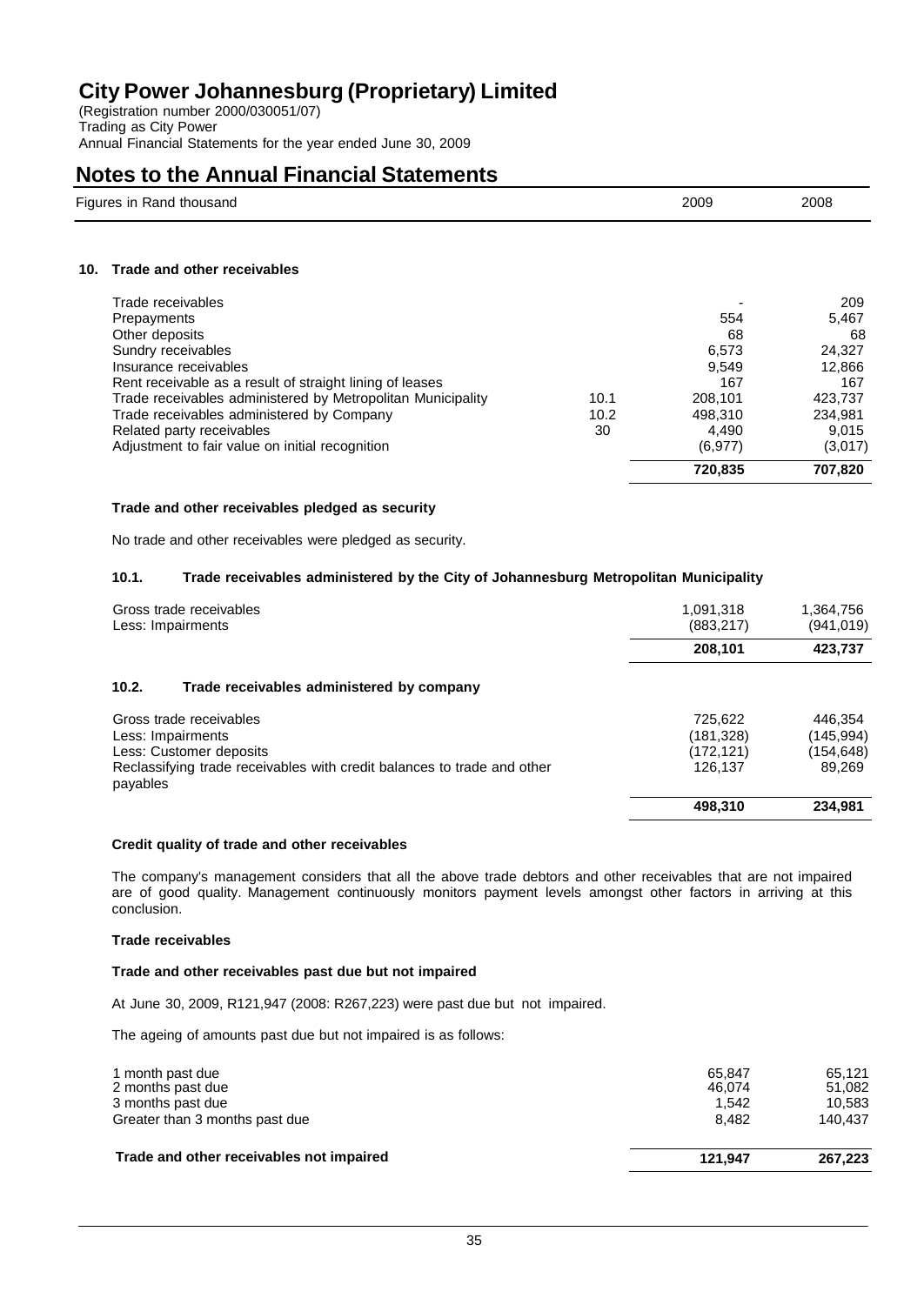# City Power Johannesburg (Proprietary) Limited

(Registration number 2000/030051/07)
Trading as City Power
Annual Financial Statements for the year ended June 30, 2009

## Notes to the Annual Financial Statements

| Figures in Rand thousand | | 2009 | 2008 |
|---|---|---|---|

### 10. Trade and other receivables

| | Note | 2009 | 2008 |
|---|---|---|---|
| Trade receivables | | - | 209 |
| Prepayments | | 554 | 5,467 |
| Other deposits | | 68 | 68 |
| Sundry receivables | | 6,573 | 24,327 |
| Insurance receivables | | 9,549 | 12,866 |
| Rent receivable as a result of straight lining of leases | | 167 | 167 |
| Trade receivables administered by Metropolitan Municipality | 10.1 | 208,101 | 423,737 |
| Trade receivables administered by Company | 10.2 | 498,310 | 234,981 |
| Related party receivables | 30 | 4,490 | 9,015 |
| Adjustment to fair value on initial recognition | | (6,977) | (3,017) |
| | | **720,835** | **707,820** |

**Trade and other receivables pledged as security**

No trade and other receivables were pledged as security.

#### 10.1. Trade receivables administered by the City of Johannesburg Metropolitan Municipality

| | 2009 | 2008 |
|---|---|---|
| Gross trade receivables | 1,091,318 | 1,364,756 |
| Less: Impairments | (883,217) | (941,019) |
| | **208,101** | **423,737** |

#### 10.2. Trade receivables administered by company

| | 2009 | 2008 |
|---|---|---|
| Gross trade receivables | 725,622 | 446,354 |
| Less: Impairments | (181,328) | (145,994) |
| Less: Customer deposits | (172,121) | (154,648) |
| Reclassifying trade receivables with credit balances to trade and other payables | 126,137 | 89,269 |
| | **498,310** | **234,981** |

**Credit quality of trade and other receivables**

The company's management considers that all the above trade debtors and other receivables that are not impaired are of good quality. Management continuously monitors payment levels amongst other factors in arriving at this conclusion.

**Trade receivables**

**Trade and other receivables past due but not impaired**

At June 30, 2009, R121,947 (2008: R267,223) were past due but not impaired.

The ageing of amounts past due but not impaired is as follows:

| | 2009 | 2008 |
|---|---|---|
| 1 month past due | 65,847 | 65,121 |
| 2 months past due | 46,074 | 51,082 |
| 3 months past due | 1,542 | 10,583 |
| Greater than 3 months past due | 8,482 | 140,437 |
| **Trade and other receivables not impaired** | **121,947** | **267,223** |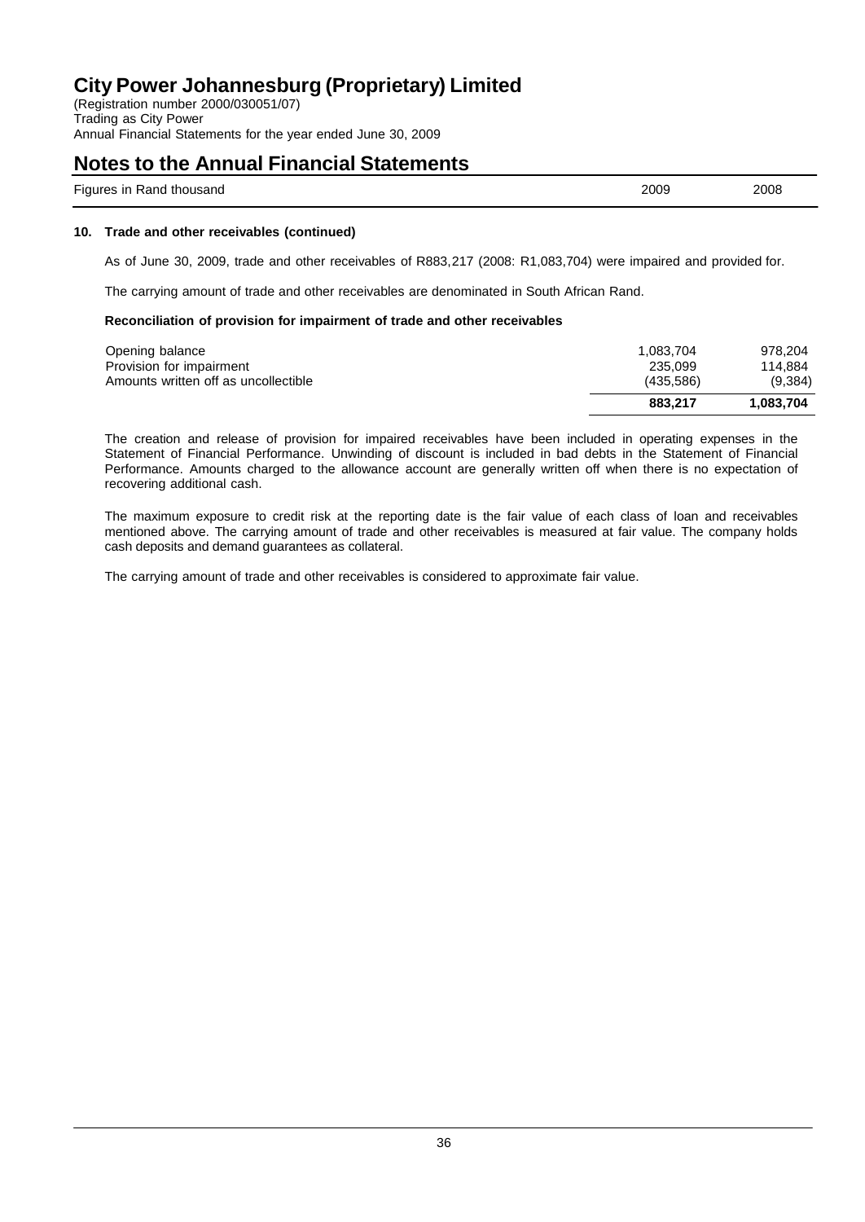# Notes to the Annual Financial Statements

| Figures in Rand thousand | 2009 | 2008 |
|---|---|---|

## 10. Trade and other receivables (continued)

As of June 30, 2009, trade and other receivables of R883,217 (2008: R1,083,704) were impaired and provided for.

The carrying amount of trade and other receivables are denominated in South African Rand.

### Reconciliation of provision for impairment of trade and other receivables

| | 2009 | 2008 |
|---|---|---|
| Opening balance | 1,083,704 | 978,204 |
| Provision for impairment | 235,099 | 114,884 |
| Amounts written off as uncollectible | (435,586) | (9,384) |
| | **883,217** | **1,083,704** |

The creation and release of provision for impaired receivables have been included in operating expenses in the Statement of Financial Performance. Unwinding of discount is included in bad debts in the Statement of Financial Performance. Amounts charged to the allowance account are generally written off when there is no expectation of recovering additional cash.

The maximum exposure to credit risk at the reporting date is the fair value of each class of loan and receivables mentioned above. The carrying amount of trade and other receivables is measured at fair value. The company holds cash deposits and demand guarantees as collateral.

The carrying amount of trade and other receivables is considered to approximate fair value.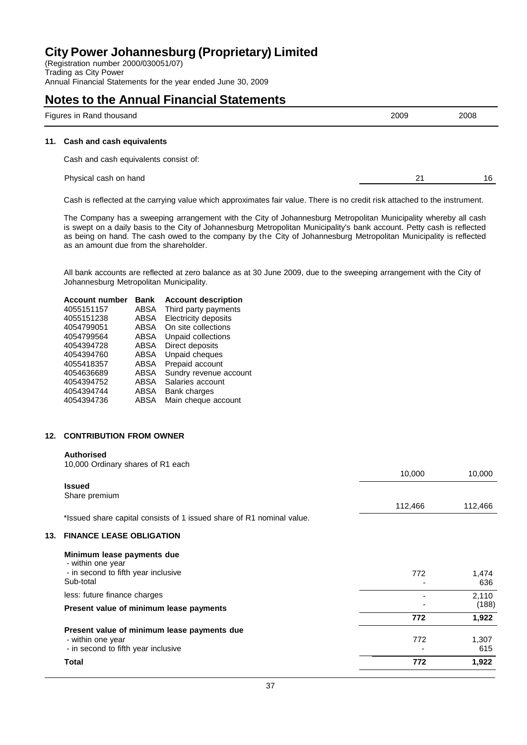## 11. Cash and cash equivalents

Cash and cash equivalents consist of:

| Figures in Rand thousand | 2009 | 2008 |
|---|---|---|
| Physical cash on hand | 21 | 16 |

Cash is reflected at the carrying value which approximates fair value. There is no credit risk attached to the instrument.

The Company has a sweeping arrangement with the City of Johannesburg Metropolitan Municipality whereby all cash is swept on a daily basis to the City of Johannesburg Metropolitan Municipality's bank account. Petty cash is reflected as being on hand. The cash owed to the company by the City of Johannesburg Metropolitan Municipality is reflected as an amount due from the shareholder.

All bank accounts are reflected at zero balance as at 30 June 2009, due to the sweeping arrangement with the City of Johannesburg Metropolitan Municipality.

| Account number | Bank | Account description |
|---|---|---|
| 4055151157 | ABSA | Third party payments |
| 4055151238 | ABSA | Electricity deposits |
| 4054799051 | ABSA | On site collections |
| 4054799564 | ABSA | Unpaid collections |
| 4054394728 | ABSA | Direct deposits |
| 4054394760 | ABSA | Unpaid cheques |
| 4055418357 | ABSA | Prepaid account |
| 4054636689 | ABSA | Sundry revenue account |
| 4054394752 | ABSA | Salaries account |
| 4054394744 | ABSA | Bank charges |
| 4054394736 | ABSA | Main cheque account |

## 12. CONTRIBUTION FROM OWNER

| Figures in Rand thousand | 2009 | 2008 |
|---|---|---|
| **Authorised** | | |
| 10,000 Ordinary shares of R1 each | 10,000 | 10,000 |
| **Issued** | | |
| Share premium | 112,466 | 112,466 |

*Issued share capital consists of 1 issued share of R1 nominal value.

## 13. FINANCE LEASE OBLIGATION

| Figures in Rand thousand | 2009 | 2008 |
|---|---|---|
| **Minimum lease payments due** | | |
| - within one year | | |
| - in second to fifth year inclusive | 772 | 1,474 |
| Sub-total | - | 636 |
| less: future finance charges | - | 2,110 |
| **Present value of minimum lease payments** | - | (188) |
| | **772** | **1,922** |
| **Present value of minimum lease payments due** | | |
| - within one year | 772 | 1,307 |
| - in second to fifth year inclusive | - | 615 |
| **Total** | **772** | **1,922** |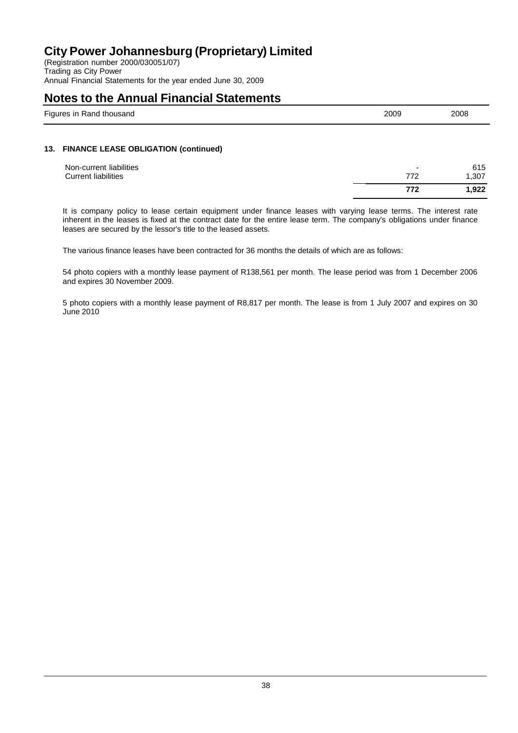# City Power Johannesburg (Proprietary) Limited

(Registration number 2000/030051/07)
Trading as City Power
Annual Financial Statements for the year ended June 30, 2009

## Notes to the Annual Financial Statements

| Figures in Rand thousand | 2009 | 2008 |
|---|---|---|

### 13. FINANCE LEASE OBLIGATION (continued)

| | 2009 | 2008 |
|---|---|---|
| Non-current liabilities | - | 615 |
| Current liabilities | 772 | 1,307 |
| | **772** | **1,922** |

It is company policy to lease certain equipment under finance leases with varying lease terms. The interest rate inherent in the leases is fixed at the contract date for the entire lease term. The company's obligations under finance leases are secured by the lessor's title to the leased assets.

The various finance leases have been contracted for 36 months the details of which are as follows:

54 photo copiers with a monthly lease payment of R138,561 per month. The lease period was from 1 December 2006 and expires 30 November 2009.

5 photo copiers with a monthly lease payment of R8,817 per month. The lease is from 1 July 2007 and expires on 30 June 2010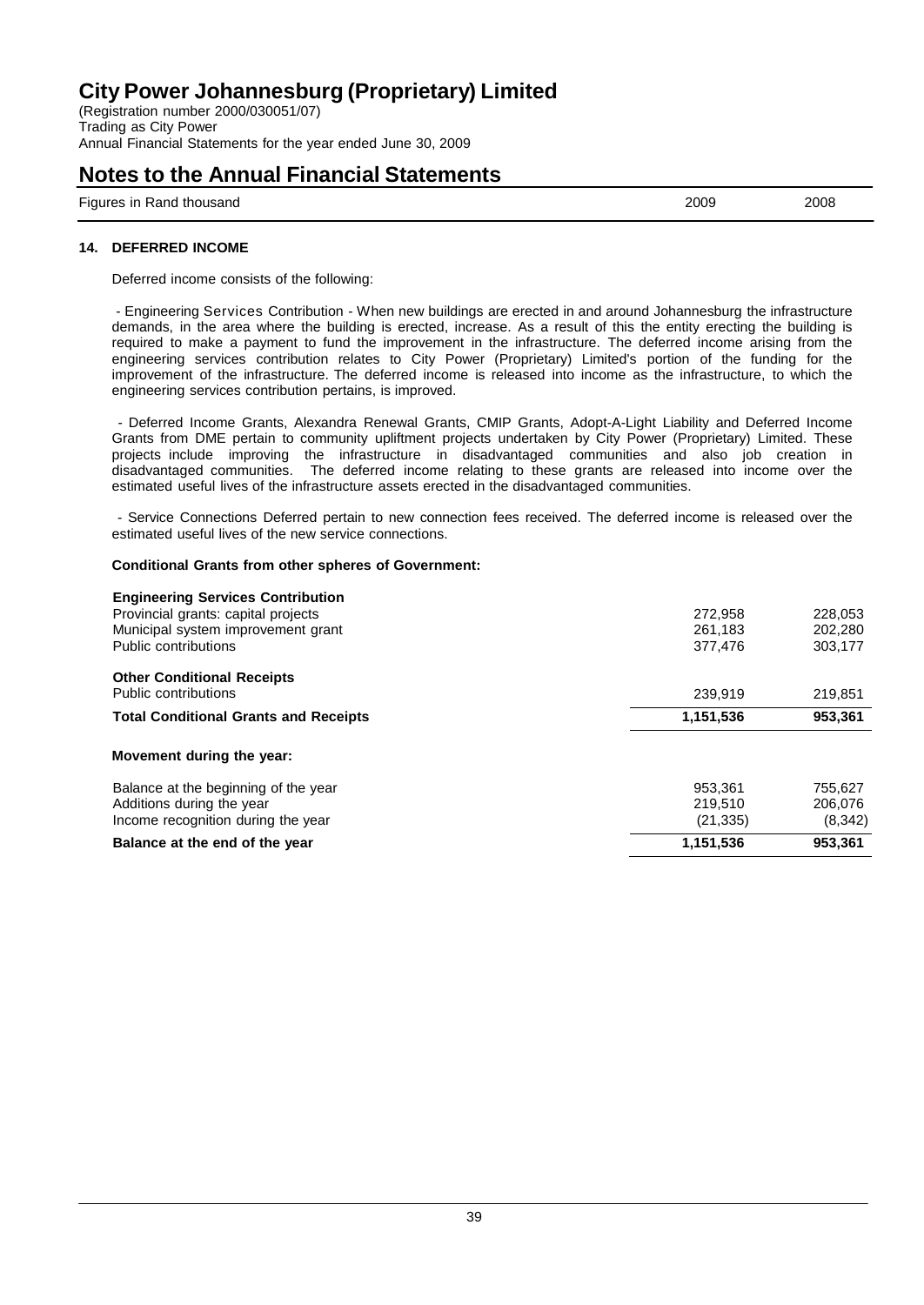# City Power Johannesburg (Proprietary) Limited

(Registration number 2000/030051/07)
Trading as City Power
Annual Financial Statements for the year ended June 30, 2009

## Notes to the Annual Financial Statements

| Figures in Rand thousand | 2009 | 2008 |
|---|---|---|

### 14. DEFERRED INCOME

Deferred income consists of the following:

- Engineering Services Contribution - When new buildings are erected in and around Johannesburg the infrastructure demands, in the area where the building is erected, increase. As a result of this the entity erecting the building is required to make a payment to fund the improvement in the infrastructure. The deferred income arising from the engineering services contribution relates to City Power (Proprietary) Limited's portion of the funding for the improvement of the infrastructure. The deferred income is released into income as the infrastructure, to which the engineering services contribution pertains, is improved.

- Deferred Income Grants, Alexandra Renewal Grants, CMIP Grants, Adopt-A-Light Liability and Deferred Income Grants from DME pertain to community upliftment projects undertaken by City Power (Proprietary) Limited. These projects include improving the infrastructure in disadvantaged communities and also job creation in disadvantaged communities. The deferred income relating to these grants are released into income over the estimated useful lives of the infrastructure assets erected in the disadvantaged communities.

- Service Connections Deferred pertain to new connection fees received. The deferred income is released over the estimated useful lives of the new service connections.

**Conditional Grants from other spheres of Government:**

| | 2009 | 2008 |
|---|---|---|
| **Engineering Services Contribution** | | |
| Provincial grants: capital projects | 272,958 | 228,053 |
| Municipal system improvement grant | 261,183 | 202,280 |
| Public contributions | 377,476 | 303,177 |
| **Other Conditional Receipts** | | |
| Public contributions | 239,919 | 219,851 |
| **Total Conditional Grants and Receipts** | **1,151,536** | **953,361** |

**Movement during the year:**

| | 2009 | 2008 |
|---|---|---|
| Balance at the beginning of the year | 953,361 | 755,627 |
| Additions during the year | 219,510 | 206,076 |
| Income recognition during the year | (21,335) | (8,342) |
| **Balance at the end of the year** | **1,151,536** | **953,361** |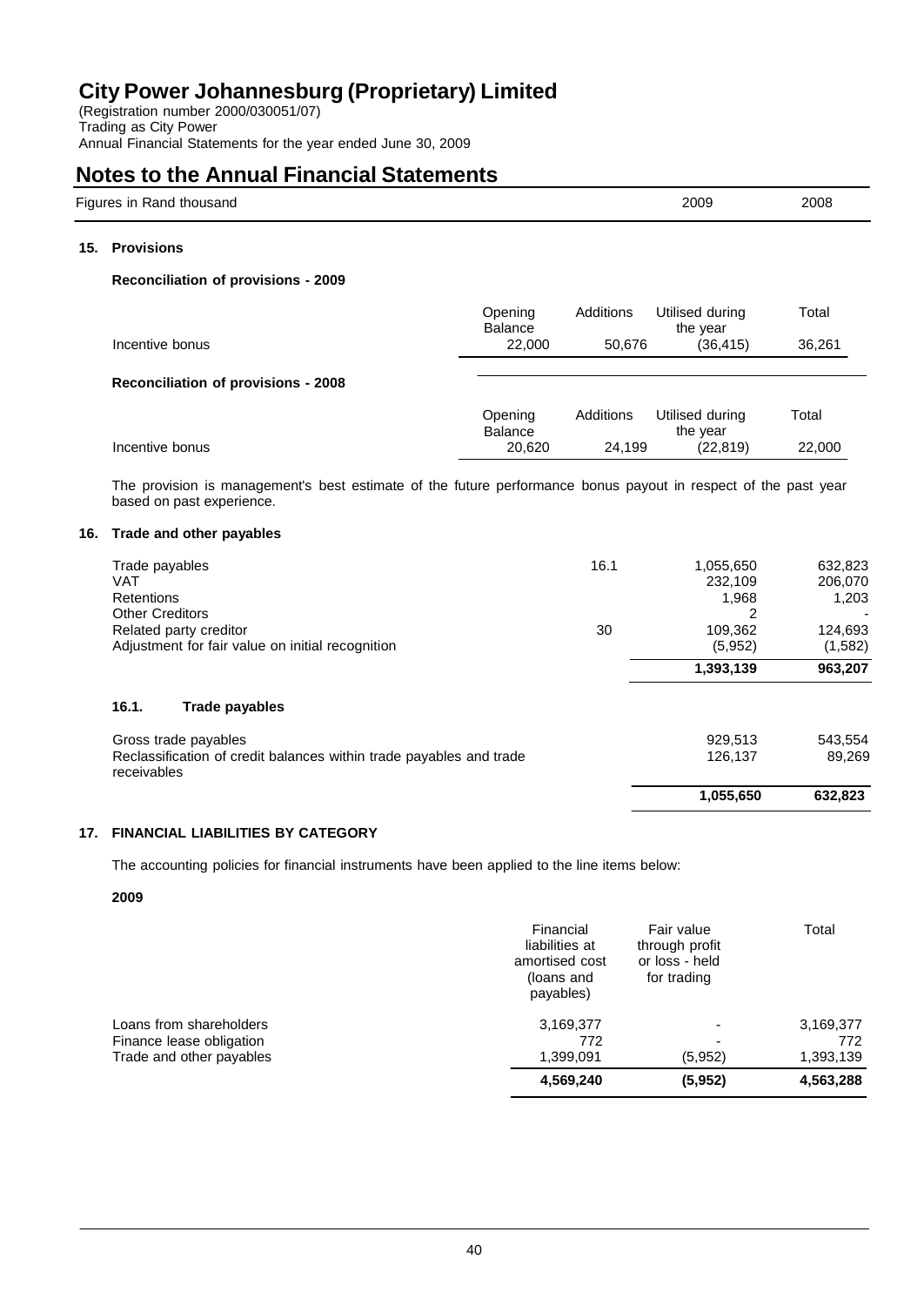# City Power Johannesburg (Proprietary) Limited

(Registration number 2000/030051/07)
Trading as City Power
Annual Financial Statements for the year ended June 30, 2009

## Notes to the Annual Financial Statements

| Figures in Rand thousand | | 2009 | 2008 |
|---|---|---|---|

### 15. Provisions

**Reconciliation of provisions - 2009**

| | Opening Balance | Additions | Utilised during the year | Total |
|---|---|---|---|---|
| Incentive bonus | 22,000 | 50,676 | (36,415) | 36,261 |

**Reconciliation of provisions - 2008**

| | Opening Balance | Additions | Utilised during the year | Total |
|---|---|---|---|---|
| Incentive bonus | 20,620 | 24,199 | (22,819) | 22,000 |

The provision is management's best estimate of the future performance bonus payout in respect of the past year based on past experience.

### 16. Trade and other payables

| | Note | 2009 | 2008 |
|---|---|---|---|
| Trade payables | 16.1 | 1,055,650 | 632,823 |
| VAT | | 232,109 | 206,070 |
| Retentions | | 1,968 | 1,203 |
| Other Creditors | | 2 | - |
| Related party creditor | 30 | 109,362 | 124,693 |
| Adjustment for fair value on initial recognition | | (5,952) | (1,582) |
| | | **1,393,139** | **963,207** |

#### 16.1. Trade payables

| | 2009 | 2008 |
|---|---|---|
| Gross trade payables | 929,513 | 543,554 |
| Reclassification of credit balances within trade payables and trade receivables | 126,137 | 89,269 |
| | **1,055,650** | **632,823** |

### 17. FINANCIAL LIABILITIES BY CATEGORY

The accounting policies for financial instruments have been applied to the line items below:

**2009**

| | Financial liabilities at amortised cost (loans and payables) | Fair value through profit or loss - held for trading | Total |
|---|---|---|---|
| Loans from shareholders | 3,169,377 | - | 3,169,377 |
| Finance lease obligation | 772 | - | 772 |
| Trade and other payables | 1,399,091 | (5,952) | 1,393,139 |
| | **4,569,240** | **(5,952)** | **4,563,288** |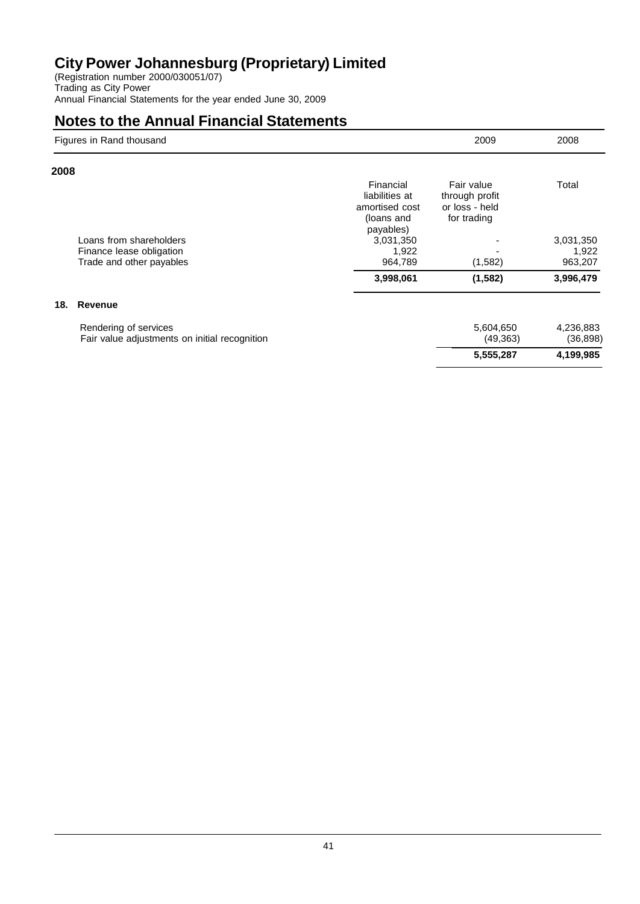## Notes to the Annual Financial Statements

Figures in Rand thousand

### 2008

| | Financial liabilities at amortised cost (loans and payables) | Fair value through profit or loss - held for trading | Total |
|---|---|---|---|
| Loans from shareholders | 3,031,350 | - | 3,031,350 |
| Finance lease obligation | 1,922 | - | 1,922 |
| Trade and other payables | 964,789 | (1,582) | 963,207 |
| | **3,998,061** | **(1,582)** | **3,996,479** |

### 18. Revenue

| | 2009 | 2008 |
|---|---|---|
| Rendering of services | 5,604,650 | 4,236,883 |
| Fair value adjustments on initial recognition | (49,363) | (36,898) |
| | **5,555,287** | **4,199,985** |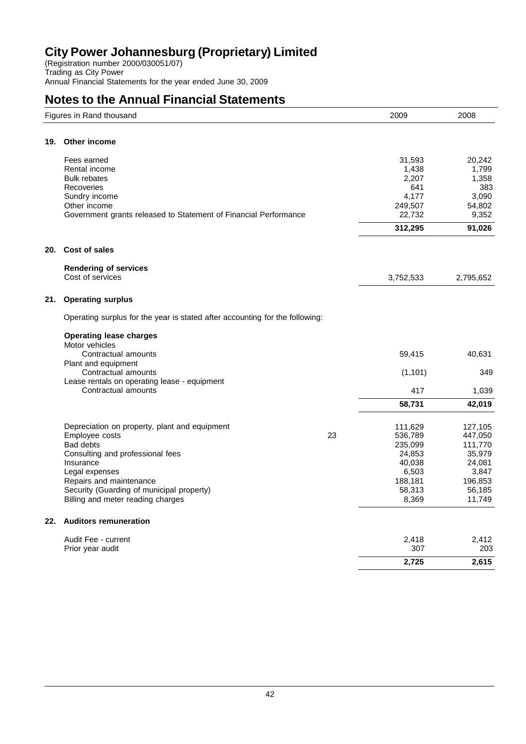# City Power Johannesburg (Proprietary) Limited

(Registration number 2000/030051/07)
Trading as City Power
Annual Financial Statements for the year ended June 30, 2009

## Notes to the Annual Financial Statements

| Figures in Rand thousand | | 2009 | 2008 |
|---|---|---|---|
| **19. Other income** | | | |
| Fees earned | | 31,593 | 20,242 |
| Rental income | | 1,438 | 1,799 |
| Bulk rebates | | 2,207 | 1,358 |
| Recoveries | | 641 | 383 |
| Sundry income | | 4,177 | 3,090 |
| Other income | | 249,507 | 54,802 |
| Government grants released to Statement of Financial Performance | | 22,732 | 9,352 |
| | | **312,295** | **91,026** |
| **20. Cost of sales** | | | |
| **Rendering of services** | | | |
| Cost of services | | 3,752,533 | 2,795,652 |
| **21. Operating surplus** | | | |
| Operating surplus for the year is stated after accounting for the following: | | | |
| **Operating lease charges** | | | |
| Motor vehicles | | | |
| Contractual amounts | | 59,415 | 40,631 |
| Plant and equipment | | | |
| Contractual amounts | | (1,101) | 349 |
| Lease rentals on operating lease - equipment | | | |
| Contractual amounts | | 417 | 1,039 |
| | | **58,731** | **42,019** |
| Depreciation on property, plant and equipment | | 111,629 | 127,105 |
| Employee costs | 23 | 536,789 | 447,050 |
| Bad debts | | 235,099 | 111,770 |
| Consulting and professional fees | | 24,853 | 35,979 |
| Insurance | | 40,038 | 24,081 |
| Legal expenses | | 6,503 | 3,847 |
| Repairs and maintenance | | 188,181 | 196,853 |
| Security (Guarding of municipal property) | | 58,313 | 56,185 |
| Billing and meter reading charges | | 8,369 | 11,749 |
| **22. Auditors remuneration** | | | |
| Audit Fee - current | | 2,418 | 2,412 |
| Prior year audit | | 307 | 203 |
| | | **2,725** | **2,615** |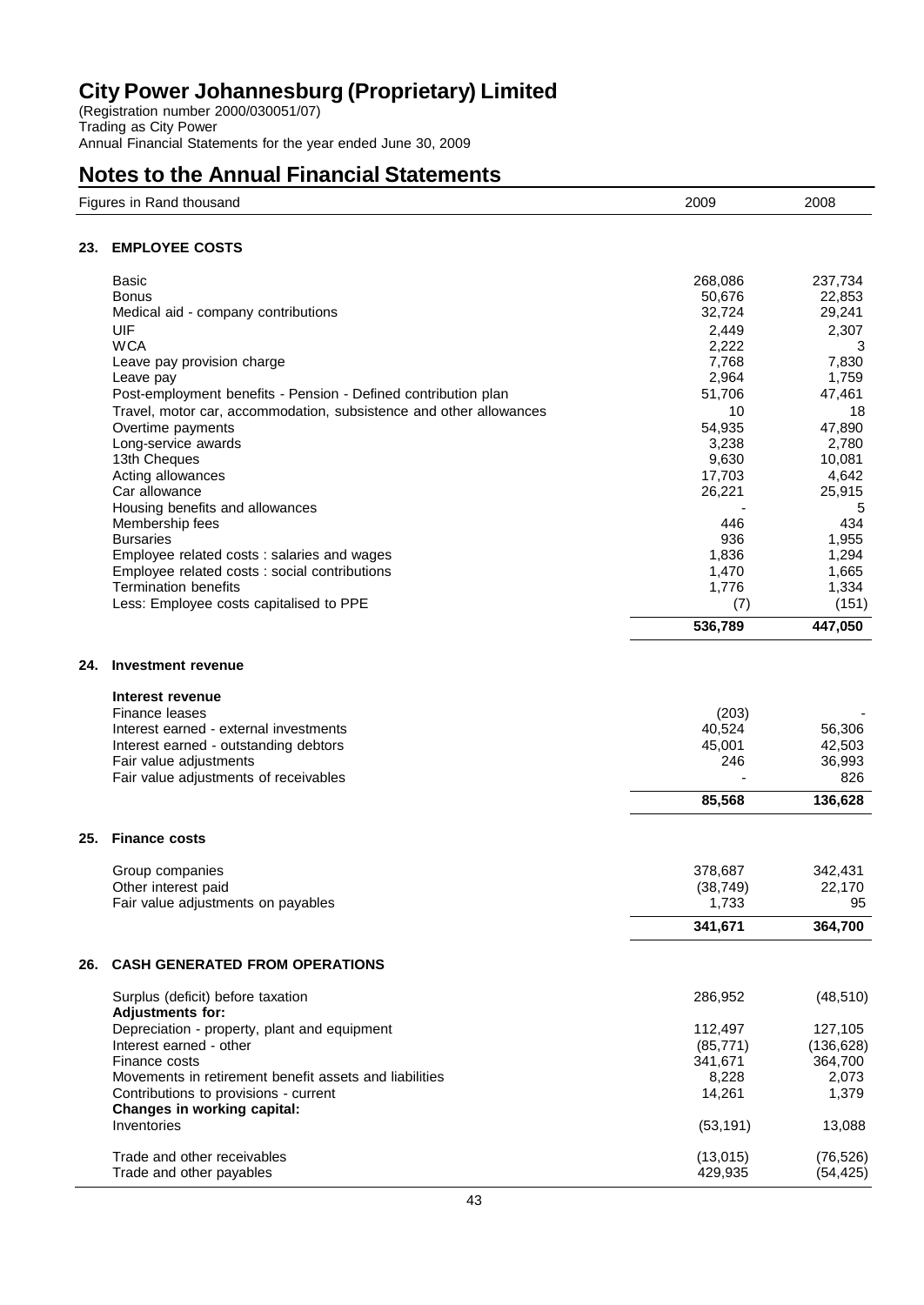# City Power Johannesburg (Proprietary) Limited

(Registration number 2000/030051/07)
Trading as City Power
Annual Financial Statements for the year ended June 30, 2009

## Notes to the Annual Financial Statements

| Figures in Rand thousand | 2009 | 2008 |
|---|---|---|

### 23. EMPLOYEE COSTS

| | 2009 | 2008 |
|---|---|---|
| Basic | 268,086 | 237,734 |
| Bonus | 50,676 | 22,853 |
| Medical aid - company contributions | 32,724 | 29,241 |
| UIF | 2,449 | 2,307 |
| WCA | 2,222 | 3 |
| Leave pay provision charge | 7,768 | 7,830 |
| Leave pay | 2,964 | 1,759 |
| Post-employment benefits - Pension - Defined contribution plan | 51,706 | 47,461 |
| Travel, motor car, accommodation, subsistence and other allowances | 10 | 18 |
| Overtime payments | 54,935 | 47,890 |
| Long-service awards | 3,238 | 2,780 |
| 13th Cheques | 9,630 | 10,081 |
| Acting allowances | 17,703 | 4,642 |
| Car allowance | 26,221 | 25,915 |
| Housing benefits and allowances | - | 5 |
| Membership fees | 446 | 434 |
| Bursaries | 936 | 1,955 |
| Employee related costs : salaries and wages | 1,836 | 1,294 |
| Employee related costs : social contributions | 1,470 | 1,665 |
| Termination benefits | 1,776 | 1,334 |
| Less: Employee costs capitalised to PPE | (7) | (151) |
| | **536,789** | **447,050** |

### 24. Investment revenue

| | 2009 | 2008 |
|---|---|---|
| **Interest revenue** | | |
| Finance leases | (203) | - |
| Interest earned - external investments | 40,524 | 56,306 |
| Interest earned - outstanding debtors | 45,001 | 42,503 |
| Fair value adjustments | 246 | 36,993 |
| Fair value adjustments of receivables | - | 826 |
| | **85,568** | **136,628** |

### 25. Finance costs

| | 2009 | 2008 |
|---|---|---|
| Group companies | 378,687 | 342,431 |
| Other interest paid | (38,749) | 22,170 |
| Fair value adjustments on payables | 1,733 | 95 |
| | **341,671** | **364,700** |

### 26. CASH GENERATED FROM OPERATIONS

| | 2009 | 2008 |
|---|---|---|
| Surplus (deficit) before taxation | 286,952 | (48,510) |
| **Adjustments for:** | | |
| Depreciation - property, plant and equipment | 112,497 | 127,105 |
| Interest earned - other | (85,771) | (136,628) |
| Finance costs | 341,671 | 364,700 |
| Movements in retirement benefit assets and liabilities | 8,228 | 2,073 |
| Contributions to provisions - current | 14,261 | 1,379 |
| **Changes in working capital:** | | |
| Inventories | (53,191) | 13,088 |
| Trade and other receivables | (13,015) | (76,526) |
| Trade and other payables | 429,935 | (54,425) |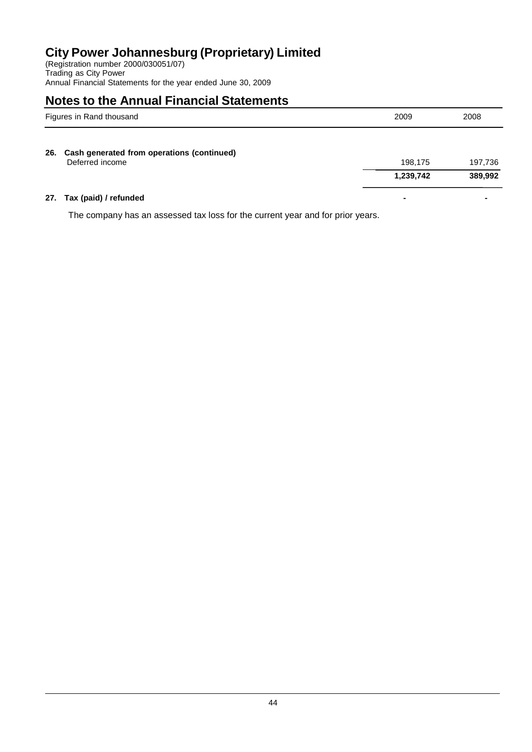# City Power Johannesburg (Proprietary) Limited

(Registration number 2000/030051/07)
Trading as City Power
Annual Financial Statements for the year ended June 30, 2009

## Notes to the Annual Financial Statements

| Figures in Rand thousand | 2009 | 2008 |
|---|---|---|
| **26. Cash generated from operations (continued)** | | |
| Deferred income | 198,175 | 197,736 |
| | **1,239,742** | **389,992** |
| **27. Tax (paid) / refunded** | - | - |

The company has an assessed tax loss for the current year and for prior years.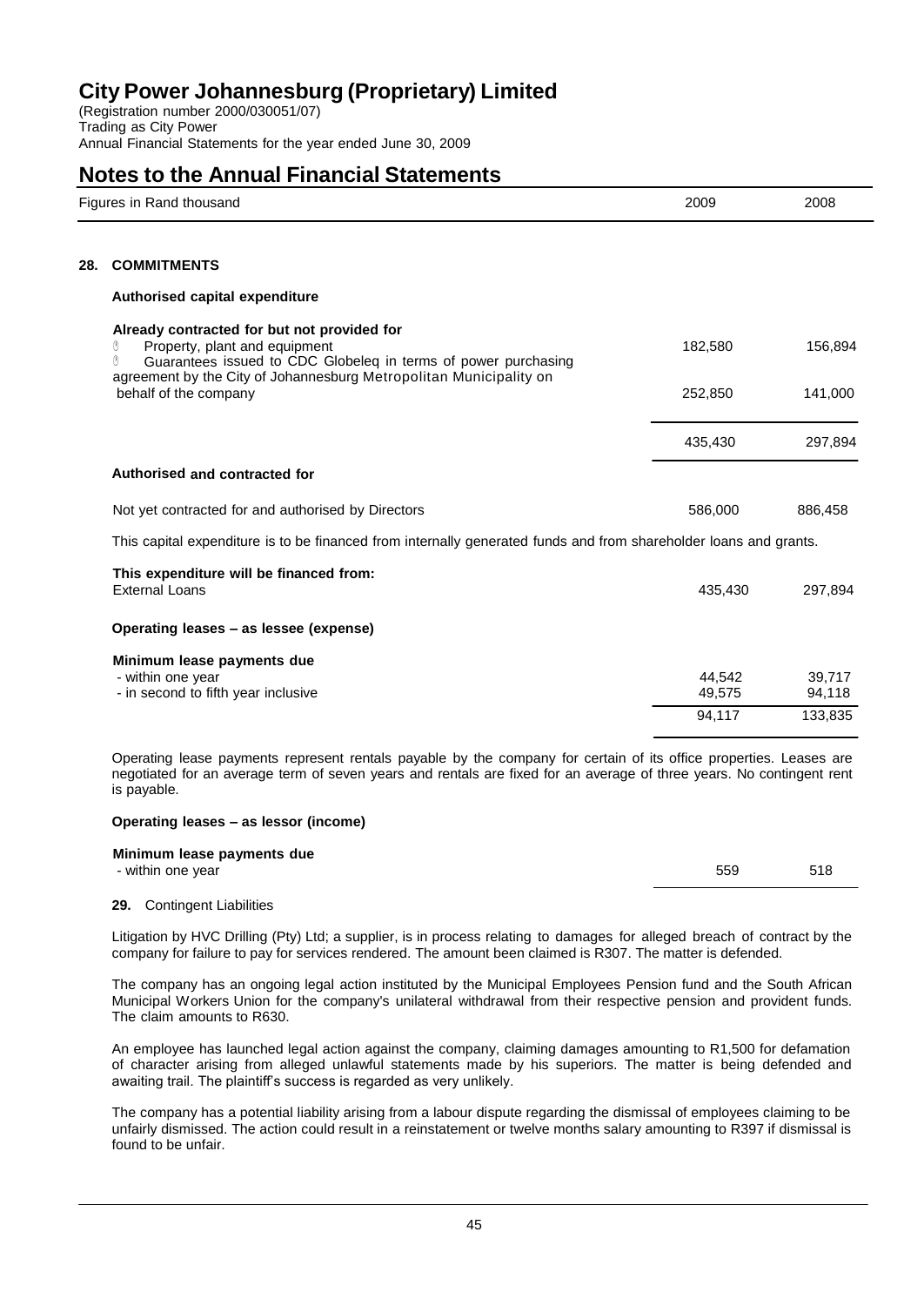# City Power Johannesburg (Proprietary) Limited

(Registration number 2000/030051/07)
Trading as City Power
Annual Financial Statements for the year ended June 30, 2009

## Notes to the Annual Financial Statements

| Figures in Rand thousand | 2009 | 2008 |
|---|---|---|

### 28. COMMITMENTS

**Authorised capital expenditure**

| | 2009 | 2008 |
|---|---|---|
| **Already contracted for but not provided for** | | |
| • Property, plant and equipment | 182,580 | 156,894 |
| • Guarantees issued to CDC Globeleq in terms of power purchasing agreement by the City of Johannesburg Metropolitan Municipality on behalf of the company | 252,850 | 141,000 |
| | 435,430 | 297,894 |
| **Authorised and contracted for** | | |
| Not yet contracted for and authorised by Directors | 586,000 | 886,458 |

This capital expenditure is to be financed from internally generated funds and from shareholder loans and grants.

| | 2009 | 2008 |
|---|---|---|
| **This expenditure will be financed from:** | | |
| External Loans | 435,430 | 297,894 |

**Operating leases – as lessee (expense)**

| | 2009 | 2008 |
|---|---|---|
| **Minimum lease payments due** | | |
| - within one year | 44,542 | 39,717 |
| - in second to fifth year inclusive | 49,575 | 94,118 |
| | 94,117 | 133,835 |

Operating lease payments represent rentals payable by the company for certain of its office properties. Leases are negotiated for an average term of seven years and rentals are fixed for an average of three years. No contingent rent is payable.

**Operating leases – as lessor (income)**

| | 2009 | 2008 |
|---|---|---|
| **Minimum lease payments due** | | |
| - within one year | 559 | 518 |

### 29. Contingent Liabilities

Litigation by HVC Drilling (Pty) Ltd; a supplier, is in process relating to damages for alleged breach of contract by the company for failure to pay for services rendered. The amount been claimed is R307. The matter is defended.

The company has an ongoing legal action instituted by the Municipal Employees Pension fund and the South African Municipal Workers Union for the company's unilateral withdrawal from their respective pension and provident funds. The claim amounts to R630.

An employee has launched legal action against the company, claiming damages amounting to R1,500 for defamation of character arising from alleged unlawful statements made by his superiors. The matter is being defended and awaiting trail. The plaintiff's success is regarded as very unlikely.

The company has a potential liability arising from a labour dispute regarding the dismissal of employees claiming to be unfairly dismissed. The action could result in a reinstatement or twelve months salary amounting to R397 if dismissal is found to be unfair.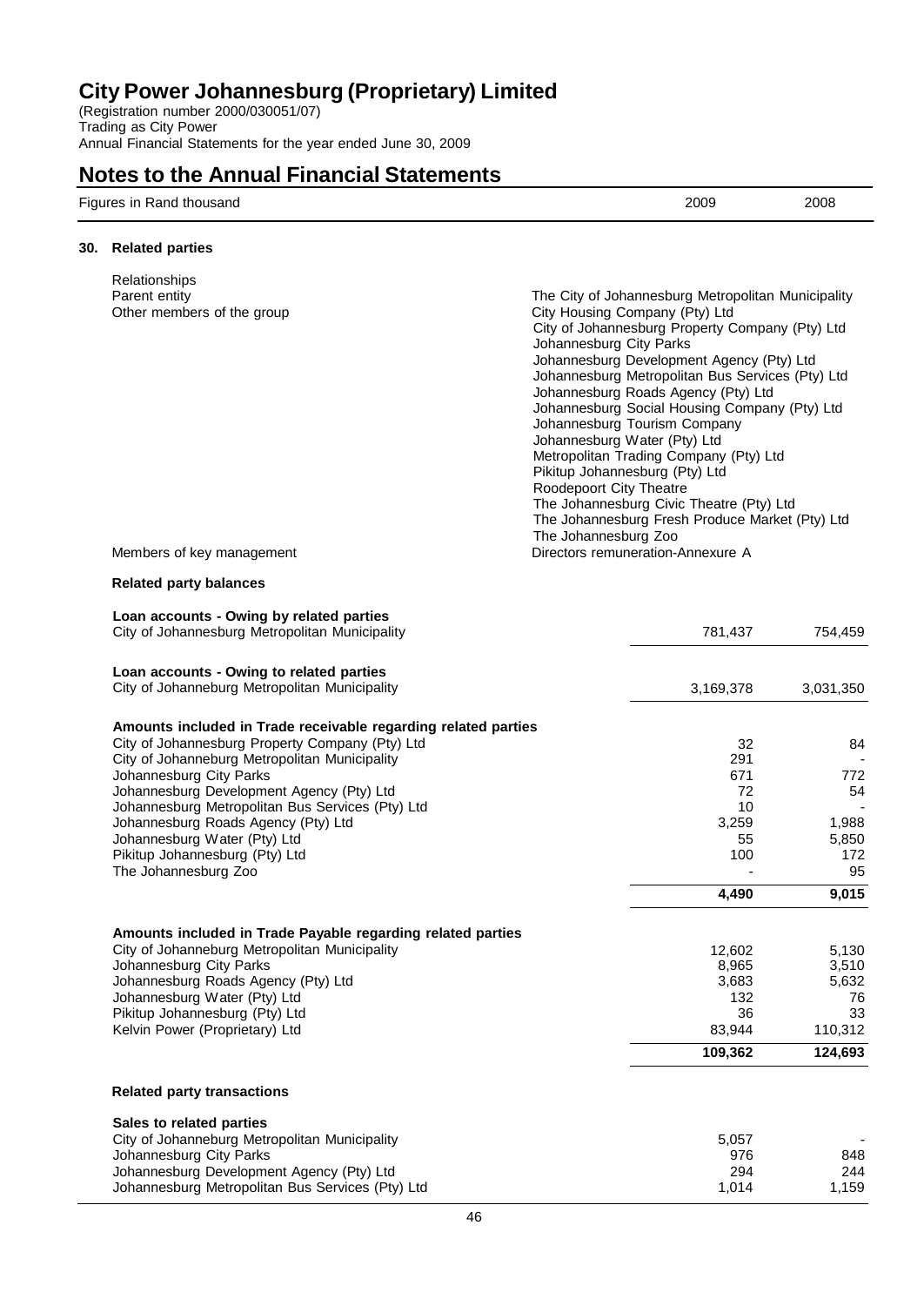# City Power Johannesburg (Proprietary) Limited

(Registration number 2000/030051/07)
Trading as City Power
Annual Financial Statements for the year ended June 30, 2009

## Notes to the Annual Financial Statements

| Figures in Rand thousand | 2009 | 2008 |
|---|---|---|

### 30. Related parties

| Relationships | |
|---|---|
| Parent entity | The City of Johannesburg Metropolitan Municipality |
| Other members of the group | City Housing Company (Pty) Ltd<br>City of Johannesburg Property Company (Pty) Ltd<br>Johannesburg City Parks<br>Johannesburg Development Agency (Pty) Ltd<br>Johannesburg Metropolitan Bus Services (Pty) Ltd<br>Johannesburg Roads Agency (Pty) Ltd<br>Johannesburg Social Housing Company (Pty) Ltd<br>Johannesburg Tourism Company<br>Johannesburg Water (Pty) Ltd<br>Metropolitan Trading Company (Pty) Ltd<br>Pikitup Johannesburg (Pty) Ltd<br>Roodepoort City Theatre<br>The Johannesburg Civic Theatre (Pty) Ltd<br>The Johannesburg Fresh Produce Market (Pty) Ltd<br>The Johannesburg Zoo |
| Members of key management | Directors remuneration-Annexure A |

**Related party balances**

| | 2009 | 2008 |
|---|---|---|
| **Loan accounts - Owing by related parties** | | |
| City of Johannesburg Metropolitan Municipality | 781,437 | 754,459 |
| **Loan accounts - Owing to related parties** | | |
| City of Johanneburg Metropolitan Municipality | 3,169,378 | 3,031,350 |
| **Amounts included in Trade receivable regarding related parties** | | |
| City of Johannesburg Property Company (Pty) Ltd | 32 | 84 |
| City of Johanneburg Metropolitan Municipality | 291 | - |
| Johannesburg City Parks | 671 | 772 |
| Johannesburg Development Agency (Pty) Ltd | 72 | 54 |
| Johannesburg Metropolitan Bus Services (Pty) Ltd | 10 | - |
| Johannesburg Roads Agency (Pty) Ltd | 3,259 | 1,988 |
| Johannesburg Water (Pty) Ltd | 55 | 5,850 |
| Pikitup Johannesburg (Pty) Ltd | 100 | 172 |
| The Johannesburg Zoo | - | 95 |
| | **4,490** | **9,015** |
| **Amounts included in Trade Payable regarding related parties** | | |
| City of Johanneburg Metropolitan Municipality | 12,602 | 5,130 |
| Johannesburg City Parks | 8,965 | 3,510 |
| Johannesburg Roads Agency (Pty) Ltd | 3,683 | 5,632 |
| Johannesburg Water (Pty) Ltd | 132 | 76 |
| Pikitup Johannesburg (Pty) Ltd | 36 | 33 |
| Kelvin Power (Proprietary) Ltd | 83,944 | 110,312 |
| | **109,362** | **124,693** |

**Related party transactions**

| | 2009 | 2008 |
|---|---|---|
| **Sales to related parties** | | |
| City of Johanneburg Metropolitan Municipality | 5,057 | - |
| Johannesburg City Parks | 976 | 848 |
| Johannesburg Development Agency (Pty) Ltd | 294 | 244 |
| Johannesburg Metropolitan Bus Services (Pty) Ltd | 1,014 | 1,159 |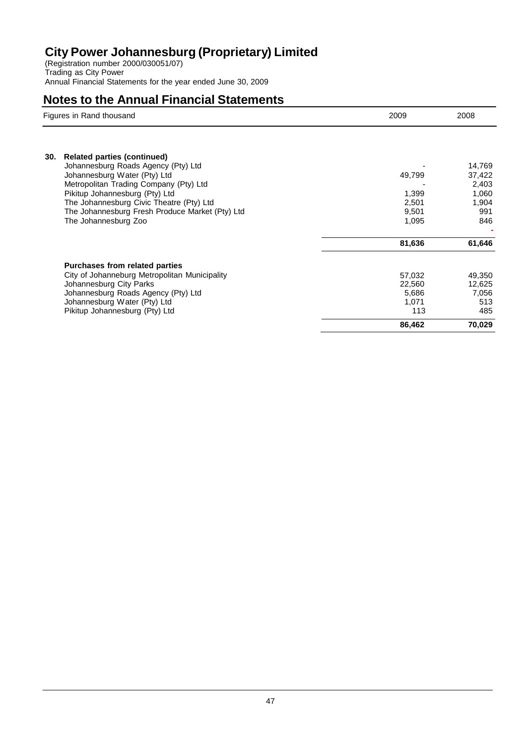# City Power Johannesburg (Proprietary) Limited

(Registration number 2000/030051/07)
Trading as City Power
Annual Financial Statements for the year ended June 30, 2009

## Notes to the Annual Financial Statements

| Figures in Rand thousand | 2009 | 2008 |
|---|---|---|
| **30. Related parties (continued)** | | |
| Johannesburg Roads Agency (Pty) Ltd | - | 14,769 |
| Johannesburg Water (Pty) Ltd | 49,799 | 37,422 |
| Metropolitan Trading Company (Pty) Ltd | - | 2,403 |
| Pikitup Johannesburg (Pty) Ltd | 1,399 | 1,060 |
| The Johannesburg Civic Theatre (Pty) Ltd | 2,501 | 1,904 |
| The Johannesburg Fresh Produce Market (Pty) Ltd | 9,501 | 991 |
| The Johannesburg Zoo | 1,095 | 846 |
| | | - |
| | **81,636** | **61,646** |
| **Purchases from related parties** | | |
| City of Johanneburg Metropolitan Municipality | 57,032 | 49,350 |
| Johannesburg City Parks | 22,560 | 12,625 |
| Johannesburg Roads Agency (Pty) Ltd | 5,686 | 7,056 |
| Johannesburg Water (Pty) Ltd | 1,071 | 513 |
| Pikitup Johannesburg (Pty) Ltd | 113 | 485 |
| | **86,462** | **70,029** |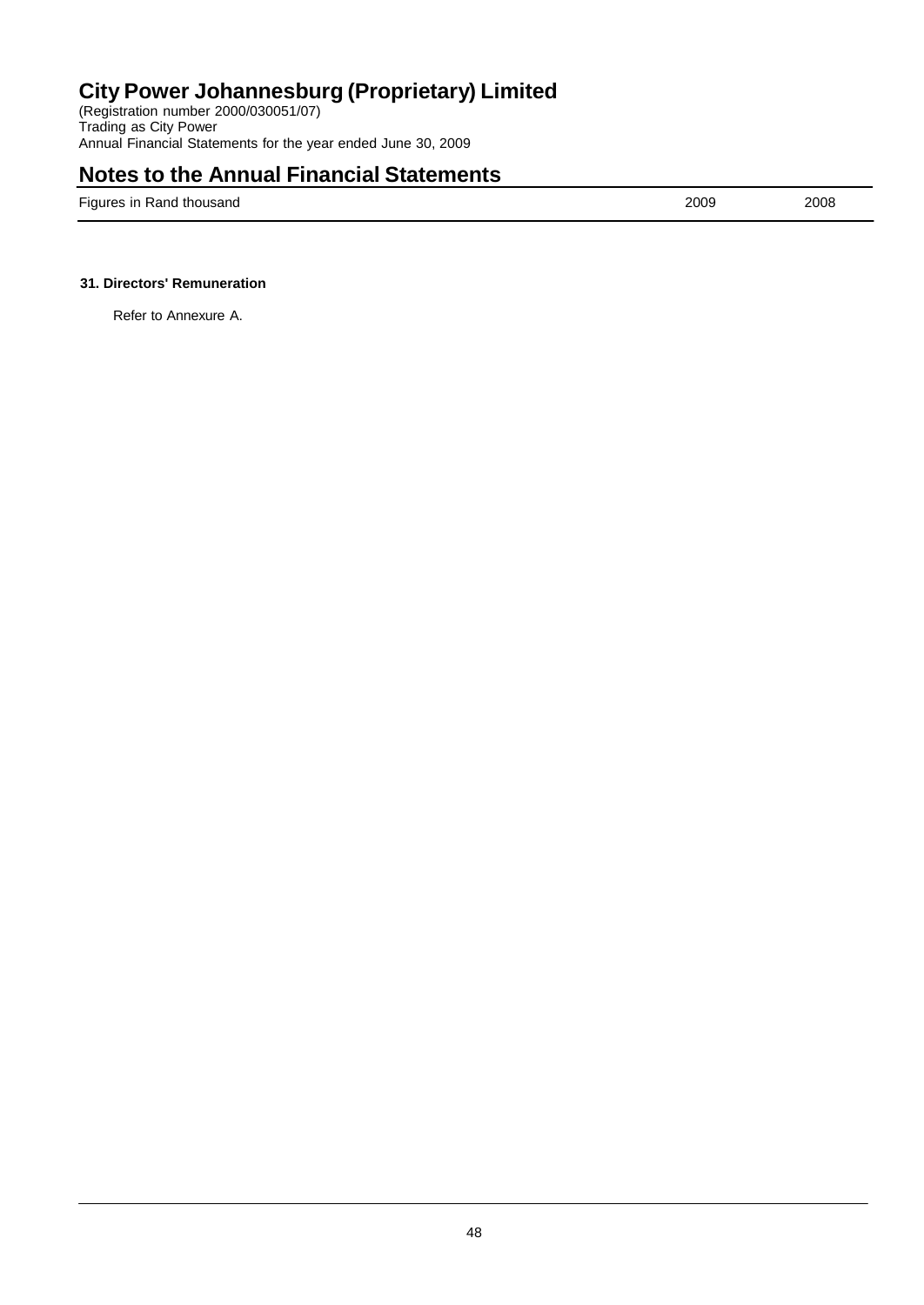# City Power Johannesburg (Proprietary) Limited

(Registration number 2000/030051/07)
Trading as City Power
Annual Financial Statements for the year ended June 30, 2009

## Notes to the Annual Financial Statements

| Figures in Rand thousand | 2009 | 2008 |
| --- | --- | --- |

### 31. Directors' Remuneration

Refer to Annexure A.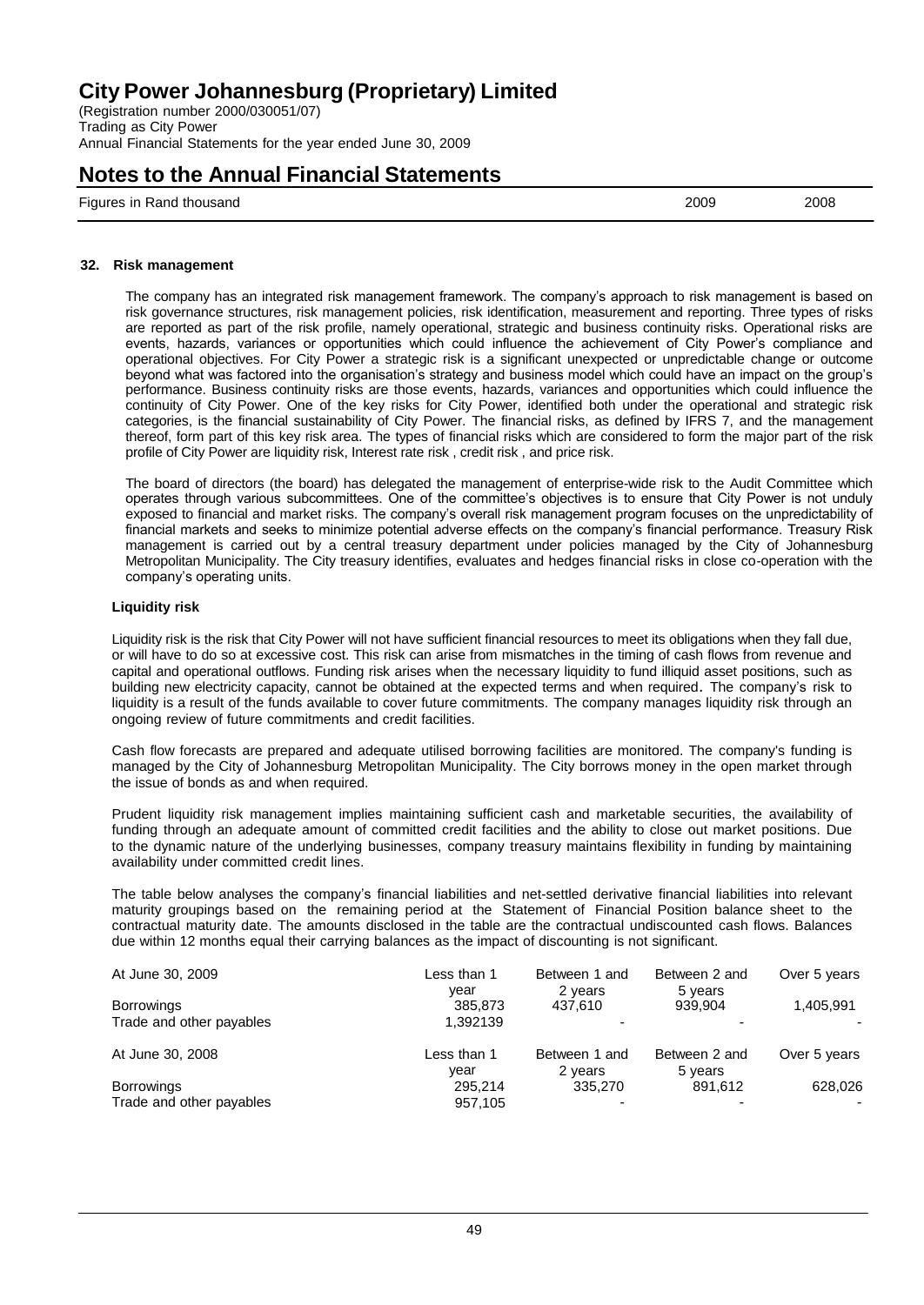# City Power Johannesburg (Proprietary) Limited

(Registration number 2000/030051/07)
Trading as City Power
Annual Financial Statements for the year ended June 30, 2009

## Notes to the Annual Financial Statements

Figures in Rand thousand 2009 2008

### 32. Risk management

The company has an integrated risk management framework. The company's approach to risk management is based on risk governance structures, risk management policies, risk identification, measurement and reporting. Three types of risks are reported as part of the risk profile, namely operational, strategic and business continuity risks. Operational risks are events, hazards, variances or opportunities which could influence the achievement of City Power's compliance and operational objectives. For City Power a strategic risk is a significant unexpected or unpredictable change or outcome beyond what was factored into the organisation's strategy and business model which could have an impact on the group's performance. Business continuity risks are those events, hazards, variances and opportunities which could influence the continuity of City Power. One of the key risks for City Power, identified both under the operational and strategic risk categories, is the financial sustainability of City Power. The financial risks, as defined by IFRS 7, and the management thereof, form part of this key risk area. The types of financial risks which are considered to form the major part of the risk profile of City Power are liquidity risk, Interest rate risk , credit risk , and price risk.

The board of directors (the board) has delegated the management of enterprise-wide risk to the Audit Committee which operates through various subcommittees. One of the committee's objectives is to ensure that City Power is not unduly exposed to financial and market risks. The company's overall risk management program focuses on the unpredictability of financial markets and seeks to minimize potential adverse effects on the company's financial performance. Treasury Risk management is carried out by a central treasury department under policies managed by the City of Johannesburg Metropolitan Municipality. The City treasury identifies, evaluates and hedges financial risks in close co-operation with the company's operating units.

#### Liquidity risk

Liquidity risk is the risk that City Power will not have sufficient financial resources to meet its obligations when they fall due, or will have to do so at excessive cost. This risk can arise from mismatches in the timing of cash flows from revenue and capital and operational outflows. Funding risk arises when the necessary liquidity to fund illiquid asset positions, such as building new electricity capacity, cannot be obtained at the expected terms and when required. The company's risk to liquidity is a result of the funds available to cover future commitments. The company manages liquidity risk through an ongoing review of future commitments and credit facilities.

Cash flow forecasts are prepared and adequate utilised borrowing facilities are monitored. The company's funding is managed by the City of Johannesburg Metropolitan Municipality. The City borrows money in the open market through the issue of bonds as and when required.

Prudent liquidity risk management implies maintaining sufficient cash and marketable securities, the availability of funding through an adequate amount of committed credit facilities and the ability to close out market positions. Due to the dynamic nature of the underlying businesses, company treasury maintains flexibility in funding by maintaining availability under committed credit lines.

The table below analyses the company's financial liabilities and net-settled derivative financial liabilities into relevant maturity groupings based on the remaining period at the Statement of Financial Position balance sheet to the contractual maturity date. The amounts disclosed in the table are the contractual undiscounted cash flows. Balances due within 12 months equal their carrying balances as the impact of discounting is not significant.

| At June 30, 2009 | Less than 1 year | Between 1 and 2 years | Between 2 and 5 years | Over 5 years |
|---|---|---|---|---|
| Borrowings | 385,873 | 437,610 | 939,904 | 1,405,991 |
| Trade and other payables | 1,392139 | - | - | - |

| At June 30, 2008 | Less than 1 year | Between 1 and 2 years | Between 2 and 5 years | Over 5 years |
|---|---|---|---|---|
| Borrowings | 295,214 | 335,270 | 891,612 | 628,026 |
| Trade and other payables | 957,105 | - | - | - |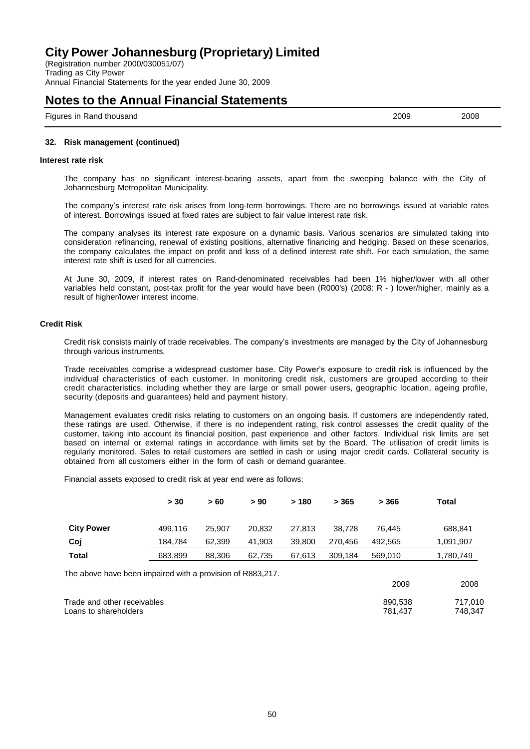# City Power Johannesburg (Proprietary) Limited

(Registration number 2000/030051/07)
Trading as City Power
Annual Financial Statements for the year ended June 30, 2009

## Notes to the Annual Financial Statements

| Figures in Rand thousand | 2009 | 2008 |
|---|---|---|

### 32. Risk management (continued)

#### Interest rate risk

The company has no significant interest-bearing assets, apart from the sweeping balance with the City of Johannesburg Metropolitan Municipality.

The company's interest rate risk arises from long-term borrowings. There are no borrowings issued at variable rates of interest. Borrowings issued at fixed rates are subject to fair value interest rate risk.

The company analyses its interest rate exposure on a dynamic basis. Various scenarios are simulated taking into consideration refinancing, renewal of existing positions, alternative financing and hedging. Based on these scenarios, the company calculates the impact on profit and loss of a defined interest rate shift. For each simulation, the same interest rate shift is used for all currencies.

At June 30, 2009, if interest rates on Rand-denominated receivables had been 1% higher/lower with all other variables held constant, post-tax profit for the year would have been (R000's) (2008: R - ) lower/higher, mainly as a result of higher/lower interest income.

#### Credit Risk

Credit risk consists mainly of trade receivables. The company's investments are managed by the City of Johannesburg through various instruments.

Trade receivables comprise a widespread customer base. City Power's exposure to credit risk is influenced by the individual characteristics of each customer. In monitoring credit risk, customers are grouped according to their credit characteristics, including whether they are large or small power users, geographic location, ageing profile, security (deposits and guarantees) held and payment history.

Management evaluates credit risks relating to customers on an ongoing basis. If customers are independently rated, these ratings are used. Otherwise, if there is no independent rating, risk control assesses the credit quality of the customer, taking into account its financial position, past experience and other factors. Individual risk limits are set based on internal or external ratings in accordance with limits set by the Board. The utilisation of credit limits is regularly monitored. Sales to retail customers are settled in cash or using major credit cards. Collateral security is obtained from all customers either in the form of cash or demand guarantee.

Financial assets exposed to credit risk at year end were as follows:

| | > 30 | > 60 | > 90 | > 180 | > 365 | > 366 | Total |
|---|---|---|---|---|---|---|---|
| **City Power** | 499,116 | 25,907 | 20,832 | 27,813 | 38,728 | 76,445 | 688,841 |
| **Coj** | 184,784 | 62,399 | 41,903 | 39,800 | 270,456 | 492,565 | 1,091,907 |
| **Total** | 683,899 | 88,306 | 62,735 | 67,613 | 309,184 | 569,010 | 1,780,749 |

The above have been impaired with a provision of R883,217.

| | 2009 | 2008 |
|---|---|---|
| Trade and other receivables | 890,538 | 717,010 |
| Loans to shareholders | 781,437 | 748,347 |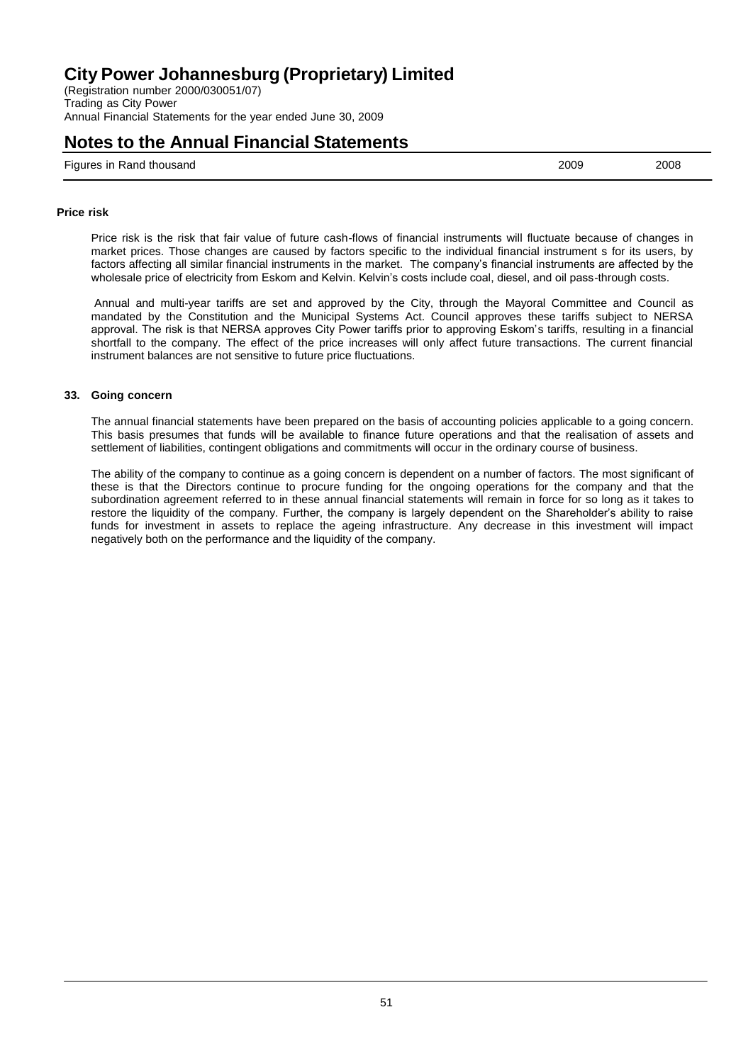**Price risk**

Price risk is the risk that fair value of future cash-flows of financial instruments will fluctuate because of changes in market prices. Those changes are caused by factors specific to the individual financial instrument s for its users, by factors affecting all similar financial instruments in the market. The company's financial instruments are affected by the wholesale price of electricity from Eskom and Kelvin. Kelvin's costs include coal, diesel, and oil pass-through costs.

Annual and multi-year tariffs are set and approved by the City, through the Mayoral Committee and Council as mandated by the Constitution and the Municipal Systems Act. Council approves these tariffs subject to NERSA approval. The risk is that NERSA approves City Power tariffs prior to approving Eskom's tariffs, resulting in a financial shortfall to the company. The effect of the price increases will only affect future transactions. The current financial instrument balances are not sensitive to future price fluctuations.

## 33. Going concern

The annual financial statements have been prepared on the basis of accounting policies applicable to a going concern. This basis presumes that funds will be available to finance future operations and that the realisation of assets and settlement of liabilities, contingent obligations and commitments will occur in the ordinary course of business.

The ability of the company to continue as a going concern is dependent on a number of factors. The most significant of these is that the Directors continue to procure funding for the ongoing operations for the company and that the subordination agreement referred to in these annual financial statements will remain in force for so long as it takes to restore the liquidity of the company. Further, the company is largely dependent on the Shareholder's ability to raise funds for investment in assets to replace the ageing infrastructure. Any decrease in this investment will impact negatively both on the performance and the liquidity of the company.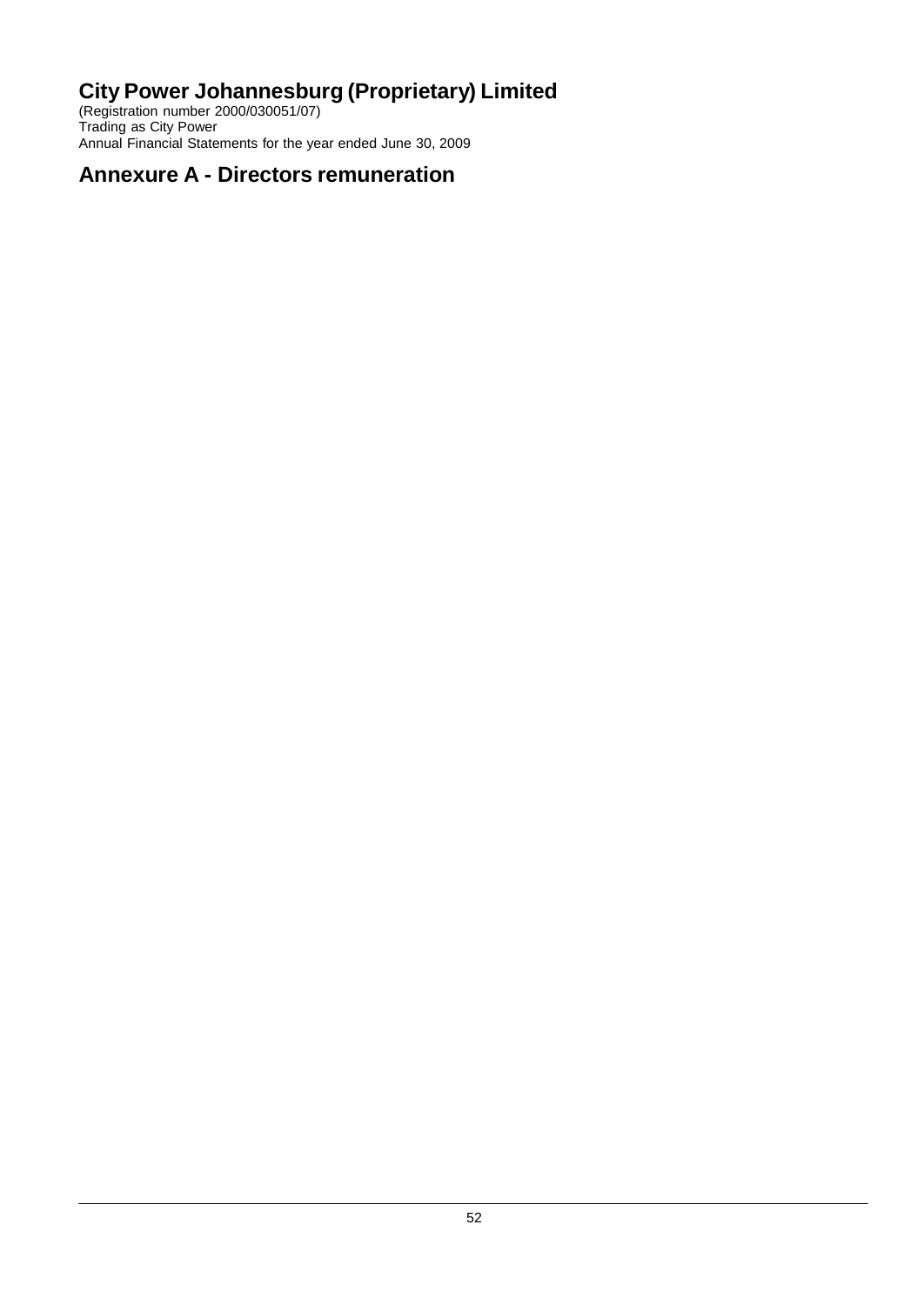# City Power Johannesburg (Proprietary) Limited

(Registration number 2000/030051/07)
Trading as City Power
Annual Financial Statements for the year ended June 30, 2009

## Annexure A - Directors remuneration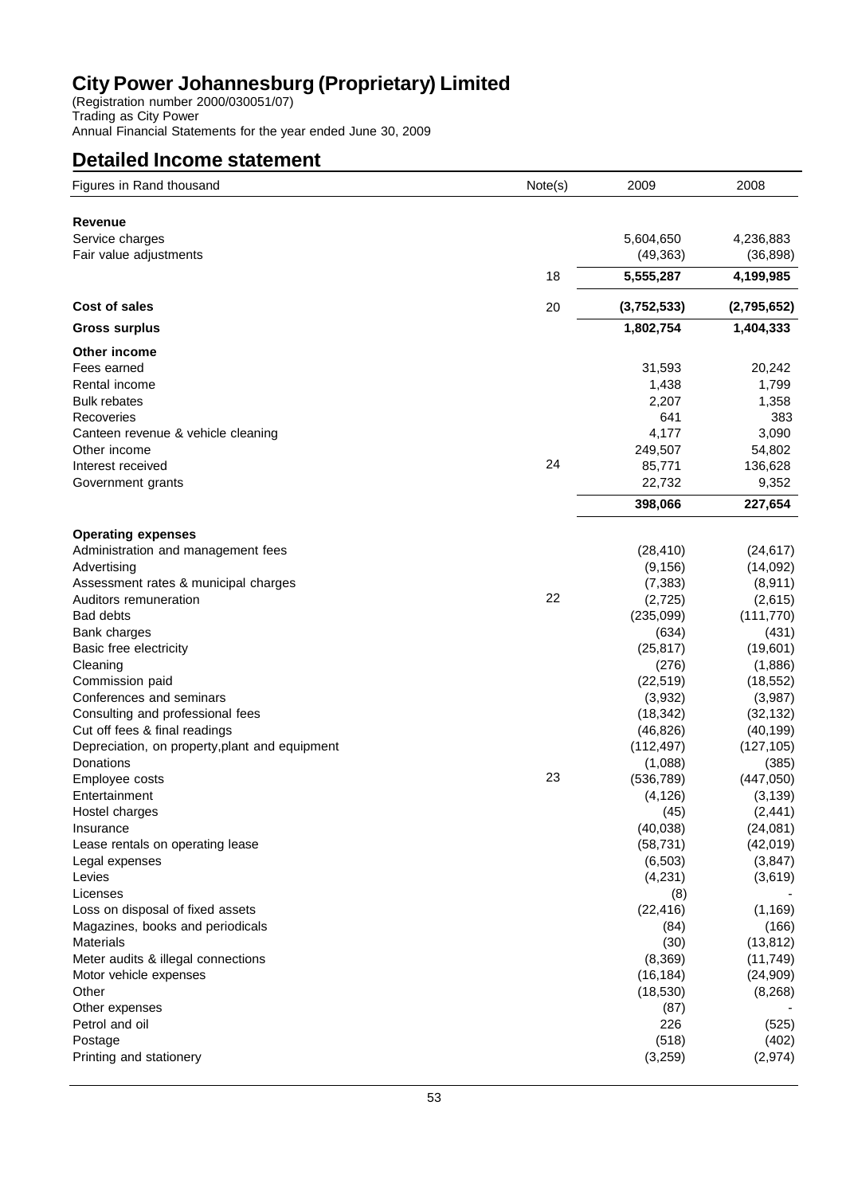# City Power Johannesburg (Proprietary) Limited

(Registration number 2000/030051/07)
Trading as City Power
Annual Financial Statements for the year ended June 30, 2009

## Detailed Income statement

| Figures in Rand thousand | Note(s) | 2009 | 2008 |
|---|---|---|---|
| **Revenue** | | | |
| Service charges | | 5,604,650 | 4,236,883 |
| Fair value adjustments | | (49,363) | (36,898) |
| | 18 | **5,555,287** | **4,199,985** |
| **Cost of sales** | 20 | **(3,752,533)** | **(2,795,652)** |
| **Gross surplus** | | **1,802,754** | **1,404,333** |
| **Other income** | | | |
| Fees earned | | 31,593 | 20,242 |
| Rental income | | 1,438 | 1,799 |
| Bulk rebates | | 2,207 | 1,358 |
| Recoveries | | 641 | 383 |
| Canteen revenue & vehicle cleaning | | 4,177 | 3,090 |
| Other income | | 249,507 | 54,802 |
| Interest received | 24 | 85,771 | 136,628 |
| Government grants | | 22,732 | 9,352 |
| | | **398,066** | **227,654** |
| **Operating expenses** | | | |
| Administration and management fees | | (28,410) | (24,617) |
| Advertising | | (9,156) | (14,092) |
| Assessment rates & municipal charges | | (7,383) | (8,911) |
| Auditors remuneration | 22 | (2,725) | (2,615) |
| Bad debts | | (235,099) | (111,770) |
| Bank charges | | (634) | (431) |
| Basic free electricity | | (25,817) | (19,601) |
| Cleaning | | (276) | (1,886) |
| Commission paid | | (22,519) | (18,552) |
| Conferences and seminars | | (3,932) | (3,987) |
| Consulting and professional fees | | (18,342) | (32,132) |
| Cut off fees & final readings | | (46,826) | (40,199) |
| Depreciation, on property,plant and equipment | | (112,497) | (127,105) |
| Donations | | (1,088) | (385) |
| Employee costs | 23 | (536,789) | (447,050) |
| Entertainment | | (4,126) | (3,139) |
| Hostel charges | | (45) | (2,441) |
| Insurance | | (40,038) | (24,081) |
| Lease rentals on operating lease | | (58,731) | (42,019) |
| Legal expenses | | (6,503) | (3,847) |
| Levies | | (4,231) | (3,619) |
| Licenses | | (8) | - |
| Loss on disposal of fixed assets | | (22,416) | (1,169) |
| Magazines, books and periodicals | | (84) | (166) |
| Materials | | (30) | (13,812) |
| Meter audits & illegal connections | | (8,369) | (11,749) |
| Motor vehicle expenses | | (16,184) | (24,909) |
| Other | | (18,530) | (8,268) |
| Other expenses | | (87) | - |
| Petrol and oil | | 226 | (525) |
| Postage | | (518) | (402) |
| Printing and stationery | | (3,259) | (2,974) |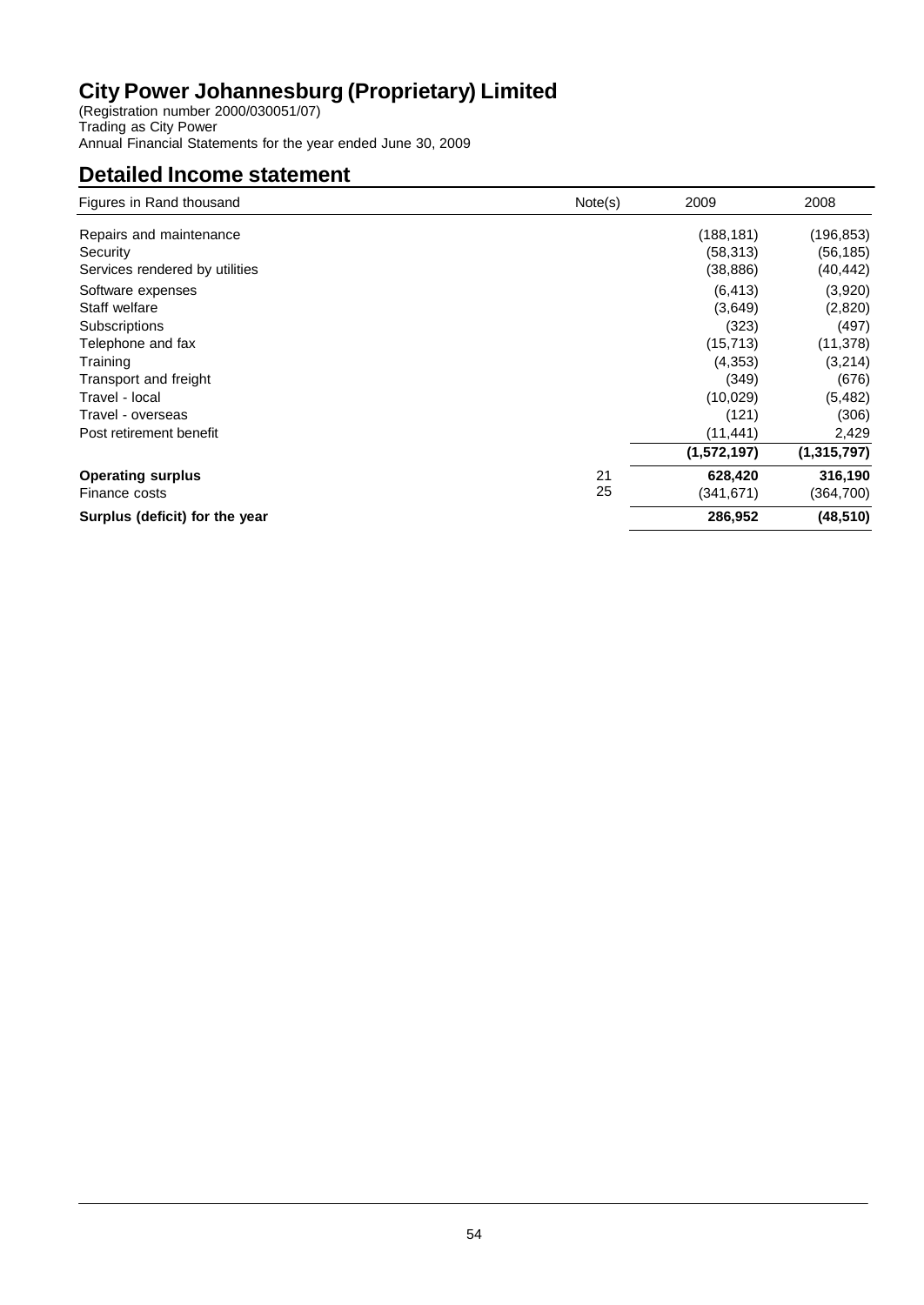# City Power Johannesburg (Proprietary) Limited

(Registration number 2000/030051/07)
Trading as City Power
Annual Financial Statements for the year ended June 30, 2009

## Detailed Income statement

| Figures in Rand thousand | Note(s) | 2009 | 2008 |
|---|---|---|---|
| Repairs and maintenance | | (188,181) | (196,853) |
| Security | | (58,313) | (56,185) |
| Services rendered by utilities | | (38,886) | (40,442) |
| Software expenses | | (6,413) | (3,920) |
| Staff welfare | | (3,649) | (2,820) |
| Subscriptions | | (323) | (497) |
| Telephone and fax | | (15,713) | (11,378) |
| Training | | (4,353) | (3,214) |
| Transport and freight | | (349) | (676) |
| Travel - local | | (10,029) | (5,482) |
| Travel - overseas | | (121) | (306) |
| Post retirement benefit | | (11,441) | 2,429 |
| | | **(1,572,197)** | **(1,315,797)** |
| **Operating surplus** | 21 | **628,420** | **316,190** |
| Finance costs | 25 | (341,671) | (364,700) |
| **Surplus (deficit) for the year** | | **286,952** | **(48,510)** |